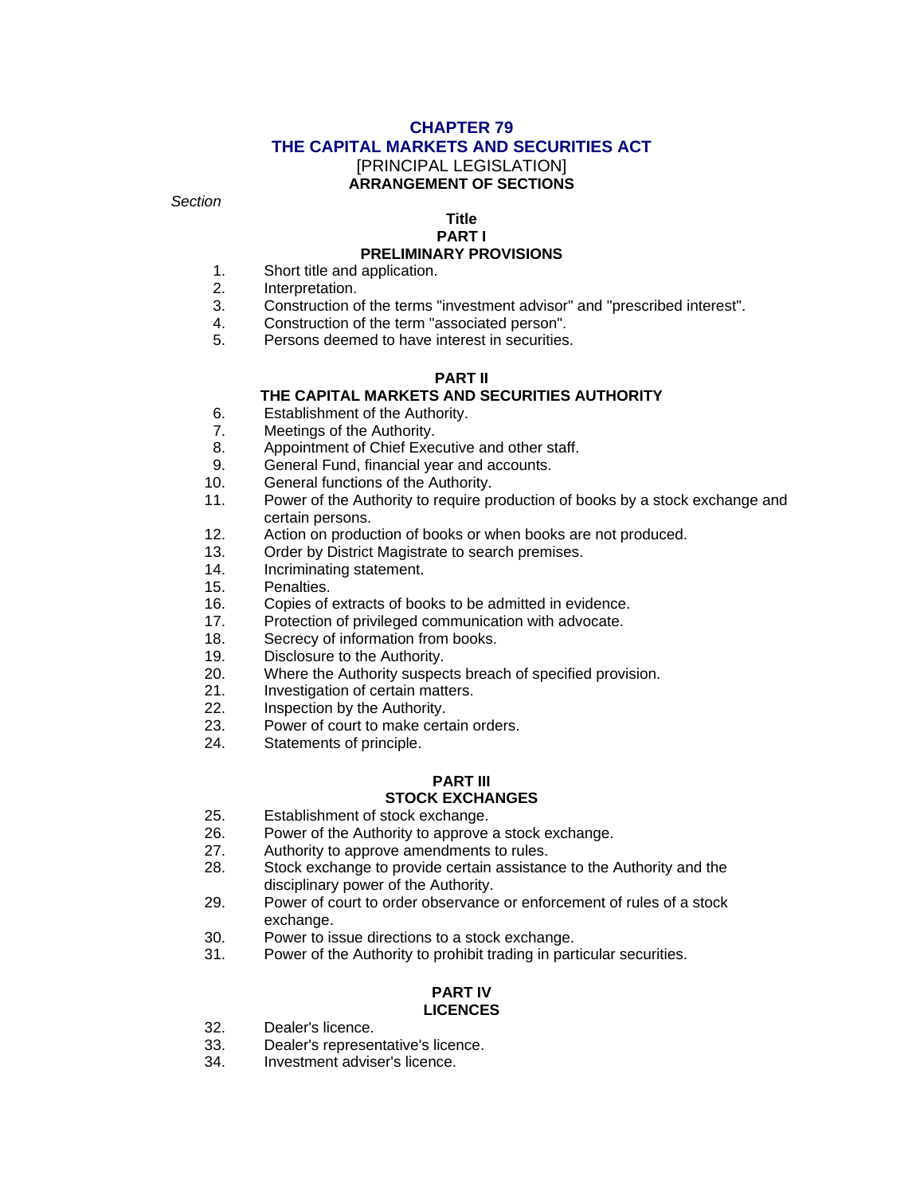# CHAPTER 79

# THE CAPITAL MARKETS AND SECURITIES ACT

[PRINCIPAL LEGISLATION]

**ARRANGEMENT OF SECTIONS**

*Section*

**Title**

## PART I

## PRELIMINARY PROVISIONS

1. Short title and application.
2. Interpretation.
3. Construction of the terms "investment advisor" and "prescribed interest".
4. Construction of the term "associated person".
5. Persons deemed to have interest in securities.

## PART II

## THE CAPITAL MARKETS AND SECURITIES AUTHORITY

6. Establishment of the Authority.
7. Meetings of the Authority.
8. Appointment of Chief Executive and other staff.
9. General Fund, financial year and accounts.
10. General functions of the Authority.
11. Power of the Authority to require production of books by a stock exchange and certain persons.
12. Action on production of books or when books are not produced.
13. Order by District Magistrate to search premises.
14. Incriminating statement.
15. Penalties.
16. Copies of extracts of books to be admitted in evidence.
17. Protection of privileged communication with advocate.
18. Secrecy of information from books.
19. Disclosure to the Authority.
20. Where the Authority suspects breach of specified provision.
21. Investigation of certain matters.
22. Inspection by the Authority.
23. Power of court to make certain orders.
24. Statements of principle.

## PART III

## STOCK EXCHANGES

25. Establishment of stock exchange.
26. Power of the Authority to approve a stock exchange.
27. Authority to approve amendments to rules.
28. Stock exchange to provide certain assistance to the Authority and the disciplinary power of the Authority.
29. Power of court to order observance or enforcement of rules of a stock exchange.
30. Power to issue directions to a stock exchange.
31. Power of the Authority to prohibit trading in particular securities.

## PART IV

## LICENCES

32. Dealer's licence.
33. Dealer's representative's licence.
34. Investment adviser's licence.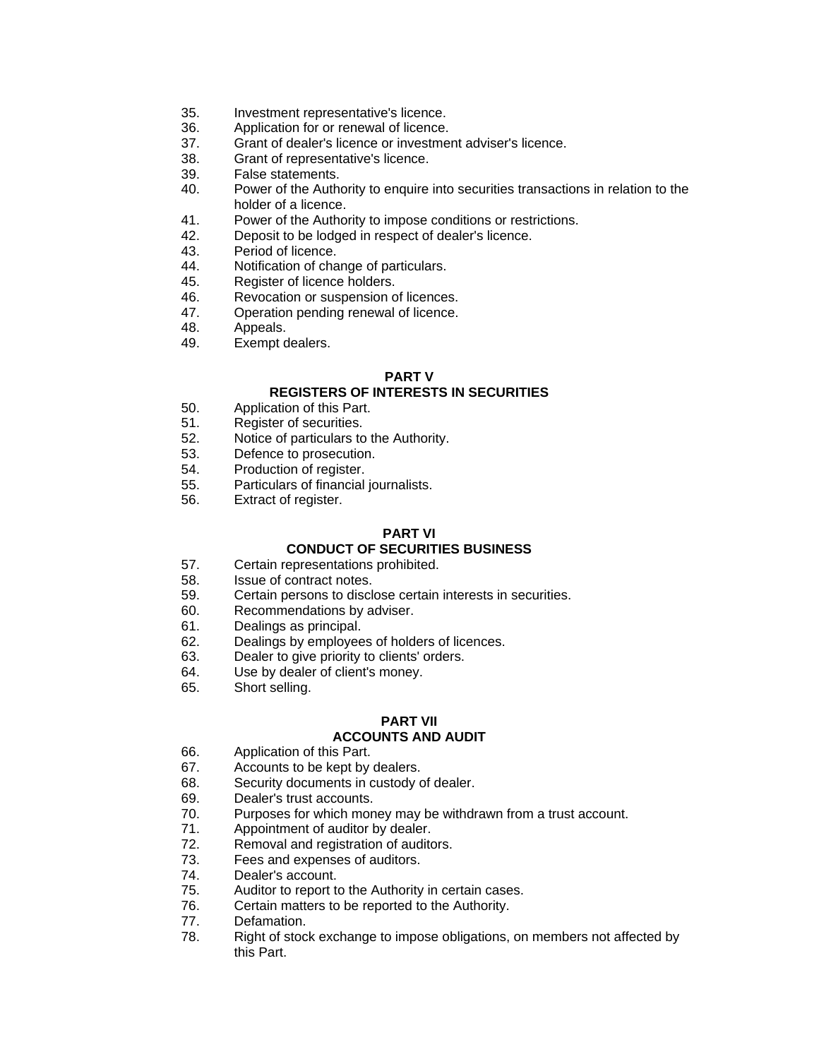35. Investment representative's licence.
36. Application for or renewal of licence.
37. Grant of dealer's licence or investment adviser's licence.
38. Grant of representative's licence.
39. False statements.
40. Power of the Authority to enquire into securities transactions in relation to the holder of a licence.
41. Power of the Authority to impose conditions or restrictions.
42. Deposit to be lodged in respect of dealer's licence.
43. Period of licence.
44. Notification of change of particulars.
45. Register of licence holders.
46. Revocation or suspension of licences.
47. Operation pending renewal of licence.
48. Appeals.
49. Exempt dealers.

**PART V**
**REGISTERS OF INTERESTS IN SECURITIES**

50. Application of this Part.
51. Register of securities.
52. Notice of particulars to the Authority.
53. Defence to prosecution.
54. Production of register.
55. Particulars of financial journalists.
56. Extract of register.

**PART VI**
**CONDUCT OF SECURITIES BUSINESS**

57. Certain representations prohibited.
58. Issue of contract notes.
59. Certain persons to disclose certain interests in securities.
60. Recommendations by adviser.
61. Dealings as principal.
62. Dealings by employees of holders of licences.
63. Dealer to give priority to clients' orders.
64. Use by dealer of client's money.
65. Short selling.

**PART VII**
**ACCOUNTS AND AUDIT**

66. Application of this Part.
67. Accounts to be kept by dealers.
68. Security documents in custody of dealer.
69. Dealer's trust accounts.
70. Purposes for which money may be withdrawn from a trust account.
71. Appointment of auditor by dealer.
72. Removal and registration of auditors.
73. Fees and expenses of auditors.
74. Dealer's account.
75. Auditor to report to the Authority in certain cases.
76. Certain matters to be reported to the Authority.
77. Defamation.
78. Right of stock exchange to impose obligations, on members not affected by this Part.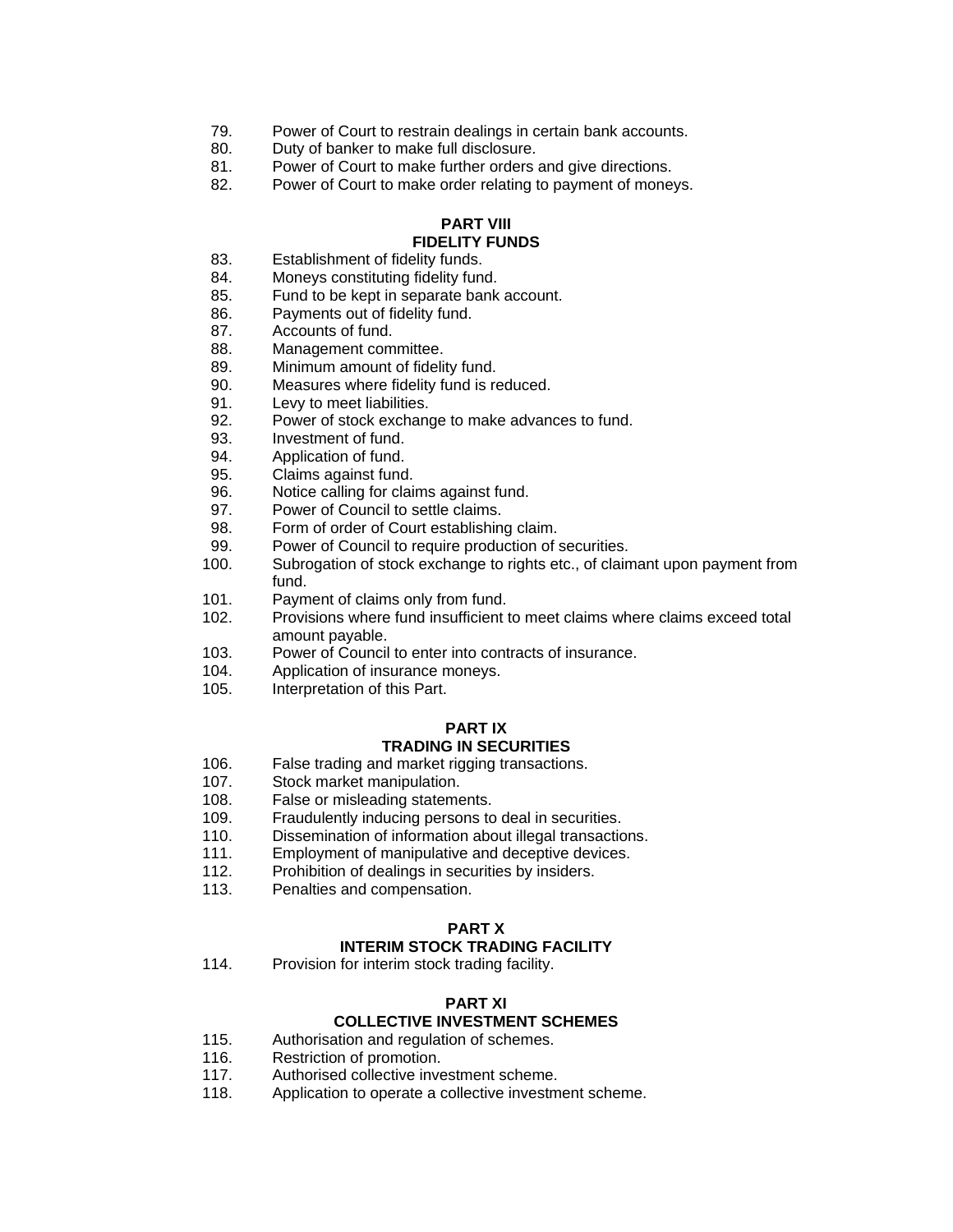79. Power of Court to restrain dealings in certain bank accounts.
80. Duty of banker to make full disclosure.
81. Power of Court to make further orders and give directions.
82. Power of Court to make order relating to payment of moneys.

## PART VIII
## FIDELITY FUNDS

83. Establishment of fidelity funds.
84. Moneys constituting fidelity fund.
85. Fund to be kept in separate bank account.
86. Payments out of fidelity fund.
87. Accounts of fund.
88. Management committee.
89. Minimum amount of fidelity fund.
90. Measures where fidelity fund is reduced.
91. Levy to meet liabilities.
92. Power of stock exchange to make advances to fund.
93. Investment of fund.
94. Application of fund.
95. Claims against fund.
96. Notice calling for claims against fund.
97. Power of Council to settle claims.
98. Form of order of Court establishing claim.
99. Power of Council to require production of securities.
100. Subrogation of stock exchange to rights etc., of claimant upon payment from fund.
101. Payment of claims only from fund.
102. Provisions where fund insufficient to meet claims where claims exceed total amount payable.
103. Power of Council to enter into contracts of insurance.
104. Application of insurance moneys.
105. Interpretation of this Part.

## PART IX
## TRADING IN SECURITIES

106. False trading and market rigging transactions.
107. Stock market manipulation.
108. False or misleading statements.
109. Fraudulently inducing persons to deal in securities.
110. Dissemination of information about illegal transactions.
111. Employment of manipulative and deceptive devices.
112. Prohibition of dealings in securities by insiders.
113. Penalties and compensation.

## PART X
## INTERIM STOCK TRADING FACILITY

114. Provision for interim stock trading facility.

## PART XI
## COLLECTIVE INVESTMENT SCHEMES

115. Authorisation and regulation of schemes.
116. Restriction of promotion.
117. Authorised collective investment scheme.
118. Application to operate a collective investment scheme.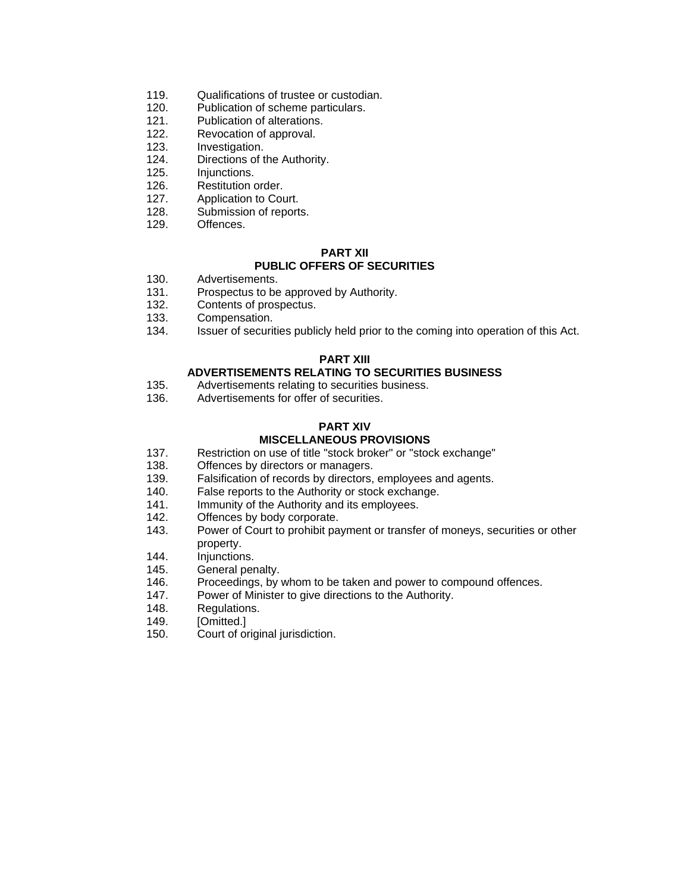119. Qualifications of trustee or custodian.
120. Publication of scheme particulars.
121. Publication of alterations.
122. Revocation of approval.
123. Investigation.
124. Directions of the Authority.
125. Injunctions.
126. Restitution order.
127. Application to Court.
128. Submission of reports.
129. Offences.

**PART XII**

**PUBLIC OFFERS OF SECURITIES**

130. Advertisements.
131. Prospectus to be approved by Authority.
132. Contents of prospectus.
133. Compensation.
134. Issuer of securities publicly held prior to the coming into operation of this Act.

**PART XIII**

**ADVERTISEMENTS RELATING TO SECURITIES BUSINESS**

135. Advertisements relating to securities business.
136. Advertisements for offer of securities.

**PART XIV**

**MISCELLANEOUS PROVISIONS**

137. Restriction on use of title "stock broker" or "stock exchange"
138. Offences by directors or managers.
139. Falsification of records by directors, employees and agents.
140. False reports to the Authority or stock exchange.
141. Immunity of the Authority and its employees.
142. Offences by body corporate.
143. Power of Court to prohibit payment or transfer of moneys, securities or other property.
144. Injunctions.
145. General penalty.
146. Proceedings, by whom to be taken and power to compound offences.
147. Power of Minister to give directions to the Authority.
148. Regulations.
149. [Omitted.]
150. Court of original jurisdiction.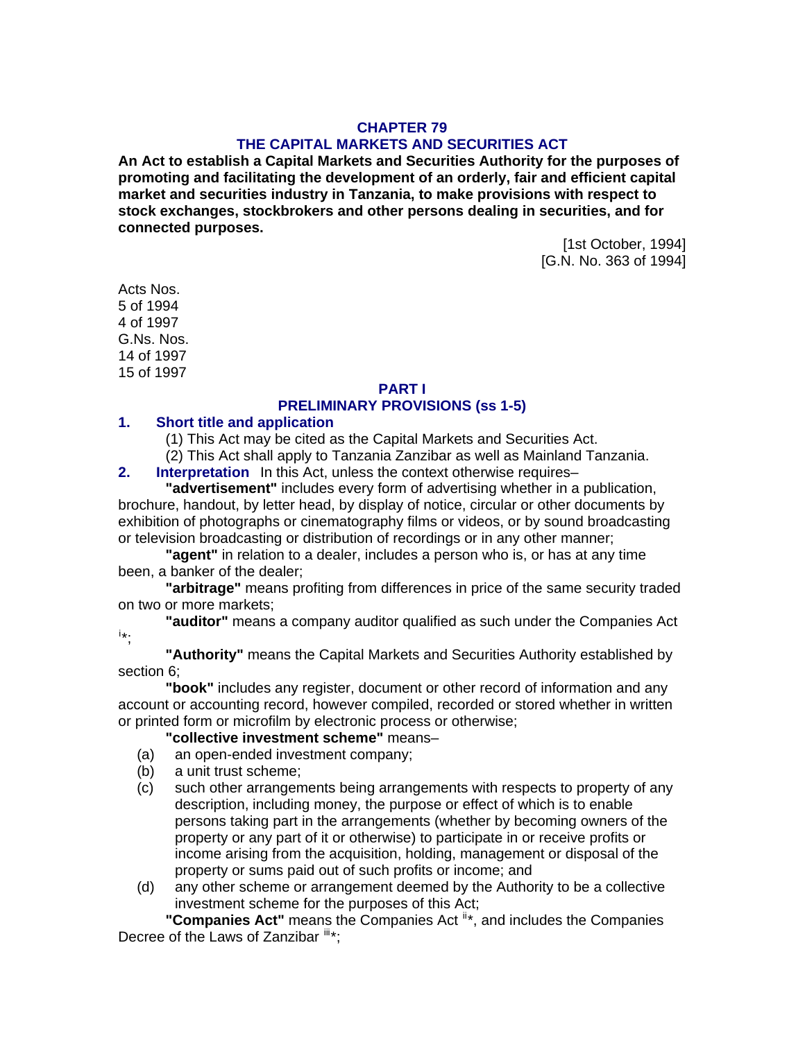# CHAPTER 79

# THE CAPITAL MARKETS AND SECURITIES ACT

**An Act to establish a Capital Markets and Securities Authority for the purposes of promoting and facilitating the development of an orderly, fair and efficient capital market and securities industry in Tanzania, to make provisions with respect to stock exchanges, stockbrokers and other persons dealing in securities, and for connected purposes.**

[1st October, 1994]
[G.N. No. 363 of 1994]

Acts Nos.
5 of 1994
4 of 1997
G.Ns. Nos.
14 of 1997
15 of 1997

## PART I

## PRELIMINARY PROVISIONS (ss 1-5)

### 1. Short title and application

(1) This Act may be cited as the Capital Markets and Securities Act.

(2) This Act shall apply to Tanzania Zanzibar as well as Mainland Tanzania.

### 2. Interpretation

In this Act, unless the context otherwise requires–

**"advertisement"** includes every form of advertising whether in a publication, brochure, handout, by letter head, by display of notice, circular or other documents by exhibition of photographs or cinematography films or videos, or by sound broadcasting or television broadcasting or distribution of recordings or in any other manner;

**"agent"** in relation to a dealer, includes a person who is, or has at any time been, a banker of the dealer;

**"arbitrage"** means profiting from differences in price of the same security traded on two or more markets;

**"auditor"** means a company auditor qualified as such under the Companies Act [i]*;

**"Authority"** means the Capital Markets and Securities Authority established by section 6;

**"book"** includes any register, document or other record of information and any account or accounting record, however compiled, recorded or stored whether in written or printed form or microfilm by electronic process or otherwise;

**"collective investment scheme"** means–

(a) an open-ended investment company;

(b) a unit trust scheme;

(c) such other arrangements being arrangements with respects to property of any description, including money, the purpose or effect of which is to enable persons taking part in the arrangements (whether by becoming owners of the property or any part of it or otherwise) to participate in or receive profits or income arising from the acquisition, holding, management or disposal of the property or sums paid out of such profits or income; and

(d) any other scheme or arrangement deemed by the Authority to be a collective investment scheme for the purposes of this Act;

**"Companies Act"** means the Companies Act [ii]*, and includes the Companies Decree of the Laws of Zanzibar [iii]*;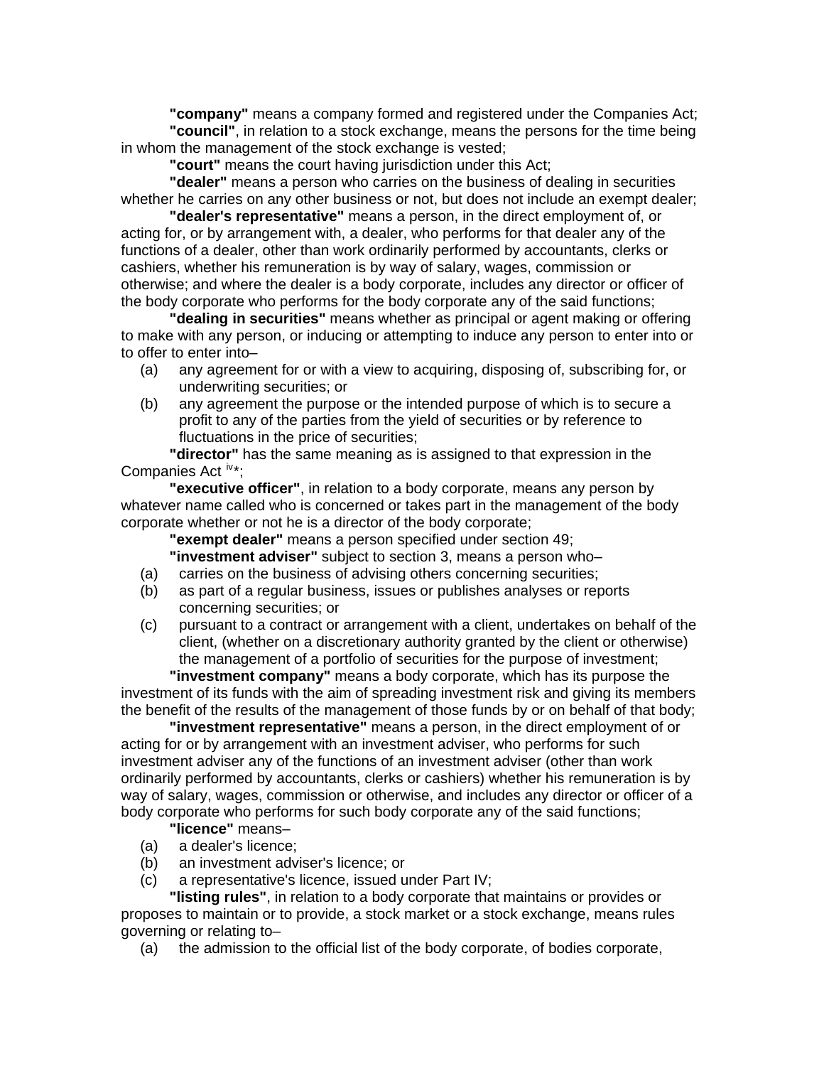**"company"** means a company formed and registered under the Companies Act;

**"council"**, in relation to a stock exchange, means the persons for the time being in whom the management of the stock exchange is vested;

**"court"** means the court having jurisdiction under this Act;

**"dealer"** means a person who carries on the business of dealing in securities whether he carries on any other business or not, but does not include an exempt dealer;

**"dealer's representative"** means a person, in the direct employment of, or acting for, or by arrangement with, a dealer, who performs for that dealer any of the functions of a dealer, other than work ordinarily performed by accountants, clerks or cashiers, whether his remuneration is by way of salary, wages, commission or otherwise; and where the dealer is a body corporate, includes any director or officer of the body corporate who performs for the body corporate any of the said functions;

**"dealing in securities"** means whether as principal or agent making or offering to make with any person, or inducing or attempting to induce any person to enter into or to offer to enter into–

(a) any agreement for or with a view to acquiring, disposing of, subscribing for, or underwriting securities; or

(b) any agreement the purpose or the intended purpose of which is to secure a profit to any of the parties from the yield of securities or by reference to fluctuations in the price of securities;

**"director"** has the same meaning as is assigned to that expression in the Companies Act [iv]*;

**"executive officer"**, in relation to a body corporate, means any person by whatever name called who is concerned or takes part in the management of the body corporate whether or not he is a director of the body corporate;

**"exempt dealer"** means a person specified under section 49;

**"investment adviser"** subject to section 3, means a person who–

(a) carries on the business of advising others concerning securities;

(b) as part of a regular business, issues or publishes analyses or reports concerning securities; or

(c) pursuant to a contract or arrangement with a client, undertakes on behalf of the client, (whether on a discretionary authority granted by the client or otherwise) the management of a portfolio of securities for the purpose of investment;

**"investment company"** means a body corporate, which has its purpose the investment of its funds with the aim of spreading investment risk and giving its members the benefit of the results of the management of those funds by or on behalf of that body;

**"investment representative"** means a person, in the direct employment of or acting for or by arrangement with an investment adviser, who performs for such investment adviser any of the functions of an investment adviser (other than work ordinarily performed by accountants, clerks or cashiers) whether his remuneration is by way of salary, wages, commission or otherwise, and includes any director or officer of a body corporate who performs for such body corporate any of the said functions;

**"licence"** means–

(a) a dealer's licence;

(b) an investment adviser's licence; or

(c) a representative's licence, issued under Part IV;

**"listing rules"**, in relation to a body corporate that maintains or provides or proposes to maintain or to provide, a stock market or a stock exchange, means rules governing or relating to–

(a) the admission to the official list of the body corporate, of bodies corporate,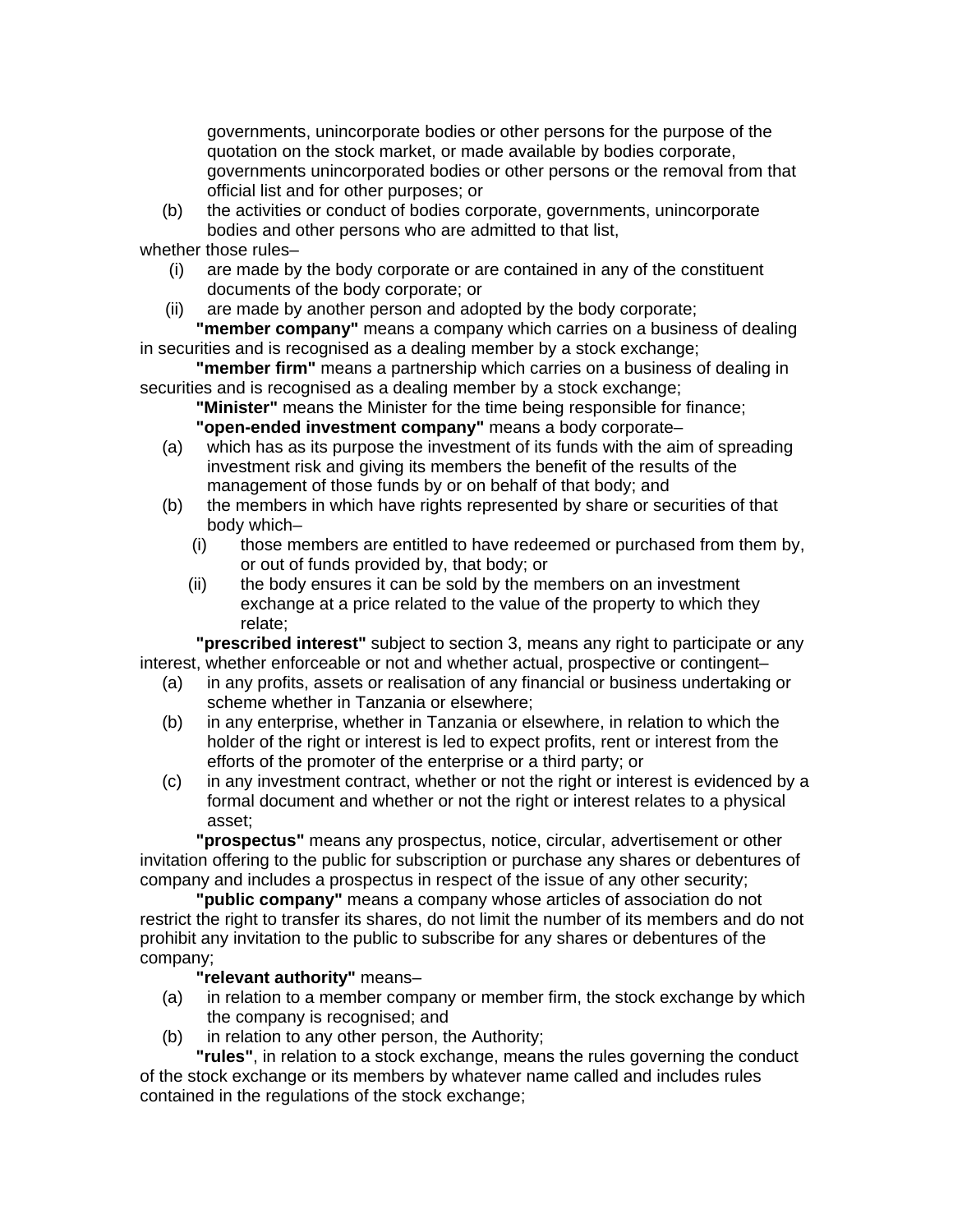governments, unincorporate bodies or other persons for the purpose of the quotation on the stock market, or made available by bodies corporate, governments unincorporated bodies or other persons or the removal from that official list and for other purposes; or

(b) the activities or conduct of bodies corporate, governments, unincorporate bodies and other persons who are admitted to that list,

whether those rules–

(i) are made by the body corporate or are contained in any of the constituent documents of the body corporate; or

(ii) are made by another person and adopted by the body corporate;

**"member company"** means a company which carries on a business of dealing in securities and is recognised as a dealing member by a stock exchange;

**"member firm"** means a partnership which carries on a business of dealing in securities and is recognised as a dealing member by a stock exchange;

**"Minister"** means the Minister for the time being responsible for finance;

**"open-ended investment company"** means a body corporate–

(a) which has as its purpose the investment of its funds with the aim of spreading investment risk and giving its members the benefit of the results of the management of those funds by or on behalf of that body; and

(b) the members in which have rights represented by share or securities of that body which–

(i) those members are entitled to have redeemed or purchased from them by, or out of funds provided by, that body; or

(ii) the body ensures it can be sold by the members on an investment exchange at a price related to the value of the property to which they relate;

**"prescribed interest"** subject to section 3, means any right to participate or any interest, whether enforceable or not and whether actual, prospective or contingent–

(a) in any profits, assets or realisation of any financial or business undertaking or scheme whether in Tanzania or elsewhere;

(b) in any enterprise, whether in Tanzania or elsewhere, in relation to which the holder of the right or interest is led to expect profits, rent or interest from the efforts of the promoter of the enterprise or a third party; or

(c) in any investment contract, whether or not the right or interest is evidenced by a formal document and whether or not the right or interest relates to a physical asset;

**"prospectus"** means any prospectus, notice, circular, advertisement or other invitation offering to the public for subscription or purchase any shares or debentures of company and includes a prospectus in respect of the issue of any other security;

**"public company"** means a company whose articles of association do not restrict the right to transfer its shares, do not limit the number of its members and do not prohibit any invitation to the public to subscribe for any shares or debentures of the company;

**"relevant authority"** means–

(a) in relation to a member company or member firm, the stock exchange by which the company is recognised; and

(b) in relation to any other person, the Authority;

**"rules"**, in relation to a stock exchange, means the rules governing the conduct of the stock exchange or its members by whatever name called and includes rules contained in the regulations of the stock exchange;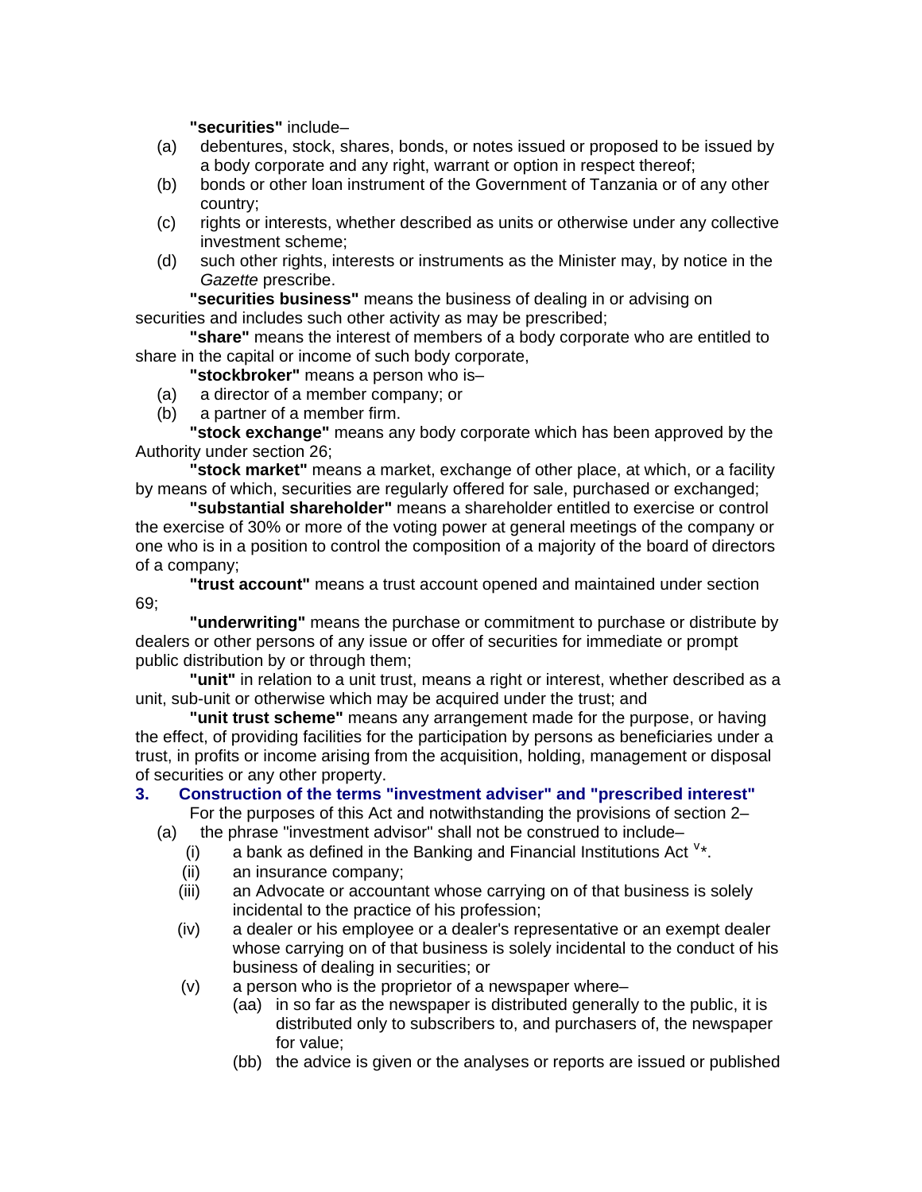**"securities"** include–

(a) debentures, stock, shares, bonds, or notes issued or proposed to be issued by a body corporate and any right, warrant or option in respect thereof;

(b) bonds or other loan instrument of the Government of Tanzania or of any other country;

(c) rights or interests, whether described as units or otherwise under any collective investment scheme;

(d) such other rights, interests or instruments as the Minister may, by notice in the *Gazette* prescribe.

**"securities business"** means the business of dealing in or advising on securities and includes such other activity as may be prescribed;

**"share"** means the interest of members of a body corporate who are entitled to share in the capital or income of such body corporate,

**"stockbroker"** means a person who is–

(a) a director of a member company; or

(b) a partner of a member firm.

**"stock exchange"** means any body corporate which has been approved by the Authority under section 26;

**"stock market"** means a market, exchange of other place, at which, or a facility by means of which, securities are regularly offered for sale, purchased or exchanged;

**"substantial shareholder"** means a shareholder entitled to exercise or control the exercise of 30% or more of the voting power at general meetings of the company or one who is in a position to control the composition of a majority of the board of directors of a company;

**"trust account"** means a trust account opened and maintained under section 69;

**"underwriting"** means the purchase or commitment to purchase or distribute by dealers or other persons of any issue or offer of securities for immediate or prompt public distribution by or through them;

**"unit"** in relation to a unit trust, means a right or interest, whether described as a unit, sub-unit or otherwise which may be acquired under the trust; and

**"unit trust scheme"** means any arrangement made for the purpose, or having the effect, of providing facilities for the participation by persons as beneficiaries under a trust, in profits or income arising from the acquisition, holding, management or disposal of securities or any other property.

### 3. Construction of the terms "investment adviser" and "prescribed interest"

For the purposes of this Act and notwithstanding the provisions of section 2–

(a) the phrase "investment advisor" shall not be construed to include–

(i) a bank as defined in the Banking and Financial Institutions Act [v]*.

(ii) an insurance company;

(iii) an Advocate or accountant whose carrying on of that business is solely incidental to the practice of his profession;

(iv) a dealer or his employee or a dealer's representative or an exempt dealer whose carrying on of that business is solely incidental to the conduct of his business of dealing in securities; or

(v) a person who is the proprietor of a newspaper where–

(aa) in so far as the newspaper is distributed generally to the public, it is distributed only to subscribers to, and purchasers of, the newspaper for value;

(bb) the advice is given or the analyses or reports are issued or published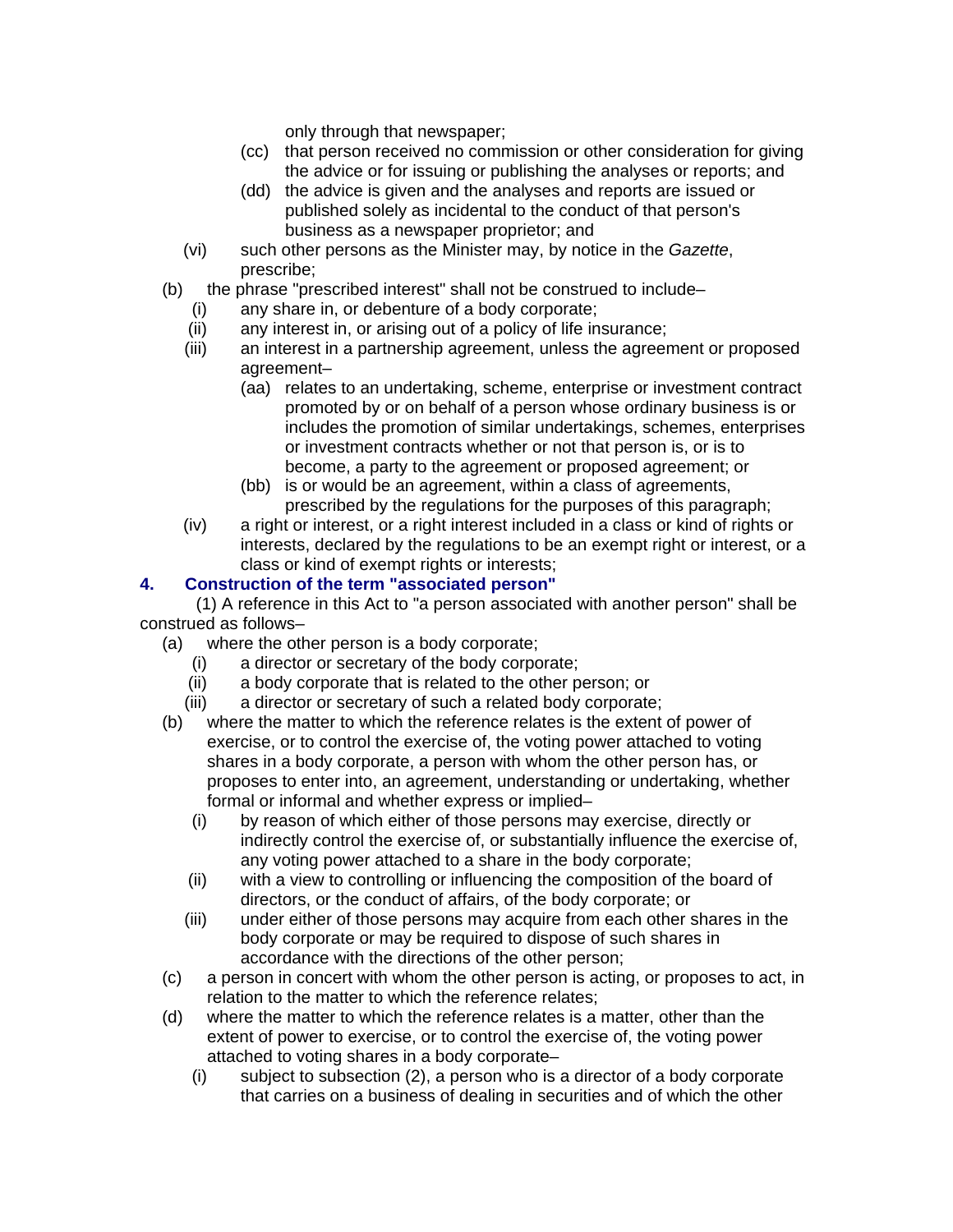only through that newspaper;

- (cc) that person received no commission or other consideration for giving the advice or for issuing or publishing the analyses or reports; and
- (dd) the advice is given and the analyses and reports are issued or published solely as incidental to the conduct of that person's business as a newspaper proprietor; and

(vi) such other persons as the Minister may, by notice in the *Gazette*, prescribe;

(b) the phrase "prescribed interest" shall not be construed to include–

- (i) any share in, or debenture of a body corporate;
- (ii) any interest in, or arising out of a policy of life insurance;
- (iii) an interest in a partnership agreement, unless the agreement or proposed agreement–
  - (aa) relates to an undertaking, scheme, enterprise or investment contract promoted by or on behalf of a person whose ordinary business is or includes the promotion of similar undertakings, schemes, enterprises or investment contracts whether or not that person is, or is to become, a party to the agreement or proposed agreement; or
  - (bb) is or would be an agreement, within a class of agreements, prescribed by the regulations for the purposes of this paragraph;
- (iv) a right or interest, or a right interest included in a class or kind of rights or interests, declared by the regulations to be an exempt right or interest, or a class or kind of exempt rights or interests;

### 4. Construction of the term "associated person"

(1) A reference in this Act to "a person associated with another person" shall be construed as follows–

(a) where the other person is a body corporate;

- (i) a director or secretary of the body corporate;
- (ii) a body corporate that is related to the other person; or
- (iii) a director or secretary of such a related body corporate;

(b) where the matter to which the reference relates is the extent of power of exercise, or to control the exercise of, the voting power attached to voting shares in a body corporate, a person with whom the other person has, or proposes to enter into, an agreement, understanding or undertaking, whether formal or informal and whether express or implied–

- (i) by reason of which either of those persons may exercise, directly or indirectly control the exercise of, or substantially influence the exercise of, any voting power attached to a share in the body corporate;
- (ii) with a view to controlling or influencing the composition of the board of directors, or the conduct of affairs, of the body corporate; or
- (iii) under either of those persons may acquire from each other shares in the body corporate or may be required to dispose of such shares in accordance with the directions of the other person;

(c) a person in concert with whom the other person is acting, or proposes to act, in relation to the matter to which the reference relates;

(d) where the matter to which the reference relates is a matter, other than the extent of power to exercise, or to control the exercise of, the voting power attached to voting shares in a body corporate–

- (i) subject to subsection (2), a person who is a director of a body corporate that carries on a business of dealing in securities and of which the other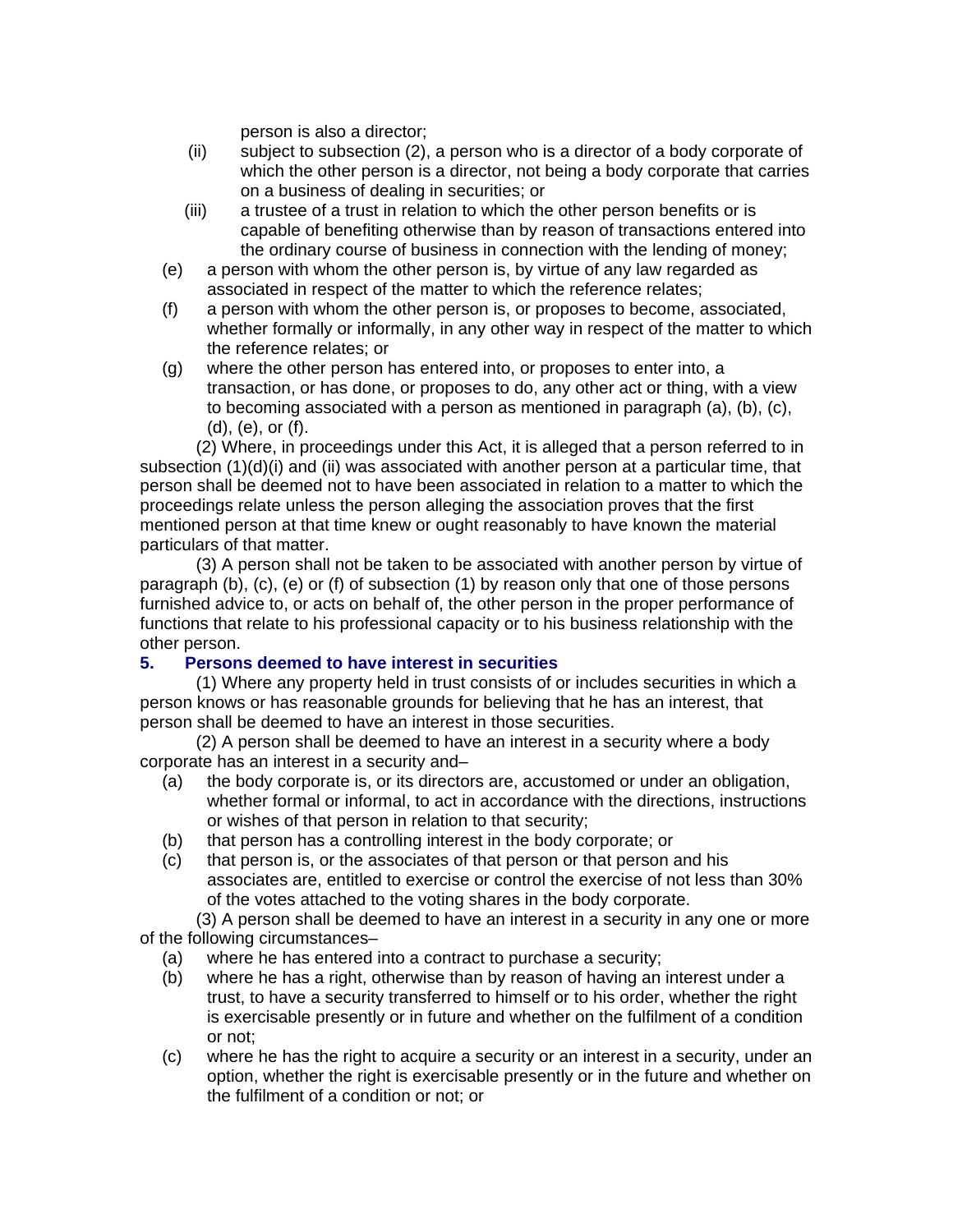person is also a director;

   (ii) subject to subsection (2), a person who is a director of a body corporate of which the other person is a director, not being a body corporate that carries on a business of dealing in securities; or

   (iii) a trustee of a trust in relation to which the other person benefits or is capable of benefiting otherwise than by reason of transactions entered into the ordinary course of business in connection with the lending of money;

(e) a person with whom the other person is, by virtue of any law regarded as associated in respect of the matter to which the reference relates;

(f) a person with whom the other person is, or proposes to become, associated, whether formally or informally, in any other way in respect of the matter to which the reference relates; or

(g) where the other person has entered into, or proposes to enter into, a transaction, or has done, or proposes to do, any other act or thing, with a view to becoming associated with a person as mentioned in paragraph (a), (b), (c), (d), (e), or (f).

(2) Where, in proceedings under this Act, it is alleged that a person referred to in subsection (1)(d)(i) and (ii) was associated with another person at a particular time, that person shall be deemed not to have been associated in relation to a matter to which the proceedings relate unless the person alleging the association proves that the first mentioned person at that time knew or ought reasonably to have known the material particulars of that matter.

(3) A person shall not be taken to be associated with another person by virtue of paragraph (b), (c), (e) or (f) of subsection (1) by reason only that one of those persons furnished advice to, or acts on behalf of, the other person in the proper performance of functions that relate to his professional capacity or to his business relationship with the other person.

### 5. Persons deemed to have interest in securities

(1) Where any property held in trust consists of or includes securities in which a person knows or has reasonable grounds for believing that he has an interest, that person shall be deemed to have an interest in those securities.

(2) A person shall be deemed to have an interest in a security where a body corporate has an interest in a security and–

(a) the body corporate is, or its directors are, accustomed or under an obligation, whether formal or informal, to act in accordance with the directions, instructions or wishes of that person in relation to that security;

(b) that person has a controlling interest in the body corporate; or

(c) that person is, or the associates of that person or that person and his associates are, entitled to exercise or control the exercise of not less than 30% of the votes attached to the voting shares in the body corporate.

(3) A person shall be deemed to have an interest in a security in any one or more of the following circumstances–

(a) where he has entered into a contract to purchase a security;

(b) where he has a right, otherwise than by reason of having an interest under a trust, to have a security transferred to himself or to his order, whether the right is exercisable presently or in future and whether on the fulfilment of a condition or not;

(c) where he has the right to acquire a security or an interest in a security, under an option, whether the right is exercisable presently or in the future and whether on the fulfilment of a condition or not; or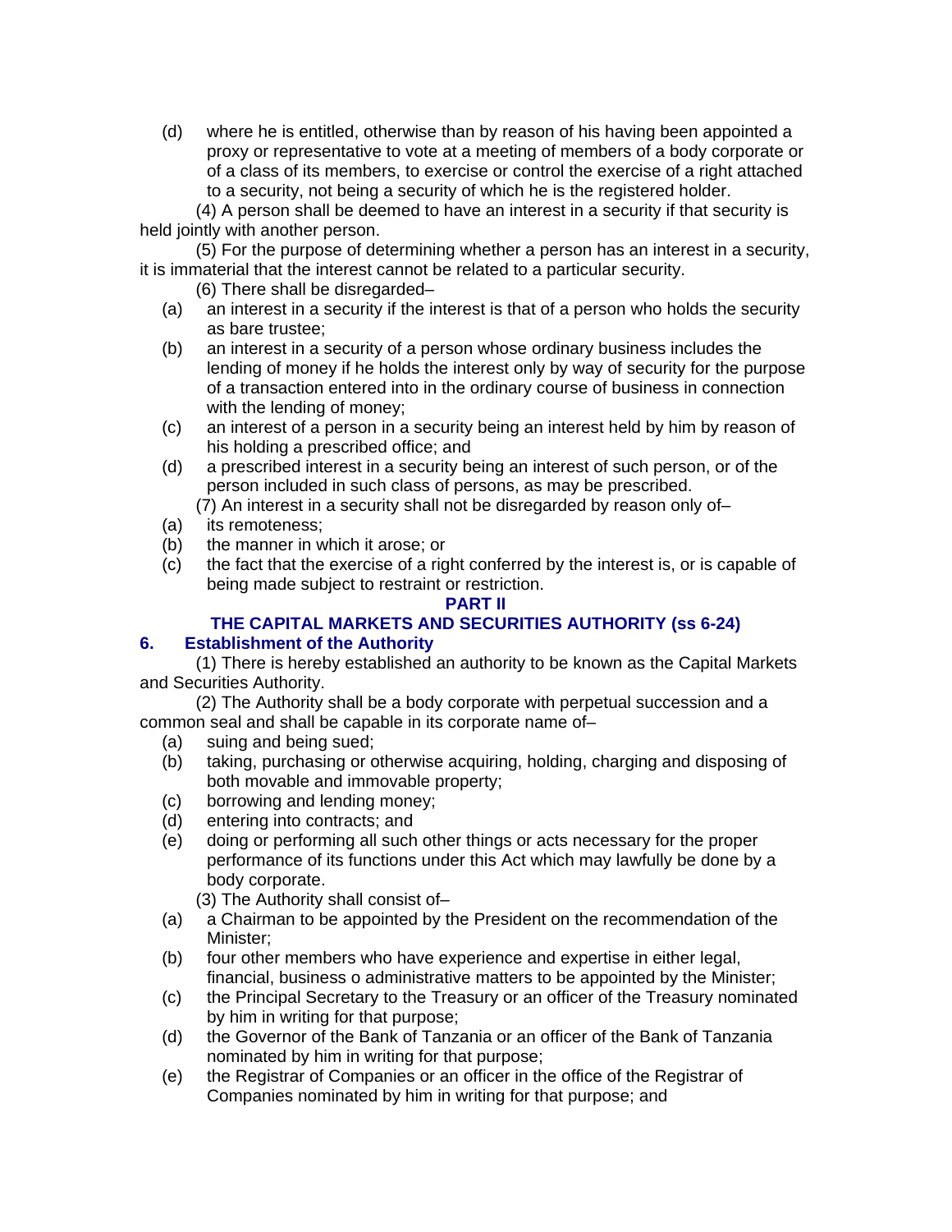(d) where he is entitled, otherwise than by reason of his having been appointed a proxy or representative to vote at a meeting of members of a body corporate or of a class of its members, to exercise or control the exercise of a right attached to a security, not being a security of which he is the registered holder.

(4) A person shall be deemed to have an interest in a security if that security is held jointly with another person.

(5) For the purpose of determining whether a person has an interest in a security, it is immaterial that the interest cannot be related to a particular security.

(6) There shall be disregarded–

(a) an interest in a security if the interest is that of a person who holds the security as bare trustee;

(b) an interest in a security of a person whose ordinary business includes the lending of money if he holds the interest only by way of security for the purpose of a transaction entered into in the ordinary course of business in connection with the lending of money;

(c) an interest of a person in a security being an interest held by him by reason of his holding a prescribed office; and

(d) a prescribed interest in a security being an interest of such person, or of the person included in such class of persons, as may be prescribed.

(7) An interest in a security shall not be disregarded by reason only of–

(a) its remoteness;

(b) the manner in which it arose; or

(c) the fact that the exercise of a right conferred by the interest is, or is capable of being made subject to restraint or restriction.

## PART II

## THE CAPITAL MARKETS AND SECURITIES AUTHORITY (ss 6-24)

### 6. Establishment of the Authority

(1) There is hereby established an authority to be known as the Capital Markets and Securities Authority.

(2) The Authority shall be a body corporate with perpetual succession and a common seal and shall be capable in its corporate name of–

(a) suing and being sued;

(b) taking, purchasing or otherwise acquiring, holding, charging and disposing of both movable and immovable property;

(c) borrowing and lending money;

(d) entering into contracts; and

(e) doing or performing all such other things or acts necessary for the proper performance of its functions under this Act which may lawfully be done by a body corporate.

(3) The Authority shall consist of–

(a) a Chairman to be appointed by the President on the recommendation of the Minister;

(b) four other members who have experience and expertise in either legal, financial, business o administrative matters to be appointed by the Minister;

(c) the Principal Secretary to the Treasury or an officer of the Treasury nominated by him in writing for that purpose;

(d) the Governor of the Bank of Tanzania or an officer of the Bank of Tanzania nominated by him in writing for that purpose;

(e) the Registrar of Companies or an officer in the office of the Registrar of Companies nominated by him in writing for that purpose; and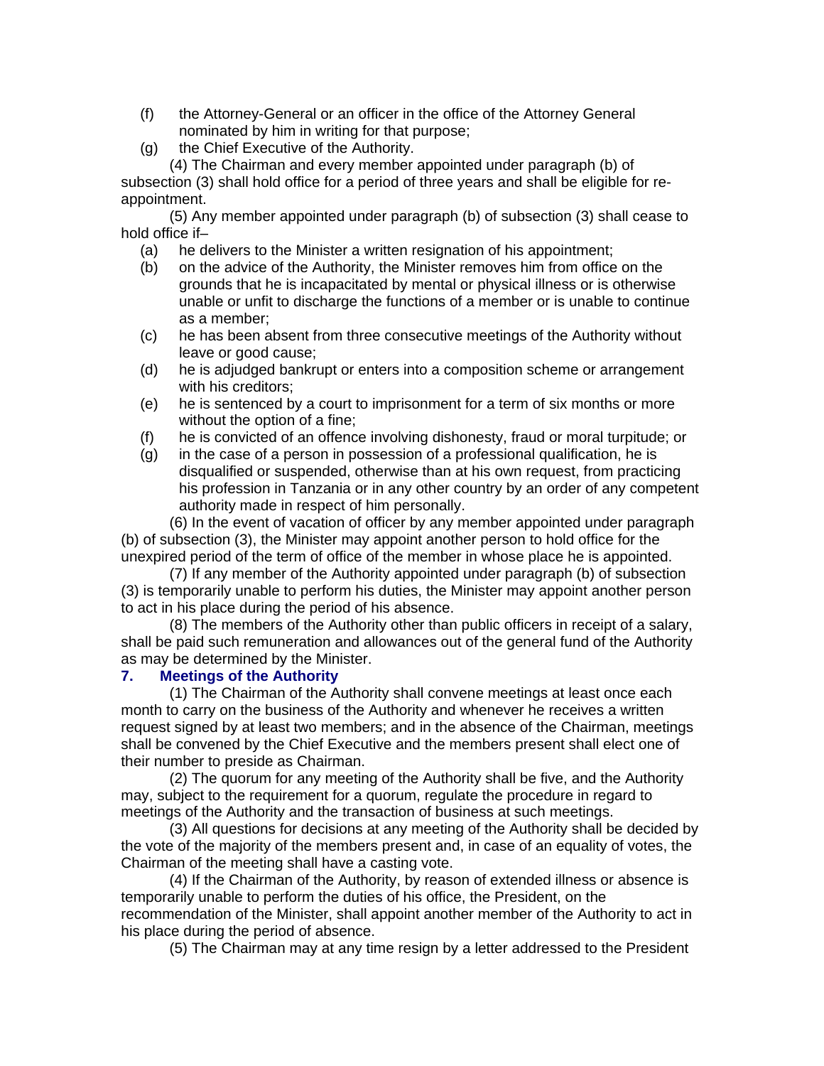(f) the Attorney-General or an officer in the office of the Attorney General nominated by him in writing for that purpose;

(g) the Chief Executive of the Authority.

(4) The Chairman and every member appointed under paragraph (b) of subsection (3) shall hold office for a period of three years and shall be eligible for re-appointment.

(5) Any member appointed under paragraph (b) of subsection (3) shall cease to hold office if–

(a) he delivers to the Minister a written resignation of his appointment;

(b) on the advice of the Authority, the Minister removes him from office on the grounds that he is incapacitated by mental or physical illness or is otherwise unable or unfit to discharge the functions of a member or is unable to continue as a member;

(c) he has been absent from three consecutive meetings of the Authority without leave or good cause;

(d) he is adjudged bankrupt or enters into a composition scheme or arrangement with his creditors;

(e) he is sentenced by a court to imprisonment for a term of six months or more without the option of a fine;

(f) he is convicted of an offence involving dishonesty, fraud or moral turpitude; or

(g) in the case of a person in possession of a professional qualification, he is disqualified or suspended, otherwise than at his own request, from practicing his profession in Tanzania or in any other country by an order of any competent authority made in respect of him personally.

(6) In the event of vacation of officer by any member appointed under paragraph (b) of subsection (3), the Minister may appoint another person to hold office for the unexpired period of the term of office of the member in whose place he is appointed.

(7) If any member of the Authority appointed under paragraph (b) of subsection (3) is temporarily unable to perform his duties, the Minister may appoint another person to act in his place during the period of his absence.

(8) The members of the Authority other than public officers in receipt of a salary, shall be paid such remuneration and allowances out of the general fund of the Authority as may be determined by the Minister.

### 7. Meetings of the Authority

(1) The Chairman of the Authority shall convene meetings at least once each month to carry on the business of the Authority and whenever he receives a written request signed by at least two members; and in the absence of the Chairman, meetings shall be convened by the Chief Executive and the members present shall elect one of their number to preside as Chairman.

(2) The quorum for any meeting of the Authority shall be five, and the Authority may, subject to the requirement for a quorum, regulate the procedure in regard to meetings of the Authority and the transaction of business at such meetings.

(3) All questions for decisions at any meeting of the Authority shall be decided by the vote of the majority of the members present and, in case of an equality of votes, the Chairman of the meeting shall have a casting vote.

(4) If the Chairman of the Authority, by reason of extended illness or absence is temporarily unable to perform the duties of his office, the President, on the recommendation of the Minister, shall appoint another member of the Authority to act in his place during the period of absence.

(5) The Chairman may at any time resign by a letter addressed to the President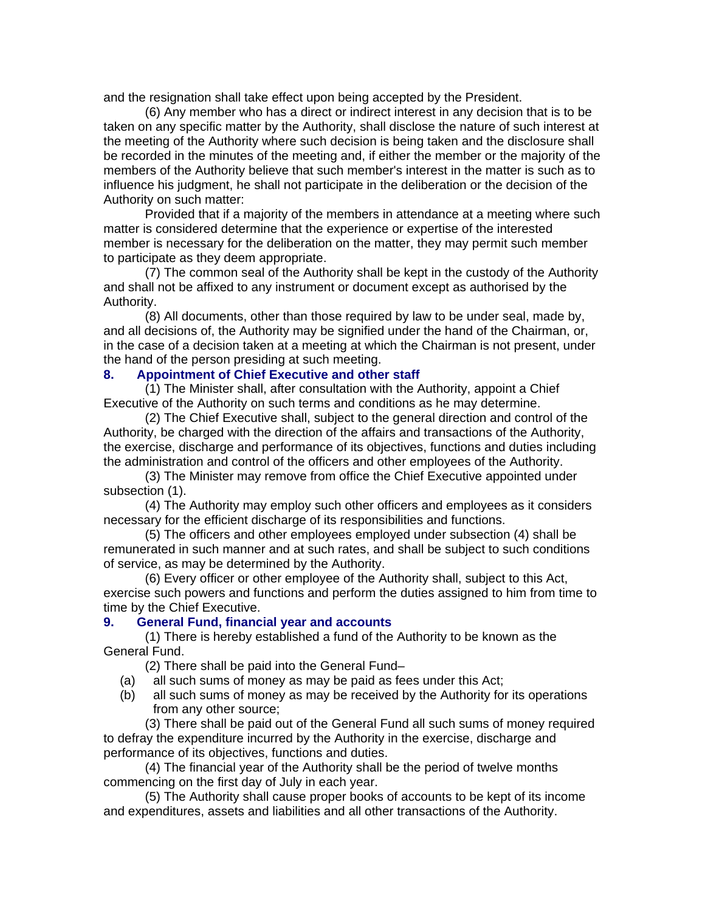and the resignation shall take effect upon being accepted by the President.

(6) Any member who has a direct or indirect interest in any decision that is to be taken on any specific matter by the Authority, shall disclose the nature of such interest at the meeting of the Authority where such decision is being taken and the disclosure shall be recorded in the minutes of the meeting and, if either the member or the majority of the members of the Authority believe that such member's interest in the matter is such as to influence his judgment, he shall not participate in the deliberation or the decision of the Authority on such matter:

Provided that if a majority of the members in attendance at a meeting where such matter is considered determine that the experience or expertise of the interested member is necessary for the deliberation on the matter, they may permit such member to participate as they deem appropriate.

(7) The common seal of the Authority shall be kept in the custody of the Authority and shall not be affixed to any instrument or document except as authorised by the Authority.

(8) All documents, other than those required by law to be under seal, made by, and all decisions of, the Authority may be signified under the hand of the Chairman, or, in the case of a decision taken at a meeting at which the Chairman is not present, under the hand of the person presiding at such meeting.

### 8. Appointment of Chief Executive and other staff

(1) The Minister shall, after consultation with the Authority, appoint a Chief Executive of the Authority on such terms and conditions as he may determine.

(2) The Chief Executive shall, subject to the general direction and control of the Authority, be charged with the direction of the affairs and transactions of the Authority, the exercise, discharge and performance of its objectives, functions and duties including the administration and control of the officers and other employees of the Authority.

(3) The Minister may remove from office the Chief Executive appointed under subsection (1).

(4) The Authority may employ such other officers and employees as it considers necessary for the efficient discharge of its responsibilities and functions.

(5) The officers and other employees employed under subsection (4) shall be remunerated in such manner and at such rates, and shall be subject to such conditions of service, as may be determined by the Authority.

(6) Every officer or other employee of the Authority shall, subject to this Act, exercise such powers and functions and perform the duties assigned to him from time to time by the Chief Executive.

### 9. General Fund, financial year and accounts

(1) There is hereby established a fund of the Authority to be known as the General Fund.

(2) There shall be paid into the General Fund–

(a) all such sums of money as may be paid as fees under this Act;

(b) all such sums of money as may be received by the Authority for its operations from any other source;

(3) There shall be paid out of the General Fund all such sums of money required to defray the expenditure incurred by the Authority in the exercise, discharge and performance of its objectives, functions and duties.

(4) The financial year of the Authority shall be the period of twelve months commencing on the first day of July in each year.

(5) The Authority shall cause proper books of accounts to be kept of its income and expenditures, assets and liabilities and all other transactions of the Authority.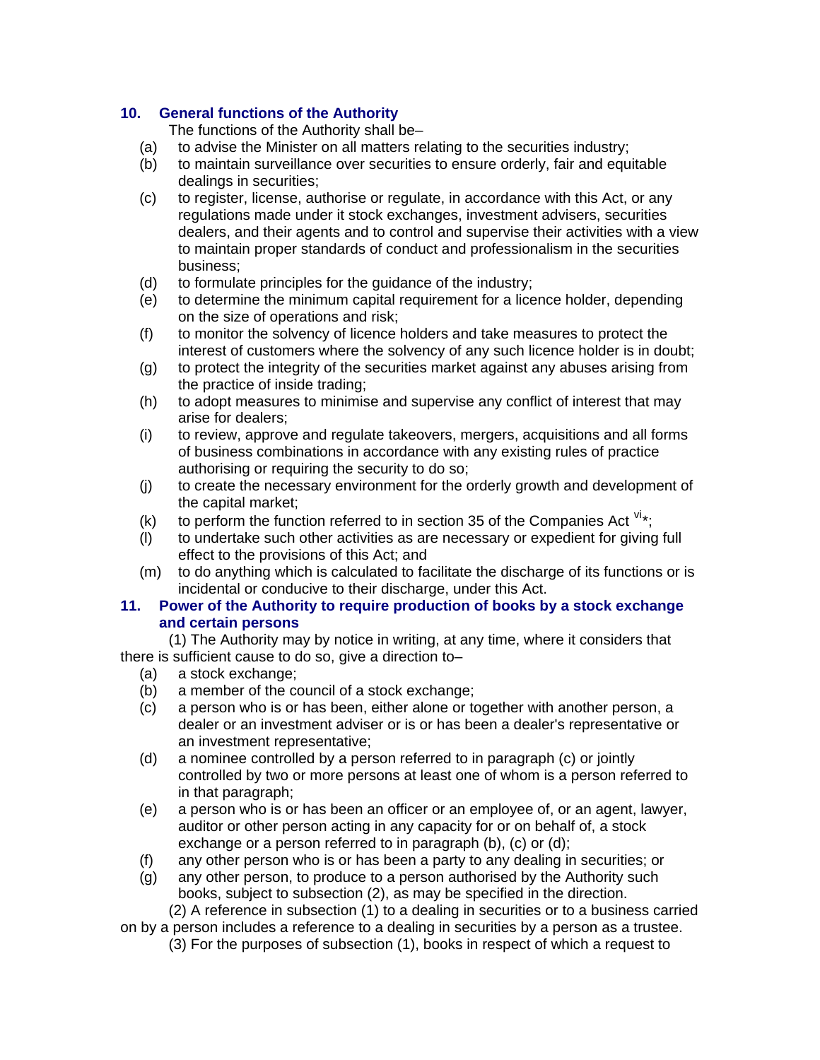## 10. General functions of the Authority

The functions of the Authority shall be–

(a) to advise the Minister on all matters relating to the securities industry;

(b) to maintain surveillance over securities to ensure orderly, fair and equitable dealings in securities;

(c) to register, license, authorise or regulate, in accordance with this Act, or any regulations made under it stock exchanges, investment advisers, securities dealers, and their agents and to control and supervise their activities with a view to maintain proper standards of conduct and professionalism in the securities business;

(d) to formulate principles for the guidance of the industry;

(e) to determine the minimum capital requirement for a licence holder, depending on the size of operations and risk;

(f) to monitor the solvency of licence holders and take measures to protect the interest of customers where the solvency of any such licence holder is in doubt;

(g) to protect the integrity of the securities market against any abuses arising from the practice of inside trading;

(h) to adopt measures to minimise and supervise any conflict of interest that may arise for dealers;

(i) to review, approve and regulate takeovers, mergers, acquisitions and all forms of business combinations in accordance with any existing rules of practice authorising or requiring the security to do so;

(j) to create the necessary environment for the orderly growth and development of the capital market;

(k) to perform the function referred to in section 35 of the Companies Act [vi]*;

(l) to undertake such other activities as are necessary or expedient for giving full effect to the provisions of this Act; and

(m) to do anything which is calculated to facilitate the discharge of its functions or is incidental or conducive to their discharge, under this Act.

## 11. Power of the Authority to require production of books by a stock exchange and certain persons

(1) The Authority may by notice in writing, at any time, where it considers that there is sufficient cause to do so, give a direction to–

(a) a stock exchange;

(b) a member of the council of a stock exchange;

(c) a person who is or has been, either alone or together with another person, a dealer or an investment adviser or is or has been a dealer's representative or an investment representative;

(d) a nominee controlled by a person referred to in paragraph (c) or jointly controlled by two or more persons at least one of whom is a person referred to in that paragraph;

(e) a person who is or has been an officer or an employee of, or an agent, lawyer, auditor or other person acting in any capacity for or on behalf of, a stock exchange or a person referred to in paragraph (b), (c) or (d);

(f) any other person who is or has been a party to any dealing in securities; or

(g) any other person, to produce to a person authorised by the Authority such books, subject to subsection (2), as may be specified in the direction.

(2) A reference in subsection (1) to a dealing in securities or to a business carried on by a person includes a reference to a dealing in securities by a person as a trustee.

(3) For the purposes of subsection (1), books in respect of which a request to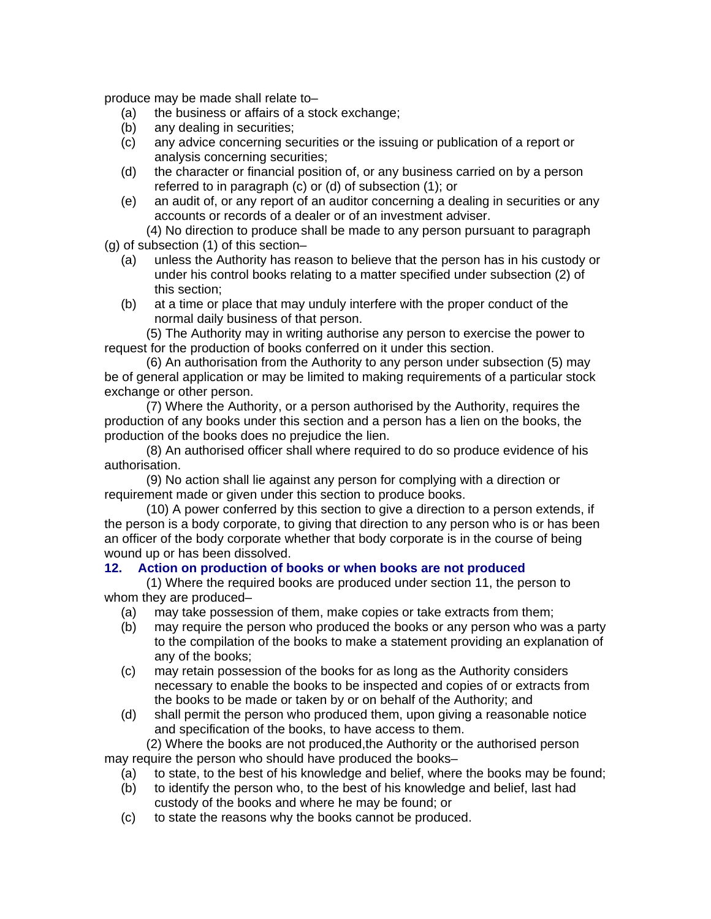produce may be made shall relate to–

(a) the business or affairs of a stock exchange;

(b) any dealing in securities;

(c) any advice concerning securities or the issuing or publication of a report or analysis concerning securities;

(d) the character or financial position of, or any business carried on by a person referred to in paragraph (c) or (d) of subsection (1); or

(e) an audit of, or any report of an auditor concerning a dealing in securities or any accounts or records of a dealer or of an investment adviser.

(4) No direction to produce shall be made to any person pursuant to paragraph (g) of subsection (1) of this section–

(a) unless the Authority has reason to believe that the person has in his custody or under his control books relating to a matter specified under subsection (2) of this section;

(b) at a time or place that may unduly interfere with the proper conduct of the normal daily business of that person.

(5) The Authority may in writing authorise any person to exercise the power to request for the production of books conferred on it under this section.

(6) An authorisation from the Authority to any person under subsection (5) may be of general application or may be limited to making requirements of a particular stock exchange or other person.

(7) Where the Authority, or a person authorised by the Authority, requires the production of any books under this section and a person has a lien on the books, the production of the books does no prejudice the lien.

(8) An authorised officer shall where required to do so produce evidence of his authorisation.

(9) No action shall lie against any person for complying with a direction or requirement made or given under this section to produce books.

(10) A power conferred by this section to give a direction to a person extends, if the person is a body corporate, to giving that direction to any person who is or has been an officer of the body corporate whether that body corporate is in the course of being wound up or has been dissolved.

### 12. Action on production of books or when books are not produced

(1) Where the required books are produced under section 11, the person to whom they are produced–

(a) may take possession of them, make copies or take extracts from them;

(b) may require the person who produced the books or any person who was a party to the compilation of the books to make a statement providing an explanation of any of the books;

(c) may retain possession of the books for as long as the Authority considers necessary to enable the books to be inspected and copies of or extracts from the books to be made or taken by or on behalf of the Authority; and

(d) shall permit the person who produced them, upon giving a reasonable notice and specification of the books, to have access to them.

(2) Where the books are not produced,the Authority or the authorised person may require the person who should have produced the books–

(a) to state, to the best of his knowledge and belief, where the books may be found;

(b) to identify the person who, to the best of his knowledge and belief, last had custody of the books and where he may be found; or

(c) to state the reasons why the books cannot be produced.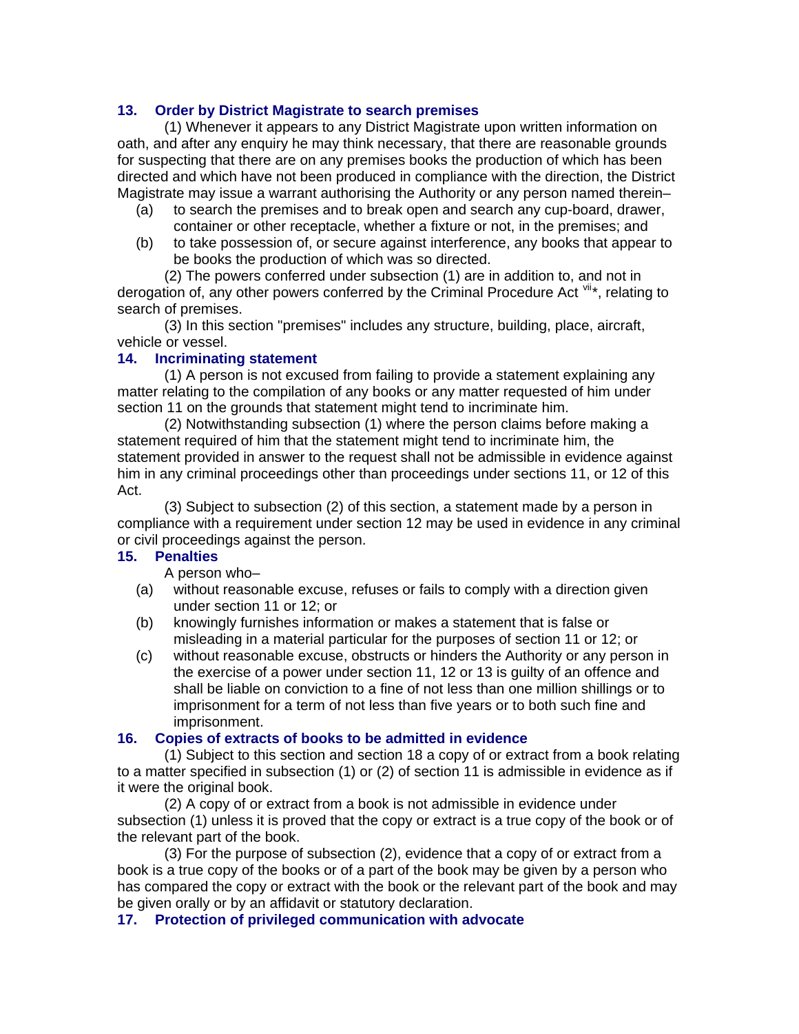### 13. Order by District Magistrate to search premises

(1) Whenever it appears to any District Magistrate upon written information on oath, and after any enquiry he may think necessary, that there are reasonable grounds for suspecting that there are on any premises books the production of which has been directed and which have not been produced in compliance with the direction, the District Magistrate may issue a warrant authorising the Authority or any person named therein–

(a) to search the premises and to break open and search any cup-board, drawer, container or other receptacle, whether a fixture or not, in the premises; and

(b) to take possession of, or secure against interference, any books that appear to be books the production of which was so directed.

(2) The powers conferred under subsection (1) are in addition to, and not in derogation of, any other powers conferred by the Criminal Procedure Act [vii]*, relating to search of premises.

(3) In this section "premises" includes any structure, building, place, aircraft, vehicle or vessel.

### 14. Incriminating statement

(1) A person is not excused from failing to provide a statement explaining any matter relating to the compilation of any books or any matter requested of him under section 11 on the grounds that statement might tend to incriminate him.

(2) Notwithstanding subsection (1) where the person claims before making a statement required of him that the statement might tend to incriminate him, the statement provided in answer to the request shall not be admissible in evidence against him in any criminal proceedings other than proceedings under sections 11, or 12 of this Act.

(3) Subject to subsection (2) of this section, a statement made by a person in compliance with a requirement under section 12 may be used in evidence in any criminal or civil proceedings against the person.

### 15. Penalties

A person who–

(a) without reasonable excuse, refuses or fails to comply with a direction given under section 11 or 12; or

(b) knowingly furnishes information or makes a statement that is false or misleading in a material particular for the purposes of section 11 or 12; or

(c) without reasonable excuse, obstructs or hinders the Authority or any person in the exercise of a power under section 11, 12 or 13 is guilty of an offence and shall be liable on conviction to a fine of not less than one million shillings or to imprisonment for a term of not less than five years or to both such fine and imprisonment.

### 16. Copies of extracts of books to be admitted in evidence

(1) Subject to this section and section 18 a copy of or extract from a book relating to a matter specified in subsection (1) or (2) of section 11 is admissible in evidence as if it were the original book.

(2) A copy of or extract from a book is not admissible in evidence under subsection (1) unless it is proved that the copy or extract is a true copy of the book or of the relevant part of the book.

(3) For the purpose of subsection (2), evidence that a copy of or extract from a book is a true copy of the books or of a part of the book may be given by a person who has compared the copy or extract with the book or the relevant part of the book and may be given orally or by an affidavit or statutory declaration.

### 17. Protection of privileged communication with advocate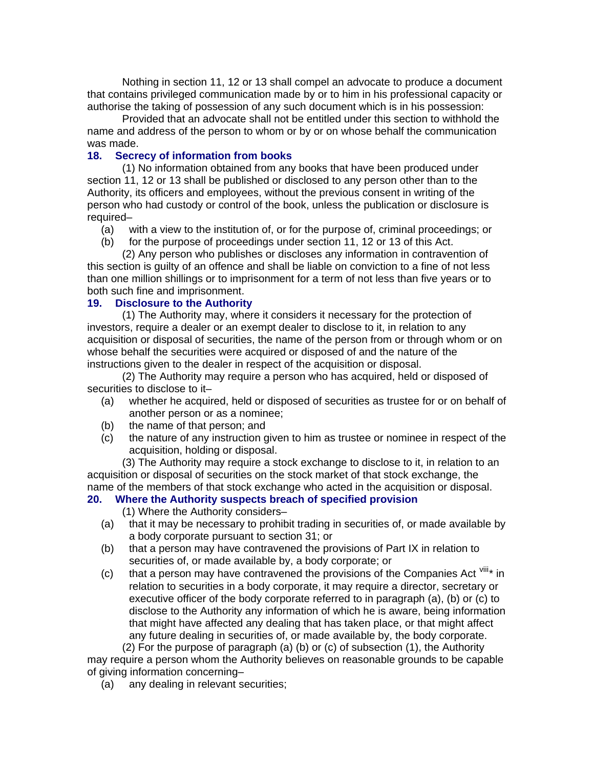Nothing in section 11, 12 or 13 shall compel an advocate to produce a document that contains privileged communication made by or to him in his professional capacity or authorise the taking of possession of any such document which is in his possession:

Provided that an advocate shall not be entitled under this section to withhold the name and address of the person to whom or by or on whose behalf the communication was made.

### 18. Secrecy of information from books

(1) No information obtained from any books that have been produced under section 11, 12 or 13 shall be published or disclosed to any person other than to the Authority, its officers and employees, without the previous consent in writing of the person who had custody or control of the book, unless the publication or disclosure is required–

(a) with a view to the institution of, or for the purpose of, criminal proceedings; or

(b) for the purpose of proceedings under section 11, 12 or 13 of this Act.

(2) Any person who publishes or discloses any information in contravention of this section is guilty of an offence and shall be liable on conviction to a fine of not less than one million shillings or to imprisonment for a term of not less than five years or to both such fine and imprisonment.

### 19. Disclosure to the Authority

(1) The Authority may, where it considers it necessary for the protection of investors, require a dealer or an exempt dealer to disclose to it, in relation to any acquisition or disposal of securities, the name of the person from or through whom or on whose behalf the securities were acquired or disposed of and the nature of the instructions given to the dealer in respect of the acquisition or disposal.

(2) The Authority may require a person who has acquired, held or disposed of securities to disclose to it–

(a) whether he acquired, held or disposed of securities as trustee for or on behalf of another person or as a nominee;

(b) the name of that person; and

(c) the nature of any instruction given to him as trustee or nominee in respect of the acquisition, holding or disposal.

(3) The Authority may require a stock exchange to disclose to it, in relation to an acquisition or disposal of securities on the stock market of that stock exchange, the name of the members of that stock exchange who acted in the acquisition or disposal.

### 20. Where the Authority suspects breach of specified provision

(1) Where the Authority considers–

(a) that it may be necessary to prohibit trading in securities of, or made available by a body corporate pursuant to section 31; or

(b) that a person may have contravened the provisions of Part IX in relation to securities of, or made available by, a body corporate; or

(c) that a person may have contravened the provisions of the Companies Act [viii]* in relation to securities in a body corporate, it may require a director, secretary or executive officer of the body corporate referred to in paragraph (a), (b) or (c) to disclose to the Authority any information of which he is aware, being information that might have affected any dealing that has taken place, or that might affect any future dealing in securities of, or made available by, the body corporate.

(2) For the purpose of paragraph (a) (b) or (c) of subsection (1), the Authority may require a person whom the Authority believes on reasonable grounds to be capable of giving information concerning–

(a) any dealing in relevant securities;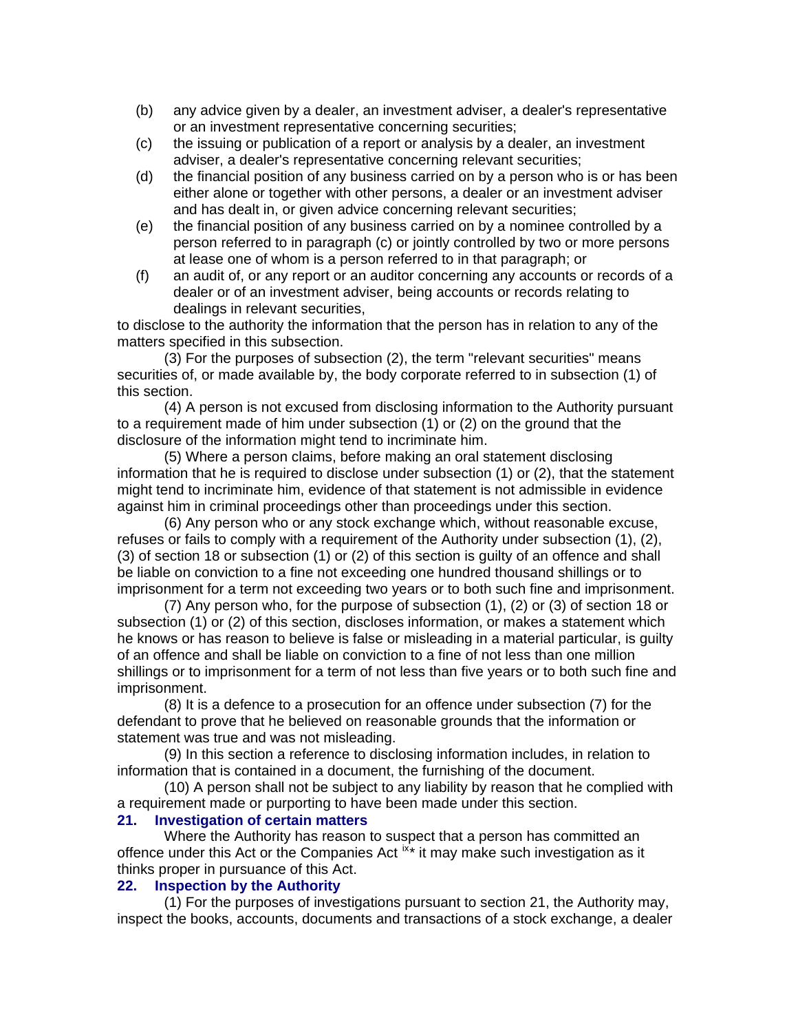(b) any advice given by a dealer, an investment adviser, a dealer's representative or an investment representative concerning securities;

(c) the issuing or publication of a report or analysis by a dealer, an investment adviser, a dealer's representative concerning relevant securities;

(d) the financial position of any business carried on by a person who is or has been either alone or together with other persons, a dealer or an investment adviser and has dealt in, or given advice concerning relevant securities;

(e) the financial position of any business carried on by a nominee controlled by a person referred to in paragraph (c) or jointly controlled by two or more persons at lease one of whom is a person referred to in that paragraph; or

(f) an audit of, or any report or an auditor concerning any accounts or records of a dealer or of an investment adviser, being accounts or records relating to dealings in relevant securities,

to disclose to the authority the information that the person has in relation to any of the matters specified in this subsection.

(3) For the purposes of subsection (2), the term "relevant securities" means securities of, or made available by, the body corporate referred to in subsection (1) of this section.

(4) A person is not excused from disclosing information to the Authority pursuant to a requirement made of him under subsection (1) or (2) on the ground that the disclosure of the information might tend to incriminate him.

(5) Where a person claims, before making an oral statement disclosing information that he is required to disclose under subsection (1) or (2), that the statement might tend to incriminate him, evidence of that statement is not admissible in evidence against him in criminal proceedings other than proceedings under this section.

(6) Any person who or any stock exchange which, without reasonable excuse, refuses or fails to comply with a requirement of the Authority under subsection (1), (2), (3) of section 18 or subsection (1) or (2) of this section is guilty of an offence and shall be liable on conviction to a fine not exceeding one hundred thousand shillings or to imprisonment for a term not exceeding two years or to both such fine and imprisonment.

(7) Any person who, for the purpose of subsection (1), (2) or (3) of section 18 or subsection (1) or (2) of this section, discloses information, or makes a statement which he knows or has reason to believe is false or misleading in a material particular, is guilty of an offence and shall be liable on conviction to a fine of not less than one million shillings or to imprisonment for a term of not less than five years or to both such fine and imprisonment.

(8) It is a defence to a prosecution for an offence under subsection (7) for the defendant to prove that he believed on reasonable grounds that the information or statement was true and was not misleading.

(9) In this section a reference to disclosing information includes, in relation to information that is contained in a document, the furnishing of the document.

(10) A person shall not be subject to any liability by reason that he complied with a requirement made or purporting to have been made under this section.

### 21. Investigation of certain matters

Where the Authority has reason to suspect that a person has committed an offence under this Act or the Companies Act [ix]* it may make such investigation as it thinks proper in pursuance of this Act.

### 22. Inspection by the Authority

(1) For the purposes of investigations pursuant to section 21, the Authority may, inspect the books, accounts, documents and transactions of a stock exchange, a dealer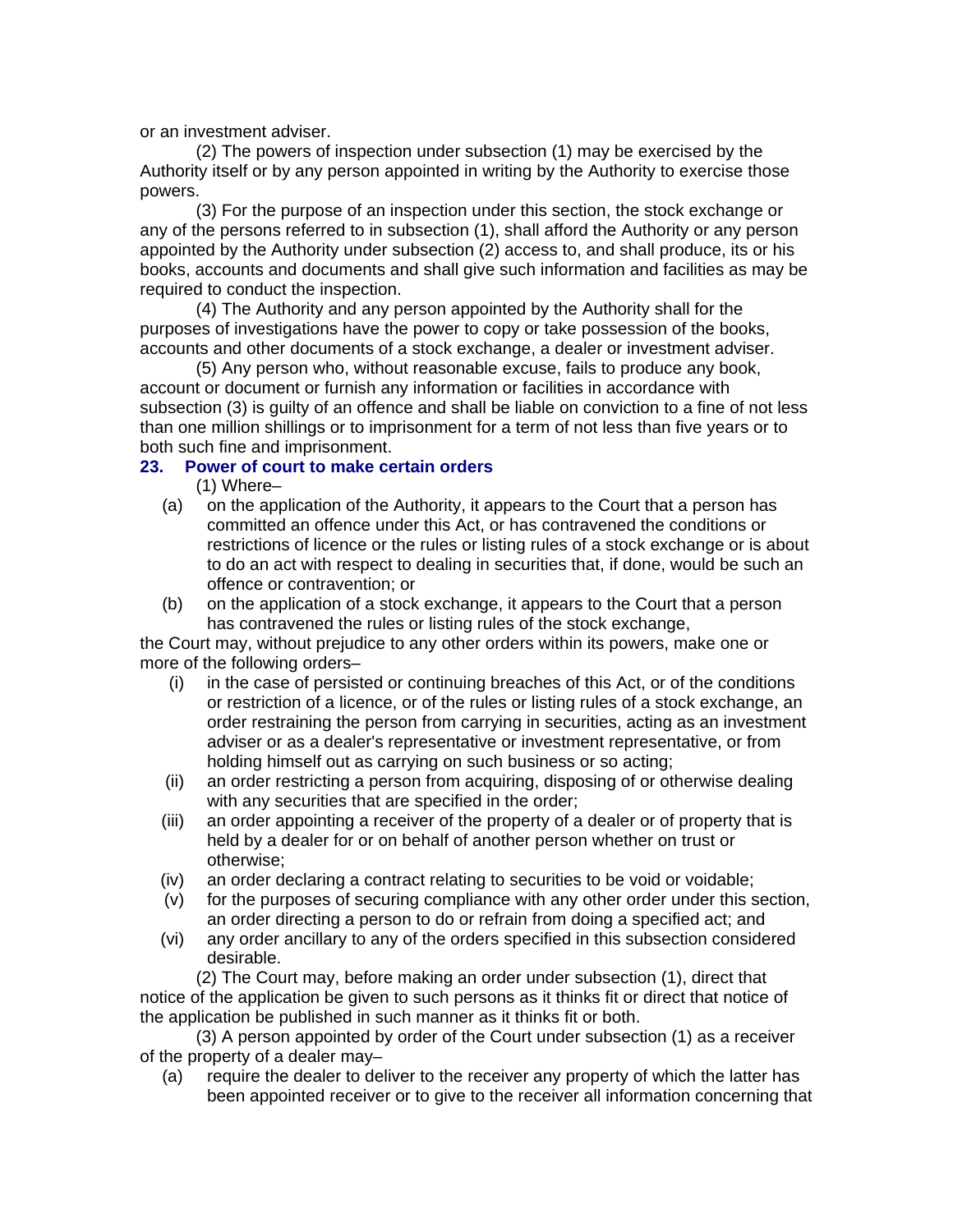or an investment adviser.

(2) The powers of inspection under subsection (1) may be exercised by the Authority itself or by any person appointed in writing by the Authority to exercise those powers.

(3) For the purpose of an inspection under this section, the stock exchange or any of the persons referred to in subsection (1), shall afford the Authority or any person appointed by the Authority under subsection (2) access to, and shall produce, its or his books, accounts and documents and shall give such information and facilities as may be required to conduct the inspection.

(4) The Authority and any person appointed by the Authority shall for the purposes of investigations have the power to copy or take possession of the books, accounts and other documents of a stock exchange, a dealer or investment adviser.

(5) Any person who, without reasonable excuse, fails to produce any book, account or document or furnish any information or facilities in accordance with subsection (3) is guilty of an offence and shall be liable on conviction to a fine of not less than one million shillings or to imprisonment for a term of not less than five years or to both such fine and imprisonment.

### 23. Power of court to make certain orders

(1) Where–

- (a) on the application of the Authority, it appears to the Court that a person has committed an offence under this Act, or has contravened the conditions or restrictions of licence or the rules or listing rules of a stock exchange or is about to do an act with respect to dealing in securities that, if done, would be such an offence or contravention; or
- (b) on the application of a stock exchange, it appears to the Court that a person has contravened the rules or listing rules of the stock exchange,

the Court may, without prejudice to any other orders within its powers, make one or more of the following orders–

- (i) in the case of persisted or continuing breaches of this Act, or of the conditions or restriction of a licence, or of the rules or listing rules of a stock exchange, an order restraining the person from carrying in securities, acting as an investment adviser or as a dealer's representative or investment representative, or from holding himself out as carrying on such business or so acting;
- (ii) an order restricting a person from acquiring, disposing of or otherwise dealing with any securities that are specified in the order;
- (iii) an order appointing a receiver of the property of a dealer or of property that is held by a dealer for or on behalf of another person whether on trust or otherwise;
- (iv) an order declaring a contract relating to securities to be void or voidable;
- (v) for the purposes of securing compliance with any other order under this section, an order directing a person to do or refrain from doing a specified act; and
- (vi) any order ancillary to any of the orders specified in this subsection considered desirable.

(2) The Court may, before making an order under subsection (1), direct that notice of the application be given to such persons as it thinks fit or direct that notice of the application be published in such manner as it thinks fit or both.

(3) A person appointed by order of the Court under subsection (1) as a receiver of the property of a dealer may–

- (a) require the dealer to deliver to the receiver any property of which the latter has been appointed receiver or to give to the receiver all information concerning that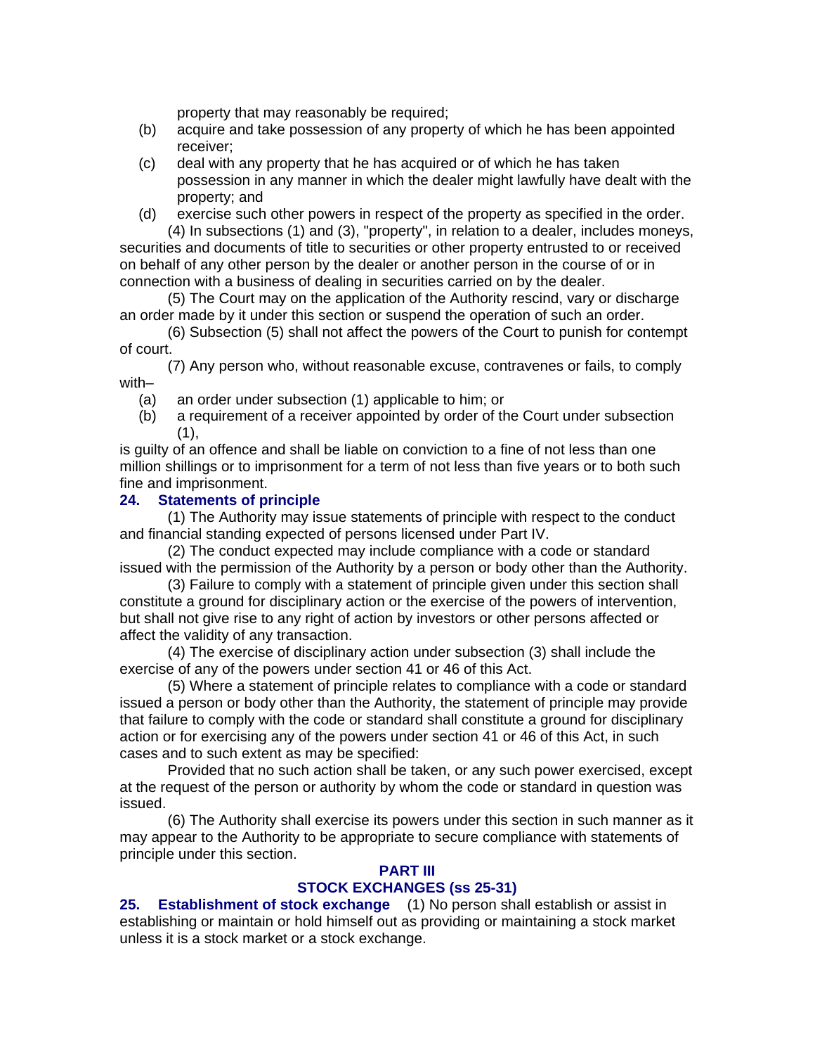property that may reasonably be required;

(b) acquire and take possession of any property of which he has been appointed receiver;

(c) deal with any property that he has acquired or of which he has taken possession in any manner in which the dealer might lawfully have dealt with the property; and

(d) exercise such other powers in respect of the property as specified in the order.

(4) In subsections (1) and (3), "property", in relation to a dealer, includes moneys, securities and documents of title to securities or other property entrusted to or received on behalf of any other person by the dealer or another person in the course of or in connection with a business of dealing in securities carried on by the dealer.

(5) The Court may on the application of the Authority rescind, vary or discharge an order made by it under this section or suspend the operation of such an order.

(6) Subsection (5) shall not affect the powers of the Court to punish for contempt of court.

(7) Any person who, without reasonable excuse, contravenes or fails, to comply with–

(a) an order under subsection (1) applicable to him; or

(b) a requirement of a receiver appointed by order of the Court under subsection (1),

is guilty of an offence and shall be liable on conviction to a fine of not less than one million shillings or to imprisonment for a term of not less than five years or to both such fine and imprisonment.

**24. Statements of principle**

(1) The Authority may issue statements of principle with respect to the conduct and financial standing expected of persons licensed under Part IV.

(2) The conduct expected may include compliance with a code or standard issued with the permission of the Authority by a person or body other than the Authority.

(3) Failure to comply with a statement of principle given under this section shall constitute a ground for disciplinary action or the exercise of the powers of intervention, but shall not give rise to any right of action by investors or other persons affected or affect the validity of any transaction.

(4) The exercise of disciplinary action under subsection (3) shall include the exercise of any of the powers under section 41 or 46 of this Act.

(5) Where a statement of principle relates to compliance with a code or standard issued a person or body other than the Authority, the statement of principle may provide that failure to comply with the code or standard shall constitute a ground for disciplinary action or for exercising any of the powers under section 41 or 46 of this Act, in such cases and to such extent as may be specified:

Provided that no such action shall be taken, or any such power exercised, except at the request of the person or authority by whom the code or standard in question was issued.

(6) The Authority shall exercise its powers under this section in such manner as it may appear to the Authority to be appropriate to secure compliance with statements of principle under this section.

## PART III

## STOCK EXCHANGES (ss 25-31)

**25. Establishment of stock exchange** (1) No person shall establish or assist in establishing or maintain or hold himself out as providing or maintaining a stock market unless it is a stock market or a stock exchange.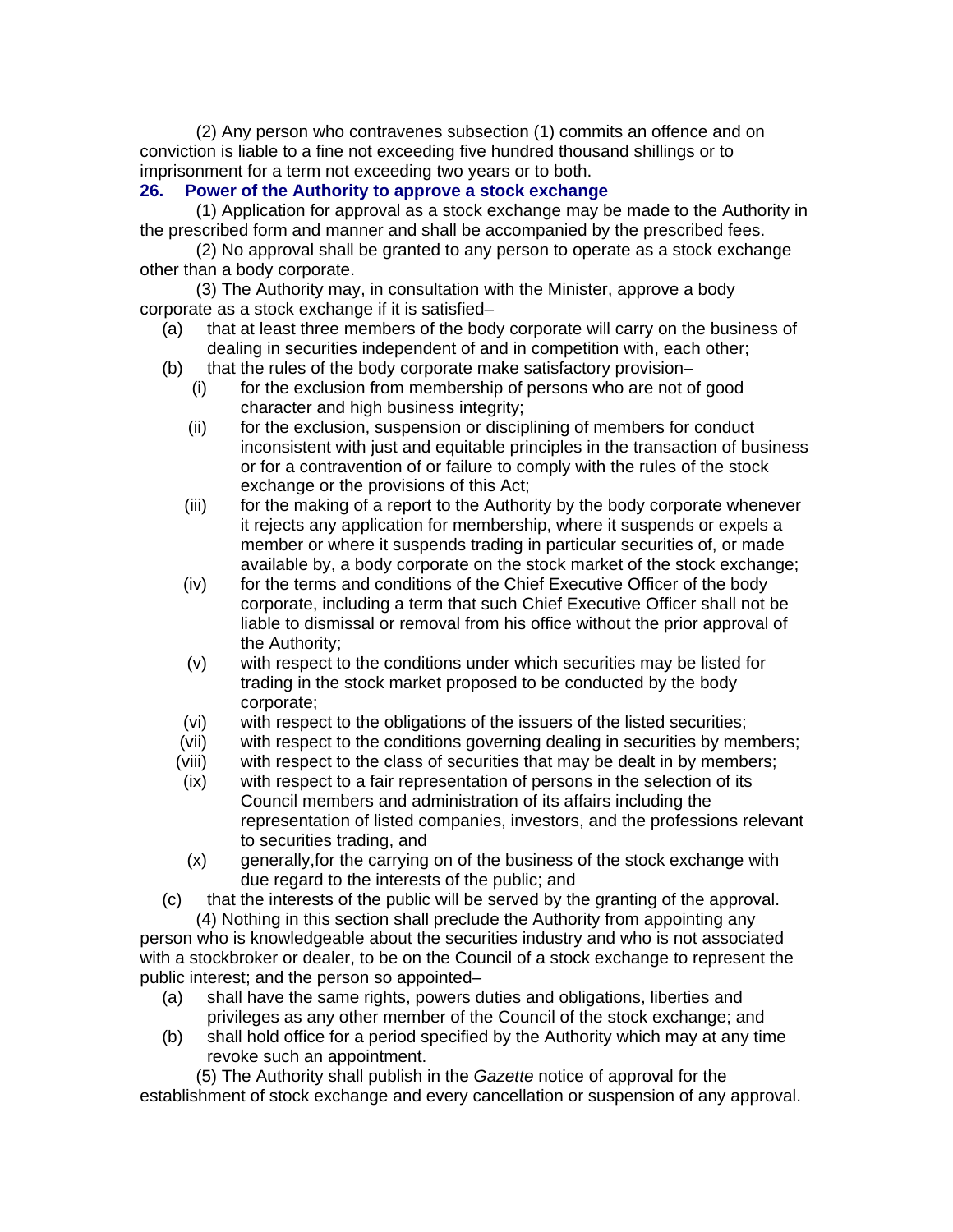(2) Any person who contravenes subsection (1) commits an offence and on conviction is liable to a fine not exceeding five hundred thousand shillings or to imprisonment for a term not exceeding two years or to both.

### 26. Power of the Authority to approve a stock exchange

(1) Application for approval as a stock exchange may be made to the Authority in the prescribed form and manner and shall be accompanied by the prescribed fees.

(2) No approval shall be granted to any person to operate as a stock exchange other than a body corporate.

(3) The Authority may, in consultation with the Minister, approve a body corporate as a stock exchange if it is satisfied–

- (a) that at least three members of the body corporate will carry on the business of dealing in securities independent of and in competition with, each other;
- (b) that the rules of the body corporate make satisfactory provision–
  - (i) for the exclusion from membership of persons who are not of good character and high business integrity;
  - (ii) for the exclusion, suspension or disciplining of members for conduct inconsistent with just and equitable principles in the transaction of business or for a contravention of or failure to comply with the rules of the stock exchange or the provisions of this Act;
  - (iii) for the making of a report to the Authority by the body corporate whenever it rejects any application for membership, where it suspends or expels a member or where it suspends trading in particular securities of, or made available by, a body corporate on the stock market of the stock exchange;
  - (iv) for the terms and conditions of the Chief Executive Officer of the body corporate, including a term that such Chief Executive Officer shall not be liable to dismissal or removal from his office without the prior approval of the Authority;
  - (v) with respect to the conditions under which securities may be listed for trading in the stock market proposed to be conducted by the body corporate;
  - (vi) with respect to the obligations of the issuers of the listed securities;
  - (vii) with respect to the conditions governing dealing in securities by members;
  - (viii) with respect to the class of securities that may be dealt in by members;
  - (ix) with respect to a fair representation of persons in the selection of its Council members and administration of its affairs including the representation of listed companies, investors, and the professions relevant to securities trading, and
  - (x) generally,for the carrying on of the business of the stock exchange with due regard to the interests of the public; and
- (c) that the interests of the public will be served by the granting of the approval.

(4) Nothing in this section shall preclude the Authority from appointing any person who is knowledgeable about the securities industry and who is not associated with a stockbroker or dealer, to be on the Council of a stock exchange to represent the public interest; and the person so appointed–

- (a) shall have the same rights, powers duties and obligations, liberties and privileges as any other member of the Council of the stock exchange; and
- (b) shall hold office for a period specified by the Authority which may at any time revoke such an appointment.

(5) The Authority shall publish in the *Gazette* notice of approval for the establishment of stock exchange and every cancellation or suspension of any approval.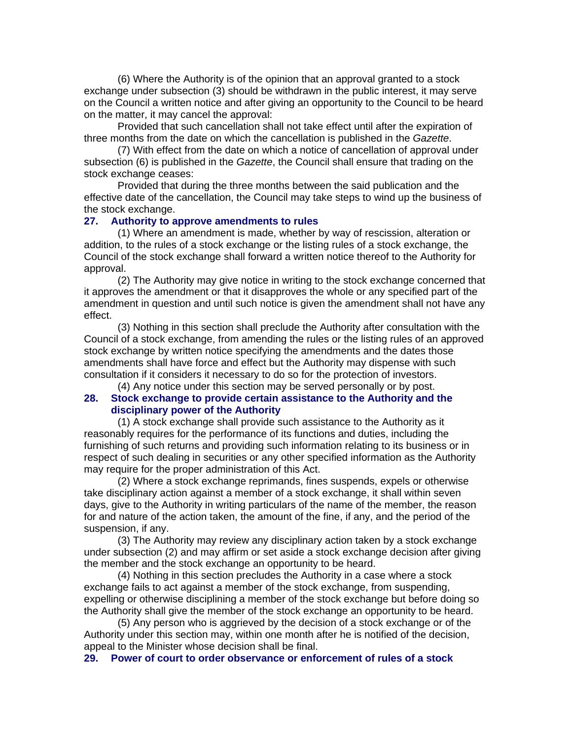(6) Where the Authority is of the opinion that an approval granted to a stock exchange under subsection (3) should be withdrawn in the public interest, it may serve on the Council a written notice and after giving an opportunity to the Council to be heard on the matter, it may cancel the approval:

Provided that such cancellation shall not take effect until after the expiration of three months from the date on which the cancellation is published in the *Gazette*.

(7) With effect from the date on which a notice of cancellation of approval under subsection (6) is published in the *Gazette*, the Council shall ensure that trading on the stock exchange ceases:

Provided that during the three months between the said publication and the effective date of the cancellation, the Council may take steps to wind up the business of the stock exchange.

### 27. Authority to approve amendments to rules

(1) Where an amendment is made, whether by way of rescission, alteration or addition, to the rules of a stock exchange or the listing rules of a stock exchange, the Council of the stock exchange shall forward a written notice thereof to the Authority for approval.

(2) The Authority may give notice in writing to the stock exchange concerned that it approves the amendment or that it disapproves the whole or any specified part of the amendment in question and until such notice is given the amendment shall not have any effect.

(3) Nothing in this section shall preclude the Authority after consultation with the Council of a stock exchange, from amending the rules or the listing rules of an approved stock exchange by written notice specifying the amendments and the dates those amendments shall have force and effect but the Authority may dispense with such consultation if it considers it necessary to do so for the protection of investors.

(4) Any notice under this section may be served personally or by post.

### 28. Stock exchange to provide certain assistance to the Authority and the disciplinary power of the Authority

(1) A stock exchange shall provide such assistance to the Authority as it reasonably requires for the performance of its functions and duties, including the furnishing of such returns and providing such information relating to its business or in respect of such dealing in securities or any other specified information as the Authority may require for the proper administration of this Act.

(2) Where a stock exchange reprimands, fines suspends, expels or otherwise take disciplinary action against a member of a stock exchange, it shall within seven days, give to the Authority in writing particulars of the name of the member, the reason for and nature of the action taken, the amount of the fine, if any, and the period of the suspension, if any.

(3) The Authority may review any disciplinary action taken by a stock exchange under subsection (2) and may affirm or set aside a stock exchange decision after giving the member and the stock exchange an opportunity to be heard.

(4) Nothing in this section precludes the Authority in a case where a stock exchange fails to act against a member of the stock exchange, from suspending, expelling or otherwise disciplining a member of the stock exchange but before doing so the Authority shall give the member of the stock exchange an opportunity to be heard.

(5) Any person who is aggrieved by the decision of a stock exchange or of the Authority under this section may, within one month after he is notified of the decision, appeal to the Minister whose decision shall be final.

### 29. Power of court to order observance or enforcement of rules of a stock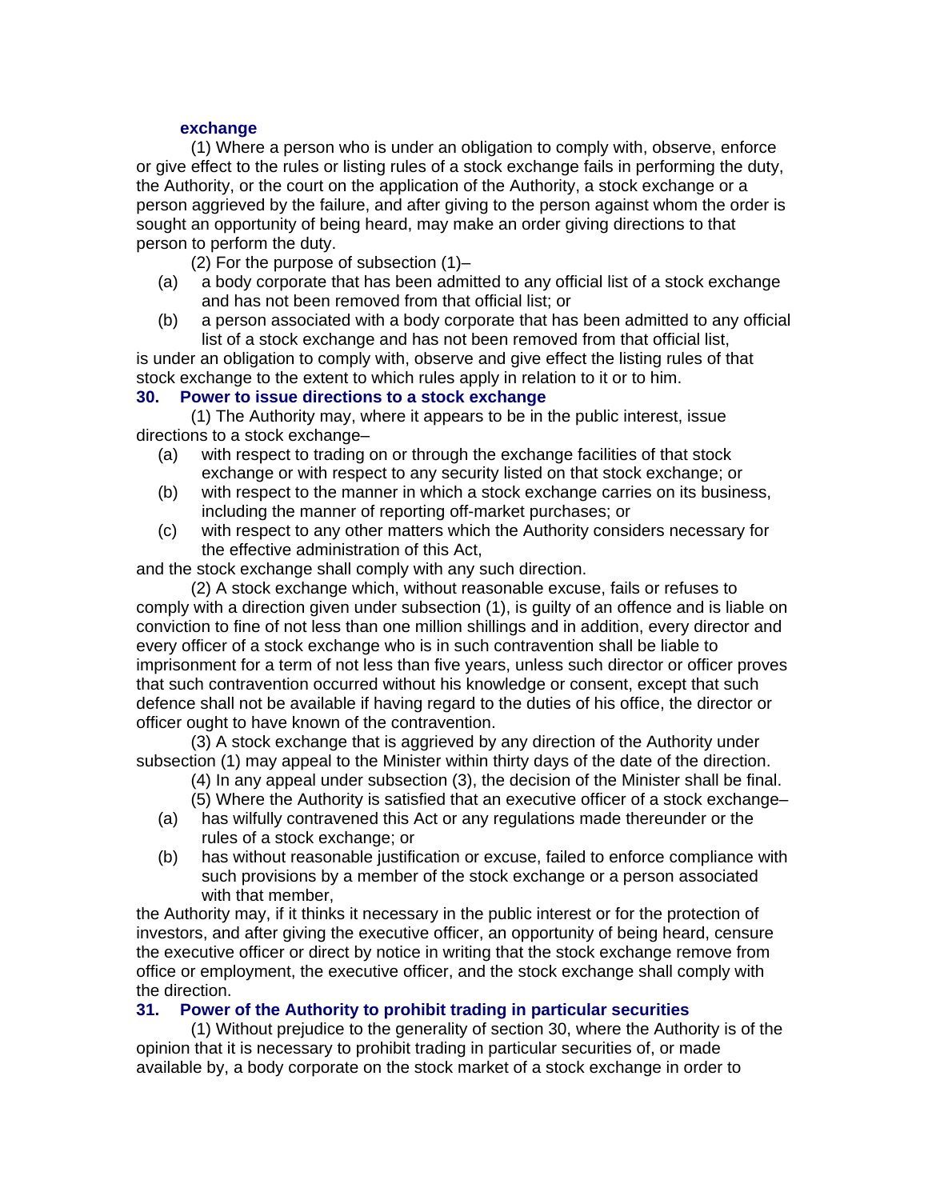**exchange**

(1) Where a person who is under an obligation to comply with, observe, enforce or give effect to the rules or listing rules of a stock exchange fails in performing the duty, the Authority, or the court on the application of the Authority, a stock exchange or a person aggrieved by the failure, and after giving to the person against whom the order is sought an opportunity of being heard, may make an order giving directions to that person to perform the duty.

(2) For the purpose of subsection (1)–

(a) a body corporate that has been admitted to any official list of a stock exchange and has not been removed from that official list; or

(b) a person associated with a body corporate that has been admitted to any official list of a stock exchange and has not been removed from that official list,

is under an obligation to comply with, observe and give effect the listing rules of that stock exchange to the extent to which rules apply in relation to it or to him.

## 30. Power to issue directions to a stock exchange

(1) The Authority may, where it appears to be in the public interest, issue directions to a stock exchange–

(a) with respect to trading on or through the exchange facilities of that stock exchange or with respect to any security listed on that stock exchange; or

(b) with respect to the manner in which a stock exchange carries on its business, including the manner of reporting off-market purchases; or

(c) with respect to any other matters which the Authority considers necessary for the effective administration of this Act,

and the stock exchange shall comply with any such direction.

(2) A stock exchange which, without reasonable excuse, fails or refuses to comply with a direction given under subsection (1), is guilty of an offence and is liable on conviction to fine of not less than one million shillings and in addition, every director and every officer of a stock exchange who is in such contravention shall be liable to imprisonment for a term of not less than five years, unless such director or officer proves that such contravention occurred without his knowledge or consent, except that such defence shall not be available if having regard to the duties of his office, the director or officer ought to have known of the contravention.

(3) A stock exchange that is aggrieved by any direction of the Authority under subsection (1) may appeal to the Minister within thirty days of the date of the direction.

(4) In any appeal under subsection (3), the decision of the Minister shall be final.

(5) Where the Authority is satisfied that an executive officer of a stock exchange–

(a) has wilfully contravened this Act or any regulations made thereunder or the rules of a stock exchange; or

(b) has without reasonable justification or excuse, failed to enforce compliance with such provisions by a member of the stock exchange or a person associated with that member,

the Authority may, if it thinks it necessary in the public interest or for the protection of investors, and after giving the executive officer, an opportunity of being heard, censure the executive officer or direct by notice in writing that the stock exchange remove from office or employment, the executive officer, and the stock exchange shall comply with the direction.

## 31. Power of the Authority to prohibit trading in particular securities

(1) Without prejudice to the generality of section 30, where the Authority is of the opinion that it is necessary to prohibit trading in particular securities of, or made available by, a body corporate on the stock market of a stock exchange in order to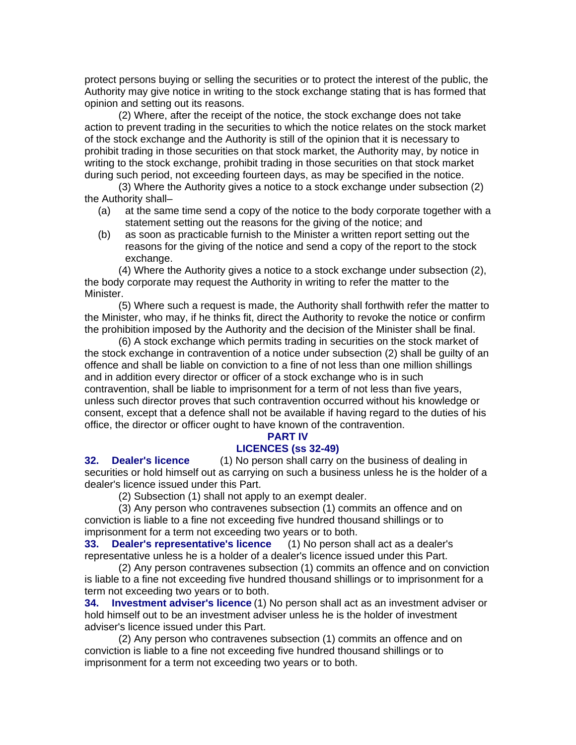protect persons buying or selling the securities or to protect the interest of the public, the Authority may give notice in writing to the stock exchange stating that is has formed that opinion and setting out its reasons.

(2) Where, after the receipt of the notice, the stock exchange does not take action to prevent trading in the securities to which the notice relates on the stock market of the stock exchange and the Authority is still of the opinion that it is necessary to prohibit trading in those securities on that stock market, the Authority may, by notice in writing to the stock exchange, prohibit trading in those securities on that stock market during such period, not exceeding fourteen days, as may be specified in the notice.

(3) Where the Authority gives a notice to a stock exchange under subsection (2) the Authority shall–

(a) at the same time send a copy of the notice to the body corporate together with a statement setting out the reasons for the giving of the notice; and

(b) as soon as practicable furnish to the Minister a written report setting out the reasons for the giving of the notice and send a copy of the report to the stock exchange.

(4) Where the Authority gives a notice to a stock exchange under subsection (2), the body corporate may request the Authority in writing to refer the matter to the Minister.

(5) Where such a request is made, the Authority shall forthwith refer the matter to the Minister, who may, if he thinks fit, direct the Authority to revoke the notice or confirm the prohibition imposed by the Authority and the decision of the Minister shall be final.

(6) A stock exchange which permits trading in securities on the stock market of the stock exchange in contravention of a notice under subsection (2) shall be guilty of an offence and shall be liable on conviction to a fine of not less than one million shillings and in addition every director or officer of a stock exchange who is in such contravention, shall be liable to imprisonment for a term of not less than five years, unless such director proves that such contravention occurred without his knowledge or consent, except that a defence shall not be available if having regard to the duties of his office, the director or officer ought to have known of the contravention.

## PART IV
## LICENCES (ss 32-49)

**32. Dealer's licence** (1) No person shall carry on the business of dealing in securities or hold himself out as carrying on such a business unless he is the holder of a dealer's licence issued under this Part.

(2) Subsection (1) shall not apply to an exempt dealer.

(3) Any person who contravenes subsection (1) commits an offence and on conviction is liable to a fine not exceeding five hundred thousand shillings or to imprisonment for a term not exceeding two years or to both.

**33. Dealer's representative's licence** (1) No person shall act as a dealer's representative unless he is a holder of a dealer's licence issued under this Part.

(2) Any person contravenes subsection (1) commits an offence and on conviction is liable to a fine not exceeding five hundred thousand shillings or to imprisonment for a term not exceeding two years or to both.

**34. Investment adviser's licence** (1) No person shall act as an investment adviser or hold himself out to be an investment adviser unless he is the holder of investment adviser's licence issued under this Part.

(2) Any person who contravenes subsection (1) commits an offence and on conviction is liable to a fine not exceeding five hundred thousand shillings or to imprisonment for a term not exceeding two years or to both.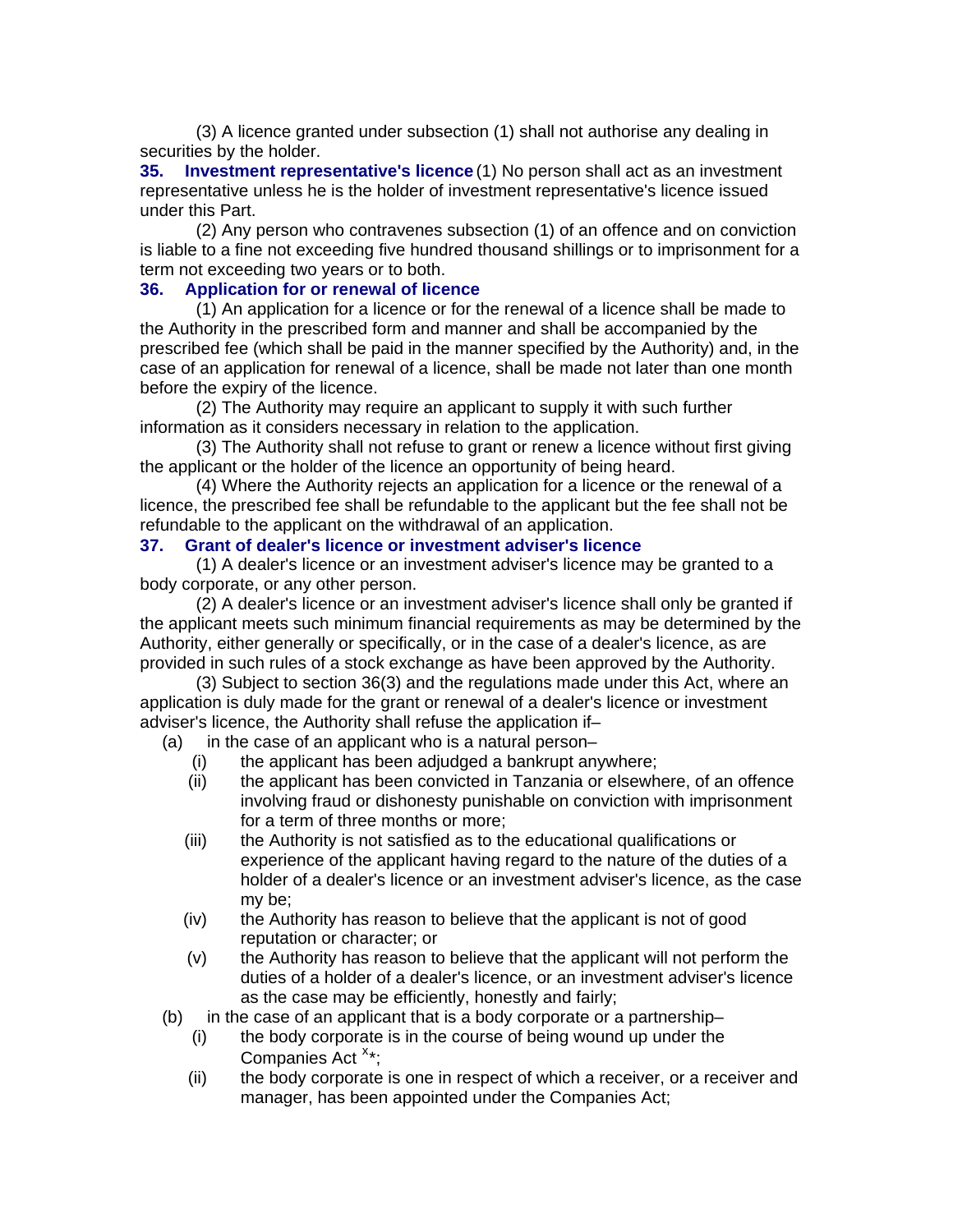(3) A licence granted under subsection (1) shall not authorise any dealing in securities by the holder.

**35. Investment representative's licence** (1) No person shall act as an investment representative unless he is the holder of investment representative's licence issued under this Part.

(2) Any person who contravenes subsection (1) of an offence and on conviction is liable to a fine not exceeding five hundred thousand shillings or to imprisonment for a term not exceeding two years or to both.

**36. Application for or renewal of licence**

(1) An application for a licence or for the renewal of a licence shall be made to the Authority in the prescribed form and manner and shall be accompanied by the prescribed fee (which shall be paid in the manner specified by the Authority) and, in the case of an application for renewal of a licence, shall be made not later than one month before the expiry of the licence.

(2) The Authority may require an applicant to supply it with such further information as it considers necessary in relation to the application.

(3) The Authority shall not refuse to grant or renew a licence without first giving the applicant or the holder of the licence an opportunity of being heard.

(4) Where the Authority rejects an application for a licence or the renewal of a licence, the prescribed fee shall be refundable to the applicant but the fee shall not be refundable to the applicant on the withdrawal of an application.

**37. Grant of dealer's licence or investment adviser's licence**

(1) A dealer's licence or an investment adviser's licence may be granted to a body corporate, or any other person.

(2) A dealer's licence or an investment adviser's licence shall only be granted if the applicant meets such minimum financial requirements as may be determined by the Authority, either generally or specifically, or in the case of a dealer's licence, as are provided in such rules of a stock exchange as have been approved by the Authority.

(3) Subject to section 36(3) and the regulations made under this Act, where an application is duly made for the grant or renewal of a dealer's licence or investment adviser's licence, the Authority shall refuse the application if–

(a) in the case of an applicant who is a natural person–

(i) the applicant has been adjudged a bankrupt anywhere;

(ii) the applicant has been convicted in Tanzania or elsewhere, of an offence involving fraud or dishonesty punishable on conviction with imprisonment for a term of three months or more;

(iii) the Authority is not satisfied as to the educational qualifications or experience of the applicant having regard to the nature of the duties of a holder of a dealer's licence or an investment adviser's licence, as the case my be;

(iv) the Authority has reason to believe that the applicant is not of good reputation or character; or

(v) the Authority has reason to believe that the applicant will not perform the duties of a holder of a dealer's licence, or an investment adviser's licence as the case may be efficiently, honestly and fairly;

(b) in the case of an applicant that is a body corporate or a partnership–

(i) the body corporate is in the course of being wound up under the Companies Act [x]*;

(ii) the body corporate is one in respect of which a receiver, or a receiver and manager, has been appointed under the Companies Act;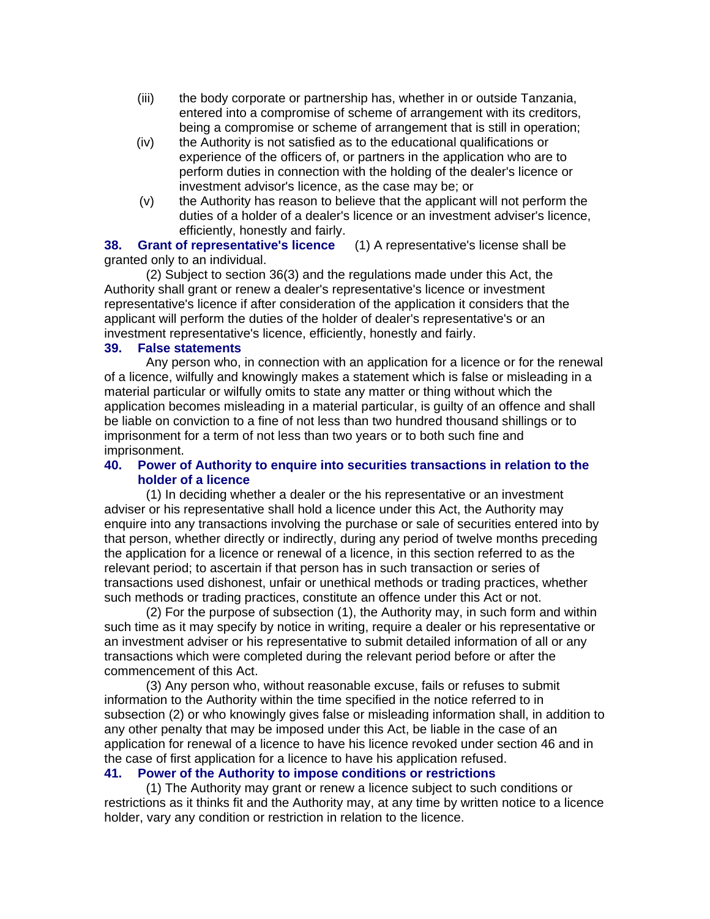(iii) the body corporate or partnership has, whether in or outside Tanzania, entered into a compromise of scheme of arrangement with its creditors, being a compromise or scheme of arrangement that is still in operation;

(iv) the Authority is not satisfied as to the educational qualifications or experience of the officers of, or partners in the application who are to perform duties in connection with the holding of the dealer's licence or investment advisor's licence, as the case may be; or

(v) the Authority has reason to believe that the applicant will not perform the duties of a holder of a dealer's licence or an investment adviser's licence, efficiently, honestly and fairly.

**38. Grant of representative's licence** (1) A representative's license shall be granted only to an individual.

(2) Subject to section 36(3) and the regulations made under this Act, the Authority shall grant or renew a dealer's representative's licence or investment representative's licence if after consideration of the application it considers that the applicant will perform the duties of the holder of dealer's representative's or an investment representative's licence, efficiently, honestly and fairly.

**39. False statements**

Any person who, in connection with an application for a licence or for the renewal of a licence, wilfully and knowingly makes a statement which is false or misleading in a material particular or wilfully omits to state any matter or thing without which the application becomes misleading in a material particular, is guilty of an offence and shall be liable on conviction to a fine of not less than two hundred thousand shillings or to imprisonment for a term of not less than two years or to both such fine and imprisonment.

**40. Power of Authority to enquire into securities transactions in relation to the holder of a licence**

(1) In deciding whether a dealer or the his representative or an investment adviser or his representative shall hold a licence under this Act, the Authority may enquire into any transactions involving the purchase or sale of securities entered into by that person, whether directly or indirectly, during any period of twelve months preceding the application for a licence or renewal of a licence, in this section referred to as the relevant period; to ascertain if that person has in such transaction or series of transactions used dishonest, unfair or unethical methods or trading practices, whether such methods or trading practices, constitute an offence under this Act or not.

(2) For the purpose of subsection (1), the Authority may, in such form and within such time as it may specify by notice in writing, require a dealer or his representative or an investment adviser or his representative to submit detailed information of all or any transactions which were completed during the relevant period before or after the commencement of this Act.

(3) Any person who, without reasonable excuse, fails or refuses to submit information to the Authority within the time specified in the notice referred to in subsection (2) or who knowingly gives false or misleading information shall, in addition to any other penalty that may be imposed under this Act, be liable in the case of an application for renewal of a licence to have his licence revoked under section 46 and in the case of first application for a licence to have his application refused.

**41. Power of the Authority to impose conditions or restrictions**

(1) The Authority may grant or renew a licence subject to such conditions or restrictions as it thinks fit and the Authority may, at any time by written notice to a licence holder, vary any condition or restriction in relation to the licence.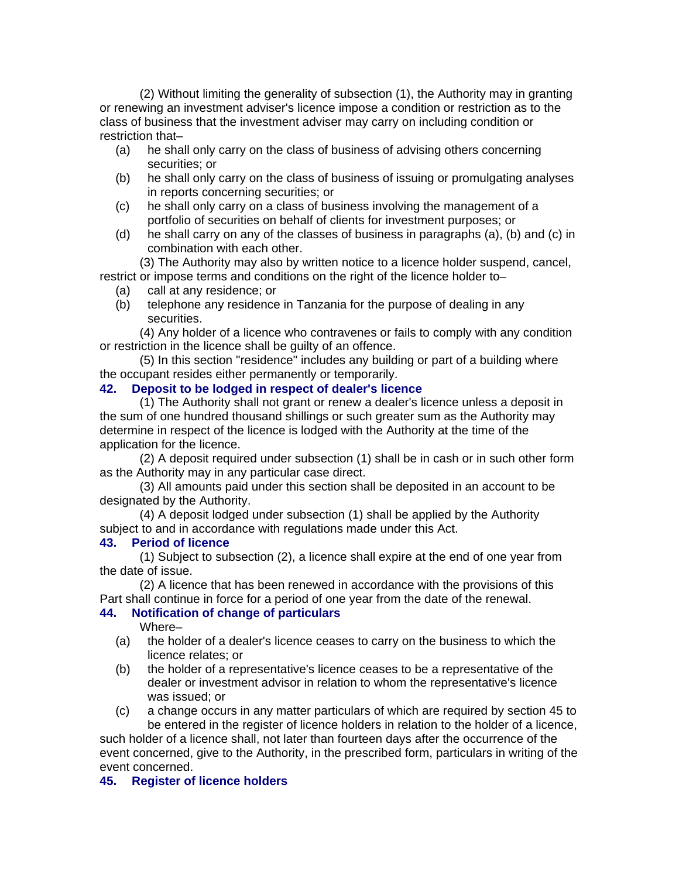(2) Without limiting the generality of subsection (1), the Authority may in granting or renewing an investment adviser's licence impose a condition or restriction as to the class of business that the investment adviser may carry on including condition or restriction that–

(a) he shall only carry on the class of business of advising others concerning securities; or

(b) he shall only carry on the class of business of issuing or promulgating analyses in reports concerning securities; or

(c) he shall only carry on a class of business involving the management of a portfolio of securities on behalf of clients for investment purposes; or

(d) he shall carry on any of the classes of business in paragraphs (a), (b) and (c) in combination with each other.

(3) The Authority may also by written notice to a licence holder suspend, cancel, restrict or impose terms and conditions on the right of the licence holder to–

(a) call at any residence; or

(b) telephone any residence in Tanzania for the purpose of dealing in any securities.

(4) Any holder of a licence who contravenes or fails to comply with any condition or restriction in the licence shall be guilty of an offence.

(5) In this section "residence" includes any building or part of a building where the occupant resides either permanently or temporarily.

### 42. Deposit to be lodged in respect of dealer's licence

(1) The Authority shall not grant or renew a dealer's licence unless a deposit in the sum of one hundred thousand shillings or such greater sum as the Authority may determine in respect of the licence is lodged with the Authority at the time of the application for the licence.

(2) A deposit required under subsection (1) shall be in cash or in such other form as the Authority may in any particular case direct.

(3) All amounts paid under this section shall be deposited in an account to be designated by the Authority.

(4) A deposit lodged under subsection (1) shall be applied by the Authority subject to and in accordance with regulations made under this Act.

### 43. Period of licence

(1) Subject to subsection (2), a licence shall expire at the end of one year from the date of issue.

(2) A licence that has been renewed in accordance with the provisions of this Part shall continue in force for a period of one year from the date of the renewal.

### 44. Notification of change of particulars

Where–

(a) the holder of a dealer's licence ceases to carry on the business to which the licence relates; or

(b) the holder of a representative's licence ceases to be a representative of the dealer or investment advisor in relation to whom the representative's licence was issued; or

(c) a change occurs in any matter particulars of which are required by section 45 to be entered in the register of licence holders in relation to the holder of a licence,

such holder of a licence shall, not later than fourteen days after the occurrence of the event concerned, give to the Authority, in the prescribed form, particulars in writing of the event concerned.

### 45. Register of licence holders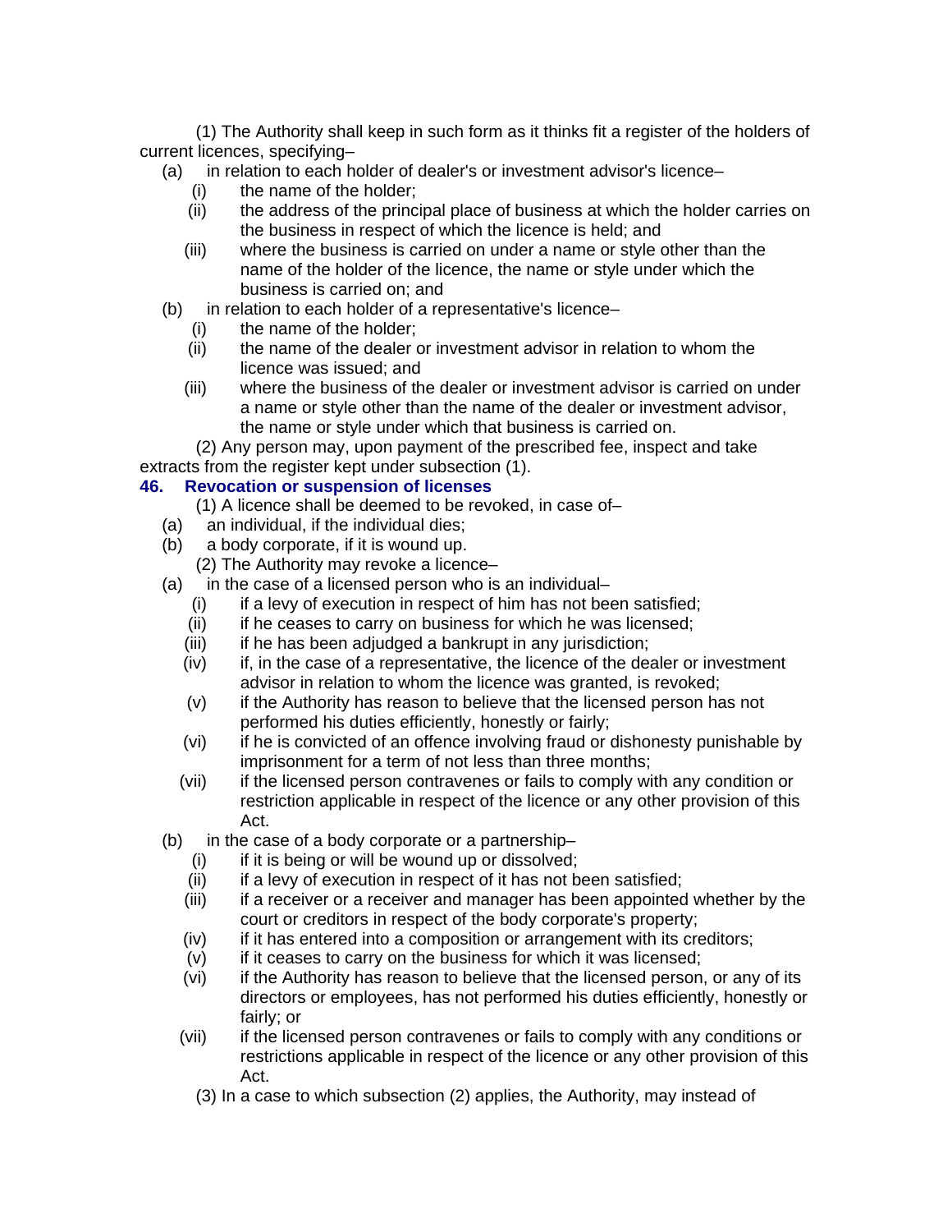(1) The Authority shall keep in such form as it thinks fit a register of the holders of current licences, specifying–

(a) in relation to each holder of dealer's or investment advisor's licence–

(i) the name of the holder;

(ii) the address of the principal place of business at which the holder carries on the business in respect of which the licence is held; and

(iii) where the business is carried on under a name or style other than the name of the holder of the licence, the name or style under which the business is carried on; and

(b) in relation to each holder of a representative's licence–

(i) the name of the holder;

(ii) the name of the dealer or investment advisor in relation to whom the licence was issued; and

(iii) where the business of the dealer or investment advisor is carried on under a name or style other than the name of the dealer or investment advisor, the name or style under which that business is carried on.

(2) Any person may, upon payment of the prescribed fee, inspect and take extracts from the register kept under subsection (1).

### 46. Revocation or suspension of licenses

(1) A licence shall be deemed to be revoked, in case of–

(a) an individual, if the individual dies;

(b) a body corporate, if it is wound up.

(2) The Authority may revoke a licence–

(a) in the case of a licensed person who is an individual–

(i) if a levy of execution in respect of him has not been satisfied;

(ii) if he ceases to carry on business for which he was licensed;

(iii) if he has been adjudged a bankrupt in any jurisdiction;

(iv) if, in the case of a representative, the licence of the dealer or investment advisor in relation to whom the licence was granted, is revoked;

(v) if the Authority has reason to believe that the licensed person has not performed his duties efficiently, honestly or fairly;

(vi) if he is convicted of an offence involving fraud or dishonesty punishable by imprisonment for a term of not less than three months;

(vii) if the licensed person contravenes or fails to comply with any condition or restriction applicable in respect of the licence or any other provision of this Act.

(b) in the case of a body corporate or a partnership–

(i) if it is being or will be wound up or dissolved;

(ii) if a levy of execution in respect of it has not been satisfied;

(iii) if a receiver or a receiver and manager has been appointed whether by the court or creditors in respect of the body corporate's property;

(iv) if it has entered into a composition or arrangement with its creditors;

(v) if it ceases to carry on the business for which it was licensed;

(vi) if the Authority has reason to believe that the licensed person, or any of its directors or employees, has not performed his duties efficiently, honestly or fairly; or

(vii) if the licensed person contravenes or fails to comply with any conditions or restrictions applicable in respect of the licence or any other provision of this Act.

(3) In a case to which subsection (2) applies, the Authority, may instead of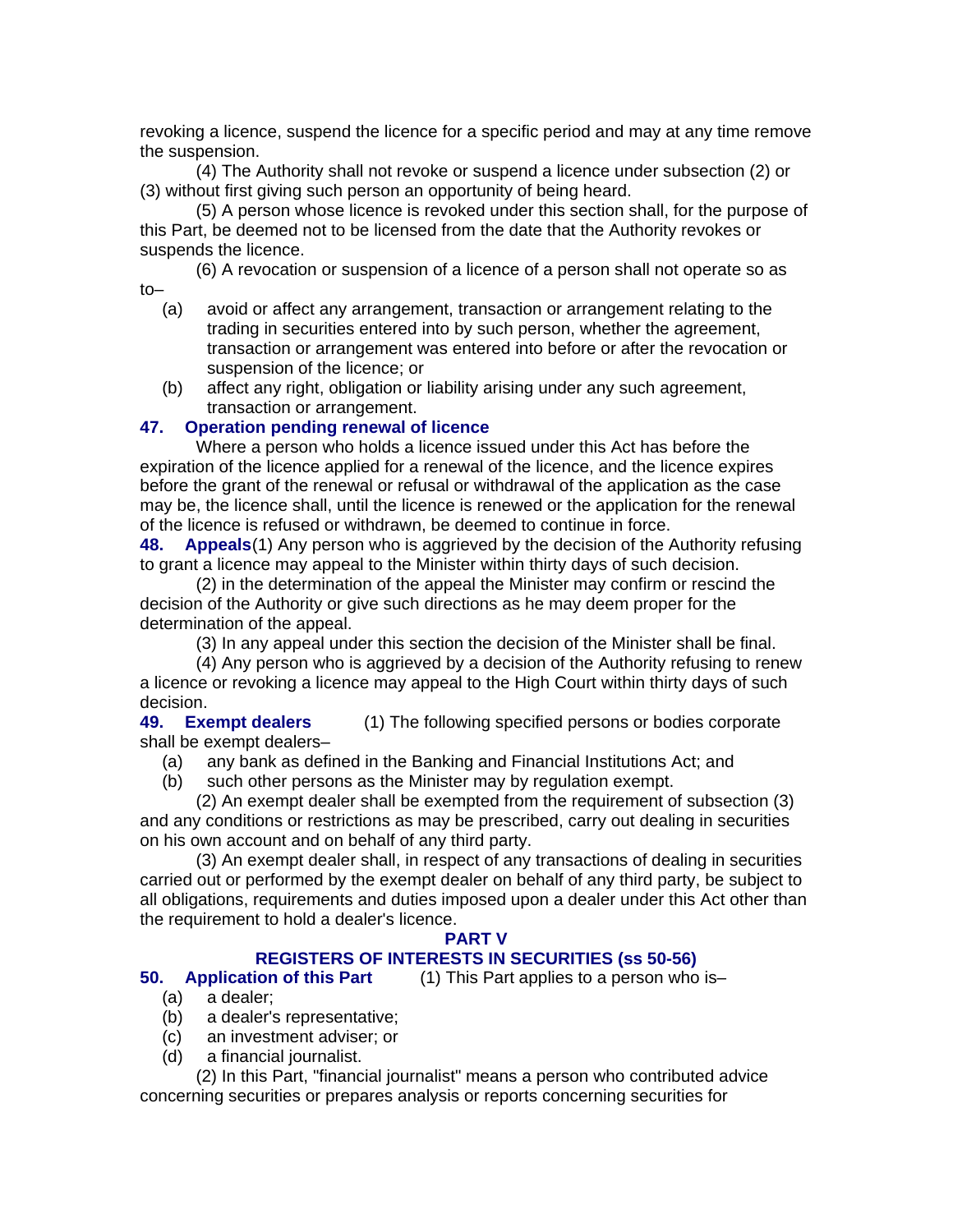revoking a licence, suspend the licence for a specific period and may at any time remove the suspension.

(4) The Authority shall not revoke or suspend a licence under subsection (2) or (3) without first giving such person an opportunity of being heard.

(5) A person whose licence is revoked under this section shall, for the purpose of this Part, be deemed not to be licensed from the date that the Authority revokes or suspends the licence.

(6) A revocation or suspension of a licence of a person shall not operate so as to–

(a) avoid or affect any arrangement, transaction or arrangement relating to the trading in securities entered into by such person, whether the agreement, transaction or arrangement was entered into before or after the revocation or suspension of the licence; or

(b) affect any right, obligation or liability arising under any such agreement, transaction or arrangement.

**47. Operation pending renewal of licence**

Where a person who holds a licence issued under this Act has before the expiration of the licence applied for a renewal of the licence, and the licence expires before the grant of the renewal or refusal or withdrawal of the application as the case may be, the licence shall, until the licence is renewed or the application for the renewal of the licence is refused or withdrawn, be deemed to continue in force.

**48. Appeals**(1) Any person who is aggrieved by the decision of the Authority refusing to grant a licence may appeal to the Minister within thirty days of such decision.

(2) in the determination of the appeal the Minister may confirm or rescind the decision of the Authority or give such directions as he may deem proper for the determination of the appeal.

(3) In any appeal under this section the decision of the Minister shall be final.

(4) Any person who is aggrieved by a decision of the Authority refusing to renew a licence or revoking a licence may appeal to the High Court within thirty days of such decision.

**49. Exempt dealers** (1) The following specified persons or bodies corporate shall be exempt dealers–

(a) any bank as defined in the Banking and Financial Institutions Act; and

(b) such other persons as the Minister may by regulation exempt.

(2) An exempt dealer shall be exempted from the requirement of subsection (3) and any conditions or restrictions as may be prescribed, carry out dealing in securities on his own account and on behalf of any third party.

(3) An exempt dealer shall, in respect of any transactions of dealing in securities carried out or performed by the exempt dealer on behalf of any third party, be subject to all obligations, requirements and duties imposed upon a dealer under this Act other than the requirement to hold a dealer's licence.

## PART V

## REGISTERS OF INTERESTS IN SECURITIES (ss 50-56)

**50. Application of this Part** (1) This Part applies to a person who is–

(a) a dealer;

(b) a dealer's representative;

(c) an investment adviser; or

(d) a financial journalist.

(2) In this Part, "financial journalist" means a person who contributed advice concerning securities or prepares analysis or reports concerning securities for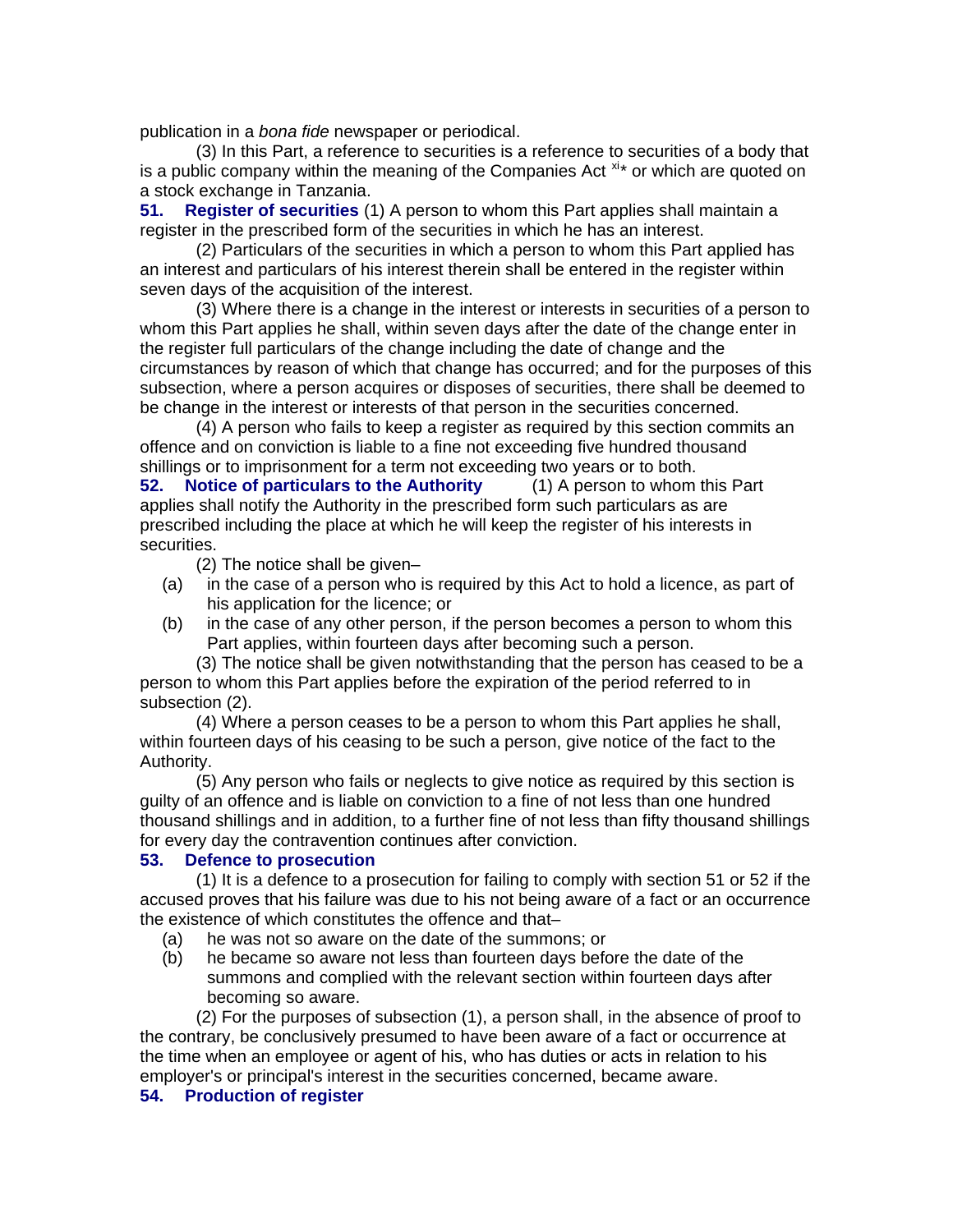publication in a *bona fide* newspaper or periodical.

(3) In this Part, a reference to securities is a reference to securities of a body that is a public company within the meaning of the Companies Act [xi]* or which are quoted on a stock exchange in Tanzania.

**51. Register of securities** (1) A person to whom this Part applies shall maintain a register in the prescribed form of the securities in which he has an interest.

(2) Particulars of the securities in which a person to whom this Part applied has an interest and particulars of his interest therein shall be entered in the register within seven days of the acquisition of the interest.

(3) Where there is a change in the interest or interests in securities of a person to whom this Part applies he shall, within seven days after the date of the change enter in the register full particulars of the change including the date of change and the circumstances by reason of which that change has occurred; and for the purposes of this subsection, where a person acquires or disposes of securities, there shall be deemed to be change in the interest or interests of that person in the securities concerned.

(4) A person who fails to keep a register as required by this section commits an offence and on conviction is liable to a fine not exceeding five hundred thousand shillings or to imprisonment for a term not exceeding two years or to both.

**52. Notice of particulars to the Authority** (1) A person to whom this Part applies shall notify the Authority in the prescribed form such particulars as are prescribed including the place at which he will keep the register of his interests in securities.

(2) The notice shall be given–

(a) in the case of a person who is required by this Act to hold a licence, as part of his application for the licence; or

(b) in the case of any other person, if the person becomes a person to whom this Part applies, within fourteen days after becoming such a person.

(3) The notice shall be given notwithstanding that the person has ceased to be a person to whom this Part applies before the expiration of the period referred to in subsection (2).

(4) Where a person ceases to be a person to whom this Part applies he shall, within fourteen days of his ceasing to be such a person, give notice of the fact to the Authority.

(5) Any person who fails or neglects to give notice as required by this section is guilty of an offence and is liable on conviction to a fine of not less than one hundred thousand shillings and in addition, to a further fine of not less than fifty thousand shillings for every day the contravention continues after conviction.

**53. Defence to prosecution**

(1) It is a defence to a prosecution for failing to comply with section 51 or 52 if the accused proves that his failure was due to his not being aware of a fact or an occurrence the existence of which constitutes the offence and that–

(a) he was not so aware on the date of the summons; or

(b) he became so aware not less than fourteen days before the date of the summons and complied with the relevant section within fourteen days after becoming so aware.

(2) For the purposes of subsection (1), a person shall, in the absence of proof to the contrary, be conclusively presumed to have been aware of a fact or occurrence at the time when an employee or agent of his, who has duties or acts in relation to his employer's or principal's interest in the securities concerned, became aware.

**54. Production of register**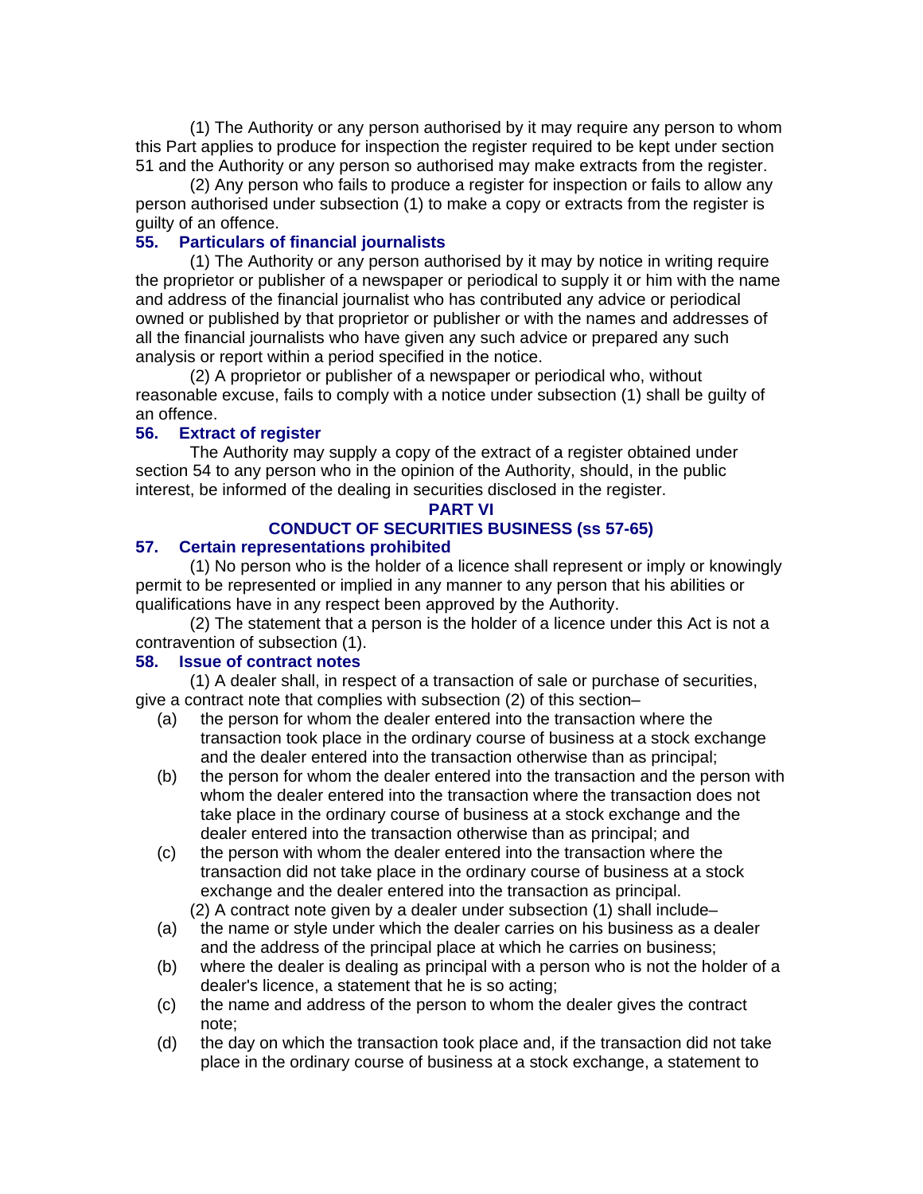(1) The Authority or any person authorised by it may require any person to whom this Part applies to produce for inspection the register required to be kept under section 51 and the Authority or any person so authorised may make extracts from the register.

(2) Any person who fails to produce a register for inspection or fails to allow any person authorised under subsection (1) to make a copy or extracts from the register is guilty of an offence.

### 55. Particulars of financial journalists

(1) The Authority or any person authorised by it may by notice in writing require the proprietor or publisher of a newspaper or periodical to supply it or him with the name and address of the financial journalist who has contributed any advice or periodical owned or published by that proprietor or publisher or with the names and addresses of all the financial journalists who have given any such advice or prepared any such analysis or report within a period specified in the notice.

(2) A proprietor or publisher of a newspaper or periodical who, without reasonable excuse, fails to comply with a notice under subsection (1) shall be guilty of an offence.

### 56. Extract of register

The Authority may supply a copy of the extract of a register obtained under section 54 to any person who in the opinion of the Authority, should, in the public interest, be informed of the dealing in securities disclosed in the register.

## PART VI

## CONDUCT OF SECURITIES BUSINESS (ss 57-65)

### 57. Certain representations prohibited

(1) No person who is the holder of a licence shall represent or imply or knowingly permit to be represented or implied in any manner to any person that his abilities or qualifications have in any respect been approved by the Authority.

(2) The statement that a person is the holder of a licence under this Act is not a contravention of subsection (1).

### 58. Issue of contract notes

(1) A dealer shall, in respect of a transaction of sale or purchase of securities, give a contract note that complies with subsection (2) of this section–

(a) the person for whom the dealer entered into the transaction where the transaction took place in the ordinary course of business at a stock exchange and the dealer entered into the transaction otherwise than as principal;

(b) the person for whom the dealer entered into the transaction and the person with whom the dealer entered into the transaction where the transaction does not take place in the ordinary course of business at a stock exchange and the dealer entered into the transaction otherwise than as principal; and

(c) the person with whom the dealer entered into the transaction where the transaction did not take place in the ordinary course of business at a stock exchange and the dealer entered into the transaction as principal.

(2) A contract note given by a dealer under subsection (1) shall include–

(a) the name or style under which the dealer carries on his business as a dealer and the address of the principal place at which he carries on business;

(b) where the dealer is dealing as principal with a person who is not the holder of a dealer's licence, a statement that he is so acting;

(c) the name and address of the person to whom the dealer gives the contract note;

(d) the day on which the transaction took place and, if the transaction did not take place in the ordinary course of business at a stock exchange, a statement to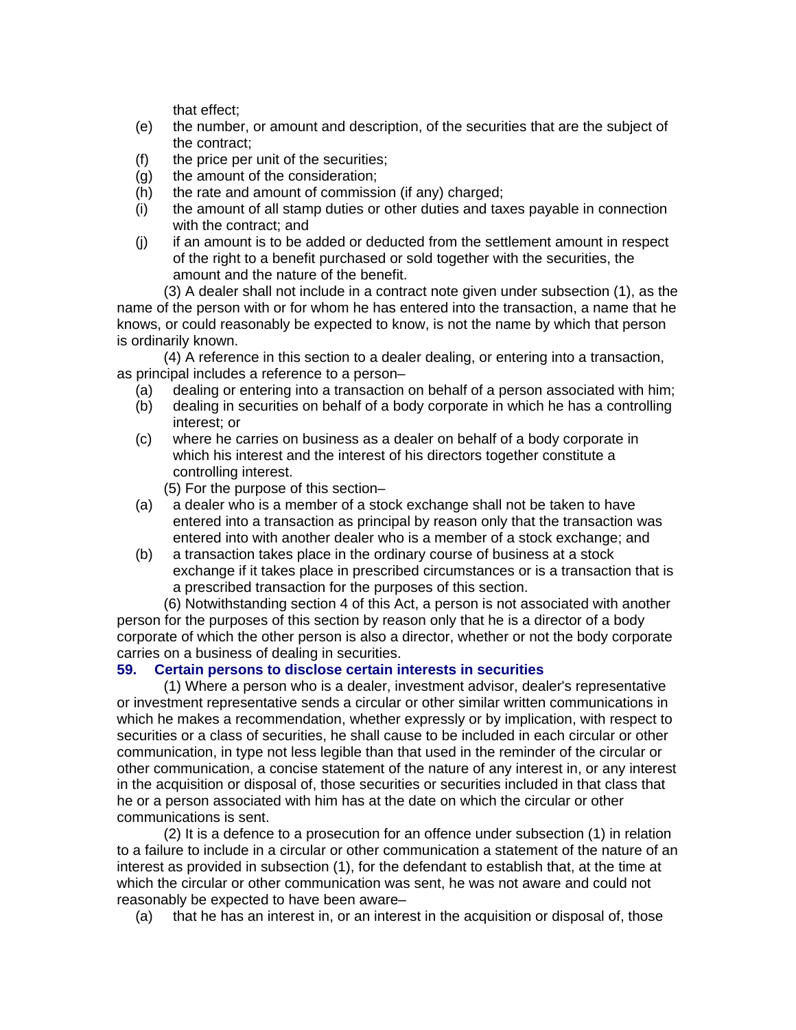that effect;

(e) the number, or amount and description, of the securities that are the subject of the contract;

(f) the price per unit of the securities;

(g) the amount of the consideration;

(h) the rate and amount of commission (if any) charged;

(i) the amount of all stamp duties or other duties and taxes payable in connection with the contract; and

(j) if an amount is to be added or deducted from the settlement amount in respect of the right to a benefit purchased or sold together with the securities, the amount and the nature of the benefit.

(3) A dealer shall not include in a contract note given under subsection (1), as the name of the person with or for whom he has entered into the transaction, a name that he knows, or could reasonably be expected to know, is not the name by which that person is ordinarily known.

(4) A reference in this section to a dealer dealing, or entering into a transaction, as principal includes a reference to a person–

(a) dealing or entering into a transaction on behalf of a person associated with him;

(b) dealing in securities on behalf of a body corporate in which he has a controlling interest; or

(c) where he carries on business as a dealer on behalf of a body corporate in which his interest and the interest of his directors together constitute a controlling interest.

(5) For the purpose of this section–

(a) a dealer who is a member of a stock exchange shall not be taken to have entered into a transaction as principal by reason only that the transaction was entered into with another dealer who is a member of a stock exchange; and

(b) a transaction takes place in the ordinary course of business at a stock exchange if it takes place in prescribed circumstances or is a transaction that is a prescribed transaction for the purposes of this section.

(6) Notwithstanding section 4 of this Act, a person is not associated with another person for the purposes of this section by reason only that he is a director of a body corporate of which the other person is a director, whether or not the body corporate carries on a business of dealing in securities.

### 59. Certain persons to disclose certain interests in securities

(1) Where a person who is a dealer, investment advisor, dealer's representative or investment representative sends a circular or other similar written communications in which he makes a recommendation, whether expressly or by implication, with respect to securities or a class of securities, he shall cause to be included in each circular or other communication, in type not less legible than that used in the reminder of the circular or other communication, a concise statement of the nature of any interest in, or any interest in the acquisition or disposal of, those securities or securities included in that class that he or a person associated with him has at the date on which the circular or other communications is sent.

(2) It is a defence to a prosecution for an offence under subsection (1) in relation to a failure to include in a circular or other communication a statement of the nature of an interest as provided in subsection (1), for the defendant to establish that, at the time at which the circular or other communication was sent, he was not aware and could not reasonably be expected to have been aware–

(a) that he has an interest in, or an interest in the acquisition or disposal of, those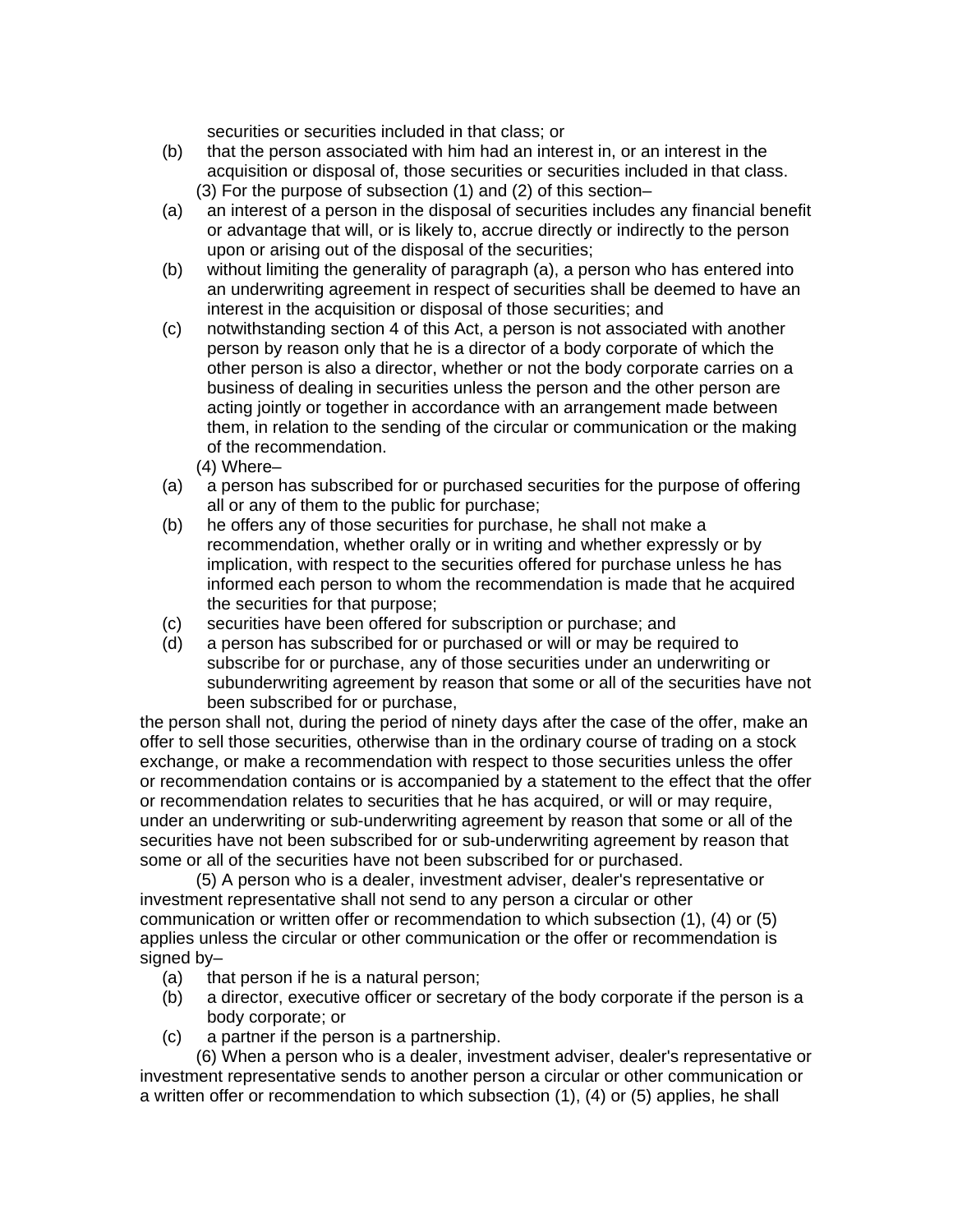securities or securities included in that class; or

(b) that the person associated with him had an interest in, or an interest in the acquisition or disposal of, those securities or securities included in that class.

(3) For the purpose of subsection (1) and (2) of this section–

(a) an interest of a person in the disposal of securities includes any financial benefit or advantage that will, or is likely to, accrue directly or indirectly to the person upon or arising out of the disposal of the securities;

(b) without limiting the generality of paragraph (a), a person who has entered into an underwriting agreement in respect of securities shall be deemed to have an interest in the acquisition or disposal of those securities; and

(c) notwithstanding section 4 of this Act, a person is not associated with another person by reason only that he is a director of a body corporate of which the other person is also a director, whether or not the body corporate carries on a business of dealing in securities unless the person and the other person are acting jointly or together in accordance with an arrangement made between them, in relation to the sending of the circular or communication or the making of the recommendation.

(4) Where–

(a) a person has subscribed for or purchased securities for the purpose of offering all or any of them to the public for purchase;

(b) he offers any of those securities for purchase, he shall not make a recommendation, whether orally or in writing and whether expressly or by implication, with respect to the securities offered for purchase unless he has informed each person to whom the recommendation is made that he acquired the securities for that purpose;

(c) securities have been offered for subscription or purchase; and

(d) a person has subscribed for or purchased or will or may be required to subscribe for or purchase, any of those securities under an underwriting or subunderwriting agreement by reason that some or all of the securities have not been subscribed for or purchase,

the person shall not, during the period of ninety days after the case of the offer, make an offer to sell those securities, otherwise than in the ordinary course of trading on a stock exchange, or make a recommendation with respect to those securities unless the offer or recommendation contains or is accompanied by a statement to the effect that the offer or recommendation relates to securities that he has acquired, or will or may require, under an underwriting or sub-underwriting agreement by reason that some or all of the securities have not been subscribed for or sub-underwriting agreement by reason that some or all of the securities have not been subscribed for or purchased.

(5) A person who is a dealer, investment adviser, dealer's representative or investment representative shall not send to any person a circular or other communication or written offer or recommendation to which subsection (1), (4) or (5) applies unless the circular or other communication or the offer or recommendation is signed by–

(a) that person if he is a natural person;

(b) a director, executive officer or secretary of the body corporate if the person is a body corporate; or

(c) a partner if the person is a partnership.

(6) When a person who is a dealer, investment adviser, dealer's representative or investment representative sends to another person a circular or other communication or a written offer or recommendation to which subsection (1), (4) or (5) applies, he shall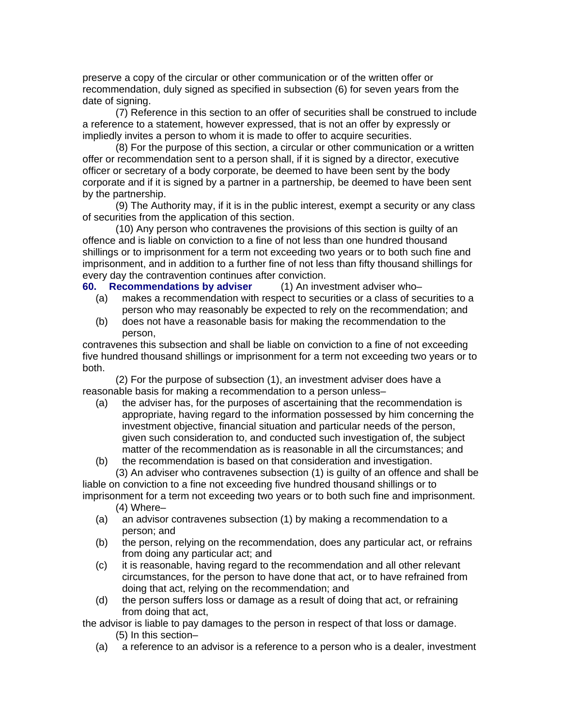preserve a copy of the circular or other communication or of the written offer or recommendation, duly signed as specified in subsection (6) for seven years from the date of signing.

(7) Reference in this section to an offer of securities shall be construed to include a reference to a statement, however expressed, that is not an offer by expressly or impliedly invites a person to whom it is made to offer to acquire securities.

(8) For the purpose of this section, a circular or other communication or a written offer or recommendation sent to a person shall, if it is signed by a director, executive officer or secretary of a body corporate, be deemed to have been sent by the body corporate and if it is signed by a partner in a partnership, be deemed to have been sent by the partnership.

(9) The Authority may, if it is in the public interest, exempt a security or any class of securities from the application of this section.

(10) Any person who contravenes the provisions of this section is guilty of an offence and is liable on conviction to a fine of not less than one hundred thousand shillings or to imprisonment for a term not exceeding two years or to both such fine and imprisonment, and in addition to a further fine of not less than fifty thousand shillings for every day the contravention continues after conviction.

**60. Recommendations by adviser** (1) An investment adviser who–

(a) makes a recommendation with respect to securities or a class of securities to a person who may reasonably be expected to rely on the recommendation; and

(b) does not have a reasonable basis for making the recommendation to the person,

contravenes this subsection and shall be liable on conviction to a fine of not exceeding five hundred thousand shillings or imprisonment for a term not exceeding two years or to both.

(2) For the purpose of subsection (1), an investment adviser does have a reasonable basis for making a recommendation to a person unless–

(a) the adviser has, for the purposes of ascertaining that the recommendation is appropriate, having regard to the information possessed by him concerning the investment objective, financial situation and particular needs of the person, given such consideration to, and conducted such investigation of, the subject matter of the recommendation as is reasonable in all the circumstances; and

(b) the recommendation is based on that consideration and investigation.

(3) An adviser who contravenes subsection (1) is guilty of an offence and shall be liable on conviction to a fine not exceeding five hundred thousand shillings or to imprisonment for a term not exceeding two years or to both such fine and imprisonment.

(4) Where–

(a) an advisor contravenes subsection (1) by making a recommendation to a person; and

(b) the person, relying on the recommendation, does any particular act, or refrains from doing any particular act; and

(c) it is reasonable, having regard to the recommendation and all other relevant circumstances, for the person to have done that act, or to have refrained from doing that act, relying on the recommendation; and

(d) the person suffers loss or damage as a result of doing that act, or refraining from doing that act,

the advisor is liable to pay damages to the person in respect of that loss or damage.

(5) In this section–

(a) a reference to an advisor is a reference to a person who is a dealer, investment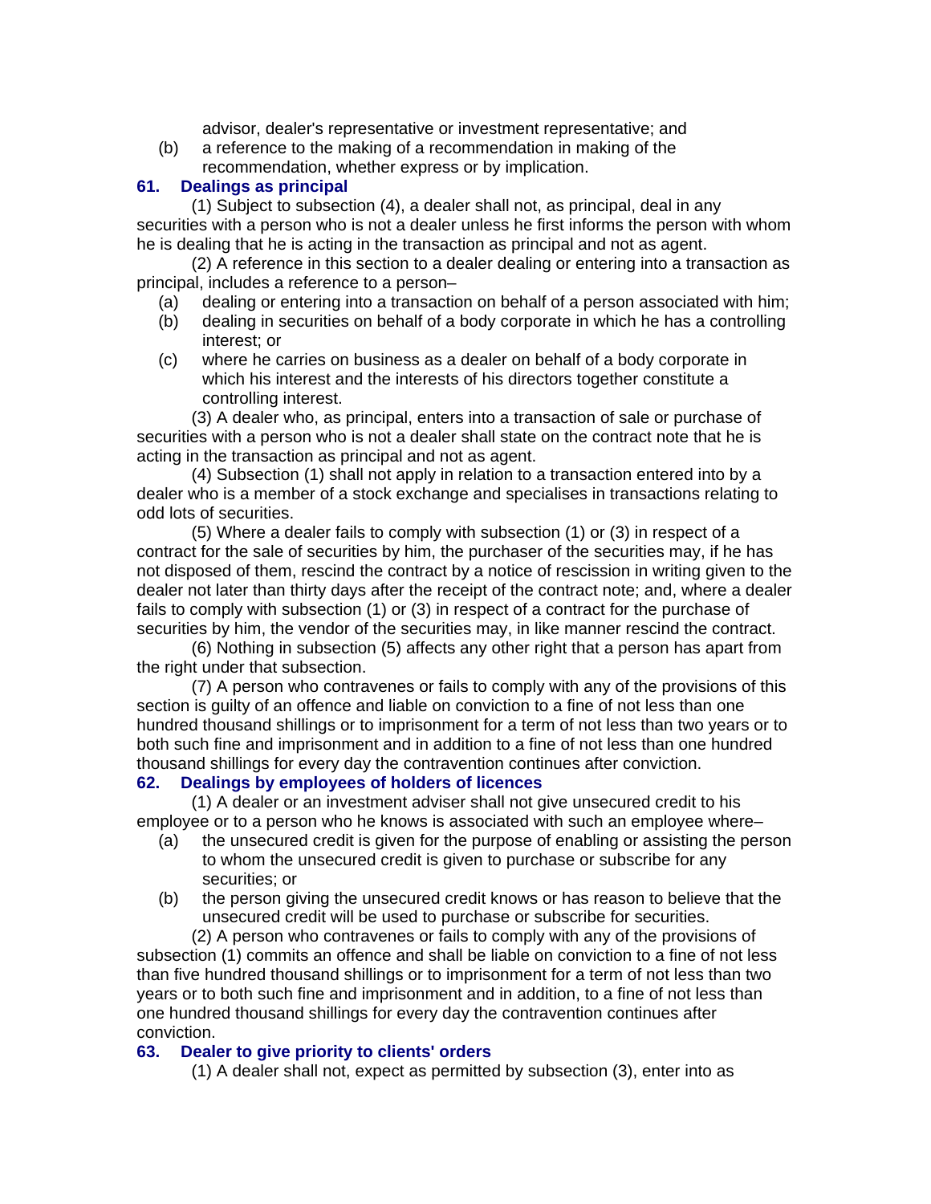advisor, dealer's representative or investment representative; and

(b) a reference to the making of a recommendation in making of the recommendation, whether express or by implication.

### 61. Dealings as principal

(1) Subject to subsection (4), a dealer shall not, as principal, deal in any securities with a person who is not a dealer unless he first informs the person with whom he is dealing that he is acting in the transaction as principal and not as agent.

(2) A reference in this section to a dealer dealing or entering into a transaction as principal, includes a reference to a person–

(a) dealing or entering into a transaction on behalf of a person associated with him;

(b) dealing in securities on behalf of a body corporate in which he has a controlling interest; or

(c) where he carries on business as a dealer on behalf of a body corporate in which his interest and the interests of his directors together constitute a controlling interest.

(3) A dealer who, as principal, enters into a transaction of sale or purchase of securities with a person who is not a dealer shall state on the contract note that he is acting in the transaction as principal and not as agent.

(4) Subsection (1) shall not apply in relation to a transaction entered into by a dealer who is a member of a stock exchange and specialises in transactions relating to odd lots of securities.

(5) Where a dealer fails to comply with subsection (1) or (3) in respect of a contract for the sale of securities by him, the purchaser of the securities may, if he has not disposed of them, rescind the contract by a notice of rescission in writing given to the dealer not later than thirty days after the receipt of the contract note; and, where a dealer fails to comply with subsection (1) or (3) in respect of a contract for the purchase of securities by him, the vendor of the securities may, in like manner rescind the contract.

(6) Nothing in subsection (5) affects any other right that a person has apart from the right under that subsection.

(7) A person who contravenes or fails to comply with any of the provisions of this section is guilty of an offence and liable on conviction to a fine of not less than one hundred thousand shillings or to imprisonment for a term of not less than two years or to both such fine and imprisonment and in addition to a fine of not less than one hundred thousand shillings for every day the contravention continues after conviction.

### 62. Dealings by employees of holders of licences

(1) A dealer or an investment adviser shall not give unsecured credit to his employee or to a person who he knows is associated with such an employee where–

(a) the unsecured credit is given for the purpose of enabling or assisting the person to whom the unsecured credit is given to purchase or subscribe for any securities; or

(b) the person giving the unsecured credit knows or has reason to believe that the unsecured credit will be used to purchase or subscribe for securities.

(2) A person who contravenes or fails to comply with any of the provisions of subsection (1) commits an offence and shall be liable on conviction to a fine of not less than five hundred thousand shillings or to imprisonment for a term of not less than two years or to both such fine and imprisonment and in addition, to a fine of not less than one hundred thousand shillings for every day the contravention continues after conviction.

### 63. Dealer to give priority to clients' orders

(1) A dealer shall not, expect as permitted by subsection (3), enter into as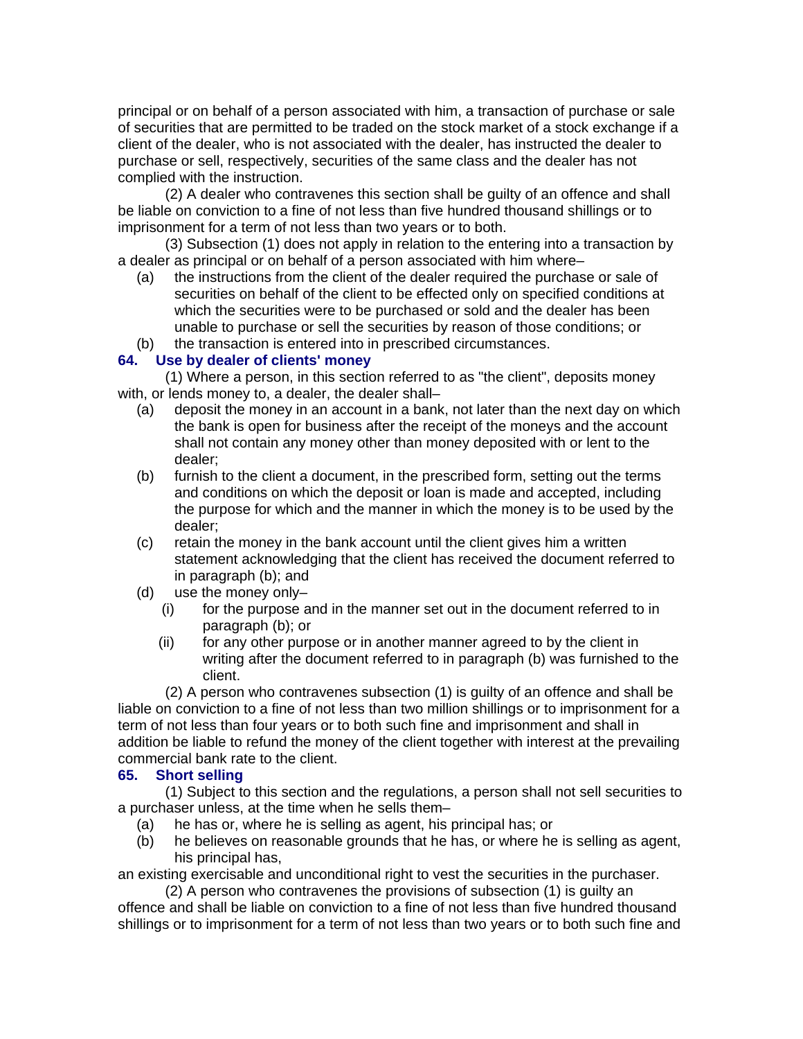principal or on behalf of a person associated with him, a transaction of purchase or sale of securities that are permitted to be traded on the stock market of a stock exchange if a client of the dealer, who is not associated with the dealer, has instructed the dealer to purchase or sell, respectively, securities of the same class and the dealer has not complied with the instruction.

(2) A dealer who contravenes this section shall be guilty of an offence and shall be liable on conviction to a fine of not less than five hundred thousand shillings or to imprisonment for a term of not less than two years or to both.

(3) Subsection (1) does not apply in relation to the entering into a transaction by a dealer as principal or on behalf of a person associated with him where–

(a) the instructions from the client of the dealer required the purchase or sale of securities on behalf of the client to be effected only on specified conditions at which the securities were to be purchased or sold and the dealer has been unable to purchase or sell the securities by reason of those conditions; or

(b) the transaction is entered into in prescribed circumstances.

### 64. Use by dealer of clients' money

(1) Where a person, in this section referred to as "the client", deposits money with, or lends money to, a dealer, the dealer shall–

(a) deposit the money in an account in a bank, not later than the next day on which the bank is open for business after the receipt of the moneys and the account shall not contain any money other than money deposited with or lent to the dealer;

(b) furnish to the client a document, in the prescribed form, setting out the terms and conditions on which the deposit or loan is made and accepted, including the purpose for which and the manner in which the money is to be used by the dealer;

(c) retain the money in the bank account until the client gives him a written statement acknowledging that the client has received the document referred to in paragraph (b); and

(d) use the money only–

(i) for the purpose and in the manner set out in the document referred to in paragraph (b); or

(ii) for any other purpose or in another manner agreed to by the client in writing after the document referred to in paragraph (b) was furnished to the client.

(2) A person who contravenes subsection (1) is guilty of an offence and shall be liable on conviction to a fine of not less than two million shillings or to imprisonment for a term of not less than four years or to both such fine and imprisonment and shall in addition be liable to refund the money of the client together with interest at the prevailing commercial bank rate to the client.

### 65. Short selling

(1) Subject to this section and the regulations, a person shall not sell securities to a purchaser unless, at the time when he sells them–

(a) he has or, where he is selling as agent, his principal has; or

(b) he believes on reasonable grounds that he has, or where he is selling as agent, his principal has,

an existing exercisable and unconditional right to vest the securities in the purchaser.

(2) A person who contravenes the provisions of subsection (1) is guilty an offence and shall be liable on conviction to a fine of not less than five hundred thousand shillings or to imprisonment for a term of not less than two years or to both such fine and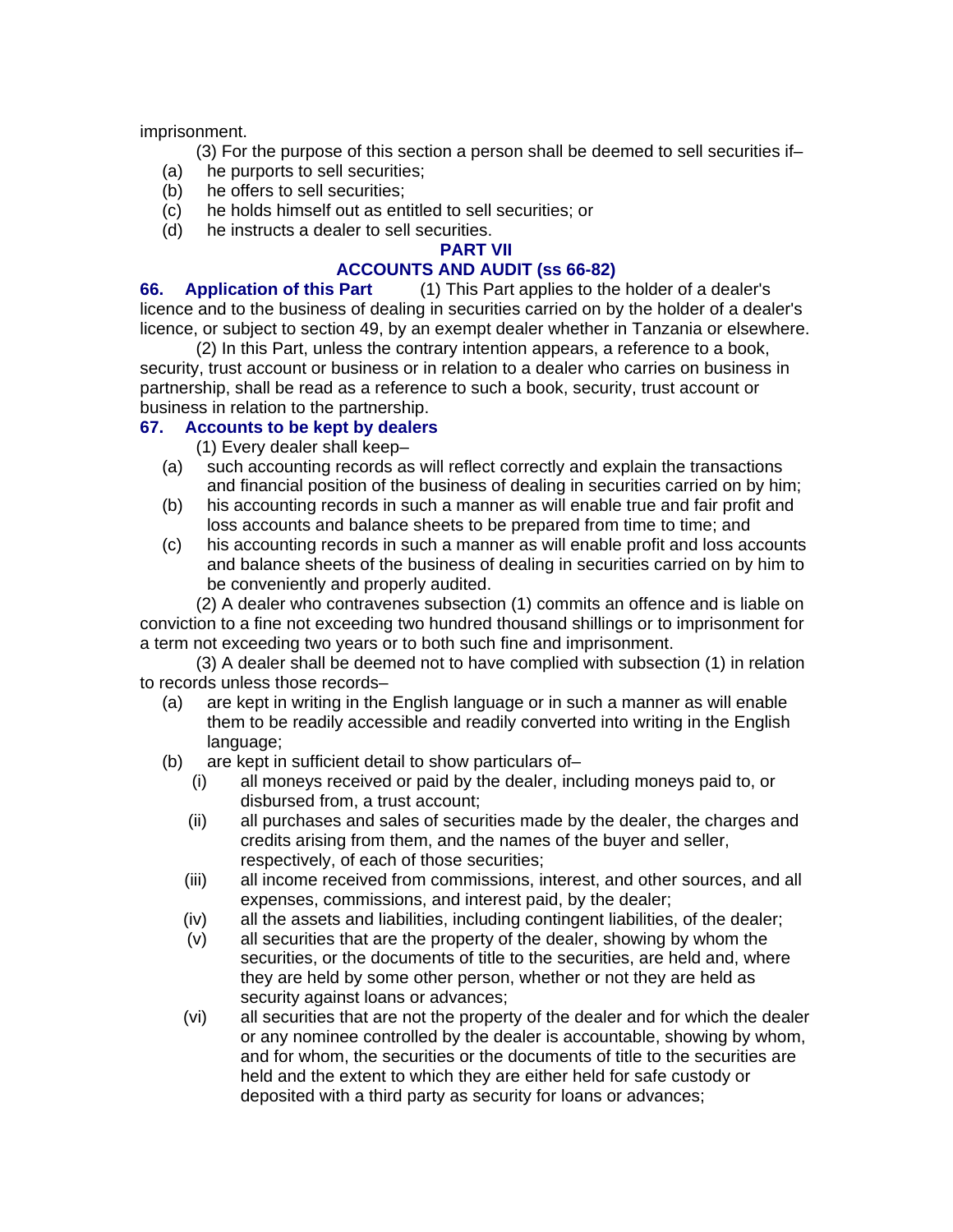imprisonment.

(3) For the purpose of this section a person shall be deemed to sell securities if–

- (a) he purports to sell securities;
- (b) he offers to sell securities;
- (c) he holds himself out as entitled to sell securities; or
- (d) he instructs a dealer to sell securities.

## PART VII

## ACCOUNTS AND AUDIT (ss 66-82)

**66. Application of this Part** (1) This Part applies to the holder of a dealer's licence and to the business of dealing in securities carried on by the holder of a dealer's licence, or subject to section 49, by an exempt dealer whether in Tanzania or elsewhere.

(2) In this Part, unless the contrary intention appears, a reference to a book, security, trust account or business or in relation to a dealer who carries on business in partnership, shall be read as a reference to such a book, security, trust account or business in relation to the partnership.

**67. Accounts to be kept by dealers**

(1) Every dealer shall keep–

- (a) such accounting records as will reflect correctly and explain the transactions and financial position of the business of dealing in securities carried on by him;
- (b) his accounting records in such a manner as will enable true and fair profit and loss accounts and balance sheets to be prepared from time to time; and
- (c) his accounting records in such a manner as will enable profit and loss accounts and balance sheets of the business of dealing in securities carried on by him to be conveniently and properly audited.

(2) A dealer who contravenes subsection (1) commits an offence and is liable on conviction to a fine not exceeding two hundred thousand shillings or to imprisonment for a term not exceeding two years or to both such fine and imprisonment.

(3) A dealer shall be deemed not to have complied with subsection (1) in relation to records unless those records–

- (a) are kept in writing in the English language or in such a manner as will enable them to be readily accessible and readily converted into writing in the English language;
- (b) are kept in sufficient detail to show particulars of–
  - (i) all moneys received or paid by the dealer, including moneys paid to, or disbursed from, a trust account;
  - (ii) all purchases and sales of securities made by the dealer, the charges and credits arising from them, and the names of the buyer and seller, respectively, of each of those securities;
  - (iii) all income received from commissions, interest, and other sources, and all expenses, commissions, and interest paid, by the dealer;
  - (iv) all the assets and liabilities, including contingent liabilities, of the dealer;
  - (v) all securities that are the property of the dealer, showing by whom the securities, or the documents of title to the securities, are held and, where they are held by some other person, whether or not they are held as security against loans or advances;
  - (vi) all securities that are not the property of the dealer and for which the dealer or any nominee controlled by the dealer is accountable, showing by whom, and for whom, the securities or the documents of title to the securities are held and the extent to which they are either held for safe custody or deposited with a third party as security for loans or advances;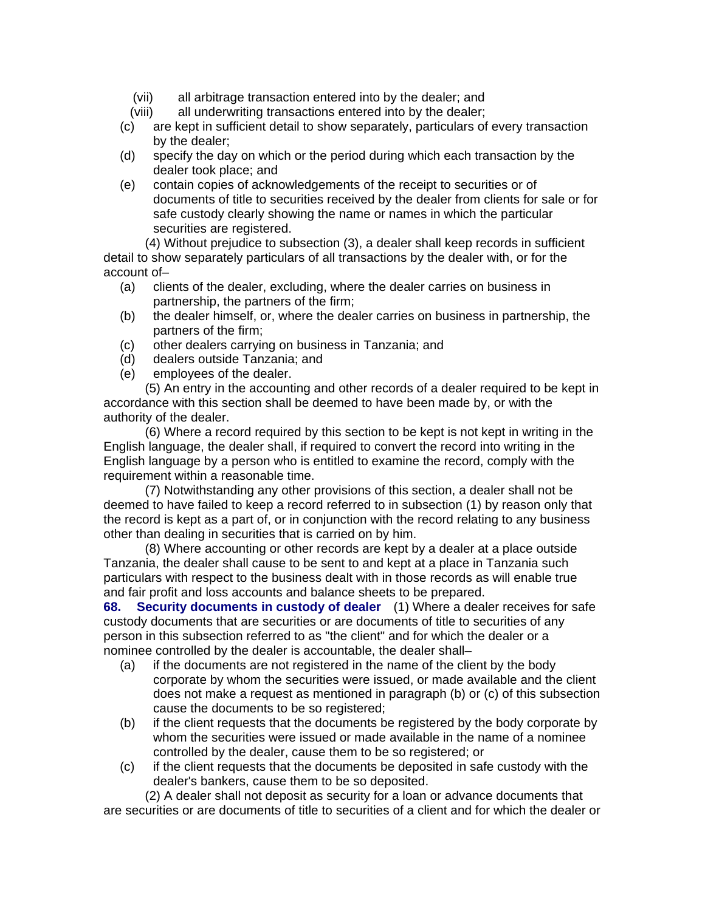(vii) all arbitrage transaction entered into by the dealer; and

(viii) all underwriting transactions entered into by the dealer;

(c) are kept in sufficient detail to show separately, particulars of every transaction by the dealer;

(d) specify the day on which or the period during which each transaction by the dealer took place; and

(e) contain copies of acknowledgements of the receipt to securities or of documents of title to securities received by the dealer from clients for sale or for safe custody clearly showing the name or names in which the particular securities are registered.

(4) Without prejudice to subsection (3), a dealer shall keep records in sufficient detail to show separately particulars of all transactions by the dealer with, or for the account of–

(a) clients of the dealer, excluding, where the dealer carries on business in partnership, the partners of the firm;

(b) the dealer himself, or, where the dealer carries on business in partnership, the partners of the firm;

(c) other dealers carrying on business in Tanzania; and

(d) dealers outside Tanzania; and

(e) employees of the dealer.

(5) An entry in the accounting and other records of a dealer required to be kept in accordance with this section shall be deemed to have been made by, or with the authority of the dealer.

(6) Where a record required by this section to be kept is not kept in writing in the English language, the dealer shall, if required to convert the record into writing in the English language by a person who is entitled to examine the record, comply with the requirement within a reasonable time.

(7) Notwithstanding any other provisions of this section, a dealer shall not be deemed to have failed to keep a record referred to in subsection (1) by reason only that the record is kept as a part of, or in conjunction with the record relating to any business other than dealing in securities that is carried on by him.

(8) Where accounting or other records are kept by a dealer at a place outside Tanzania, the dealer shall cause to be sent to and kept at a place in Tanzania such particulars with respect to the business dealt with in those records as will enable true and fair profit and loss accounts and balance sheets to be prepared.

**68. Security documents in custody of dealer** (1) Where a dealer receives for safe custody documents that are securities or are documents of title to securities of any person in this subsection referred to as "the client" and for which the dealer or a nominee controlled by the dealer is accountable, the dealer shall–

(a) if the documents are not registered in the name of the client by the body corporate by whom the securities were issued, or made available and the client does not make a request as mentioned in paragraph (b) or (c) of this subsection cause the documents to be so registered;

(b) if the client requests that the documents be registered by the body corporate by whom the securities were issued or made available in the name of a nominee controlled by the dealer, cause them to be so registered; or

(c) if the client requests that the documents be deposited in safe custody with the dealer's bankers, cause them to be so deposited.

(2) A dealer shall not deposit as security for a loan or advance documents that are securities or are documents of title to securities of a client and for which the dealer or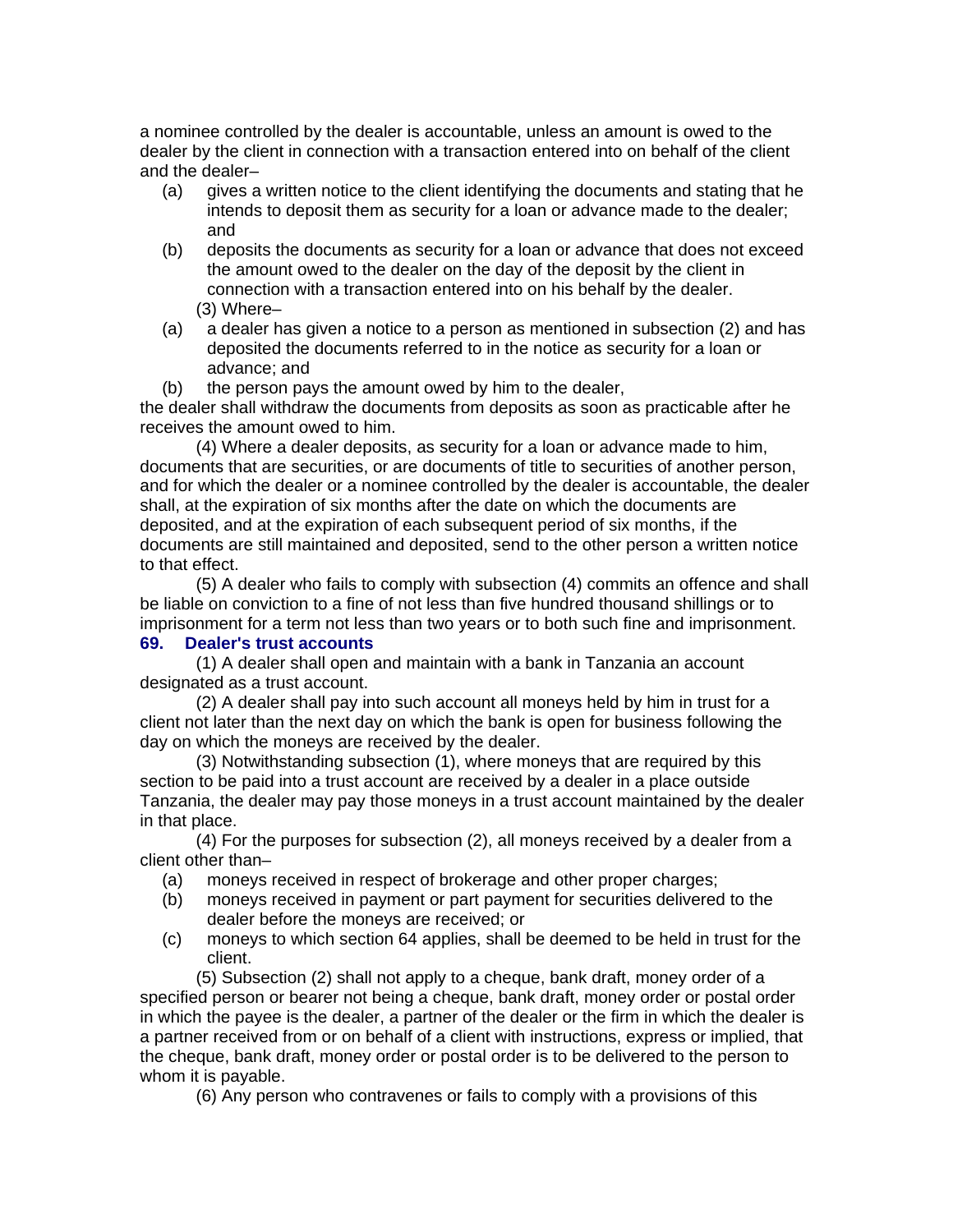a nominee controlled by the dealer is accountable, unless an amount is owed to the dealer by the client in connection with a transaction entered into on behalf of the client and the dealer–

(a) gives a written notice to the client identifying the documents and stating that he intends to deposit them as security for a loan or advance made to the dealer; and

(b) deposits the documents as security for a loan or advance that does not exceed the amount owed to the dealer on the day of the deposit by the client in connection with a transaction entered into on his behalf by the dealer.

(3) Where–

(a) a dealer has given a notice to a person as mentioned in subsection (2) and has deposited the documents referred to in the notice as security for a loan or advance; and

(b) the person pays the amount owed by him to the dealer,

the dealer shall withdraw the documents from deposits as soon as practicable after he receives the amount owed to him.

(4) Where a dealer deposits, as security for a loan or advance made to him, documents that are securities, or are documents of title to securities of another person, and for which the dealer or a nominee controlled by the dealer is accountable, the dealer shall, at the expiration of six months after the date on which the documents are deposited, and at the expiration of each subsequent period of six months, if the documents are still maintained and deposited, send to the other person a written notice to that effect.

(5) A dealer who fails to comply with subsection (4) commits an offence and shall be liable on conviction to a fine of not less than five hundred thousand shillings or to imprisonment for a term not less than two years or to both such fine and imprisonment.

### 69. Dealer's trust accounts

(1) A dealer shall open and maintain with a bank in Tanzania an account designated as a trust account.

(2) A dealer shall pay into such account all moneys held by him in trust for a client not later than the next day on which the bank is open for business following the day on which the moneys are received by the dealer.

(3) Notwithstanding subsection (1), where moneys that are required by this section to be paid into a trust account are received by a dealer in a place outside Tanzania, the dealer may pay those moneys in a trust account maintained by the dealer in that place.

(4) For the purposes for subsection (2), all moneys received by a dealer from a client other than–

(a) moneys received in respect of brokerage and other proper charges;

(b) moneys received in payment or part payment for securities delivered to the dealer before the moneys are received; or

(c) moneys to which section 64 applies, shall be deemed to be held in trust for the client.

(5) Subsection (2) shall not apply to a cheque, bank draft, money order of a specified person or bearer not being a cheque, bank draft, money order or postal order in which the payee is the dealer, a partner of the dealer or the firm in which the dealer is a partner received from or on behalf of a client with instructions, express or implied, that the cheque, bank draft, money order or postal order is to be delivered to the person to whom it is payable.

(6) Any person who contravenes or fails to comply with a provisions of this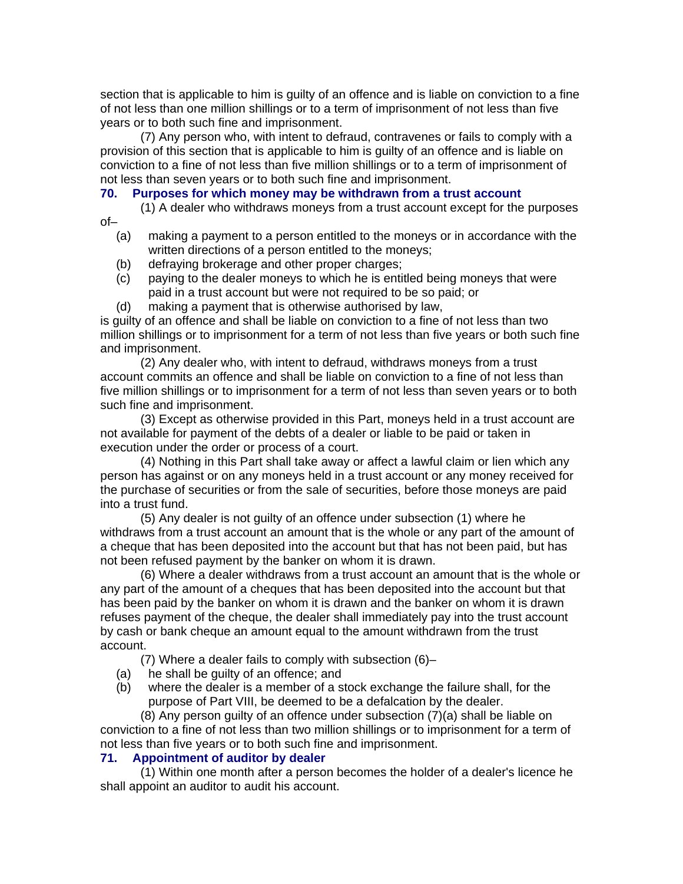section that is applicable to him is guilty of an offence and is liable on conviction to a fine of not less than one million shillings or to a term of imprisonment of not less than five years or to both such fine and imprisonment.

(7) Any person who, with intent to defraud, contravenes or fails to comply with a provision of this section that is applicable to him is guilty of an offence and is liable on conviction to a fine of not less than five million shillings or to a term of imprisonment of not less than seven years or to both such fine and imprisonment.

### 70. Purposes for which money may be withdrawn from a trust account

(1) A dealer who withdraws moneys from a trust account except for the purposes of–

(a) making a payment to a person entitled to the moneys or in accordance with the written directions of a person entitled to the moneys;

(b) defraying brokerage and other proper charges;

(c) paying to the dealer moneys to which he is entitled being moneys that were paid in a trust account but were not required to be so paid; or

(d) making a payment that is otherwise authorised by law,

is guilty of an offence and shall be liable on conviction to a fine of not less than two million shillings or to imprisonment for a term of not less than five years or both such fine and imprisonment.

(2) Any dealer who, with intent to defraud, withdraws moneys from a trust account commits an offence and shall be liable on conviction to a fine of not less than five million shillings or to imprisonment for a term of not less than seven years or to both such fine and imprisonment.

(3) Except as otherwise provided in this Part, moneys held in a trust account are not available for payment of the debts of a dealer or liable to be paid or taken in execution under the order or process of a court.

(4) Nothing in this Part shall take away or affect a lawful claim or lien which any person has against or on any moneys held in a trust account or any money received for the purchase of securities or from the sale of securities, before those moneys are paid into a trust fund.

(5) Any dealer is not guilty of an offence under subsection (1) where he withdraws from a trust account an amount that is the whole or any part of the amount of a cheque that has been deposited into the account but that has not been paid, but has not been refused payment by the banker on whom it is drawn.

(6) Where a dealer withdraws from a trust account an amount that is the whole or any part of the amount of a cheques that has been deposited into the account but that has been paid by the banker on whom it is drawn and the banker on whom it is drawn refuses payment of the cheque, the dealer shall immediately pay into the trust account by cash or bank cheque an amount equal to the amount withdrawn from the trust account.

(7) Where a dealer fails to comply with subsection (6)–

(a) he shall be guilty of an offence; and

(b) where the dealer is a member of a stock exchange the failure shall, for the purpose of Part VIII, be deemed to be a defalcation by the dealer.

(8) Any person guilty of an offence under subsection (7)(a) shall be liable on conviction to a fine of not less than two million shillings or to imprisonment for a term of not less than five years or to both such fine and imprisonment.

### 71. Appointment of auditor by dealer

(1) Within one month after a person becomes the holder of a dealer's licence he shall appoint an auditor to audit his account.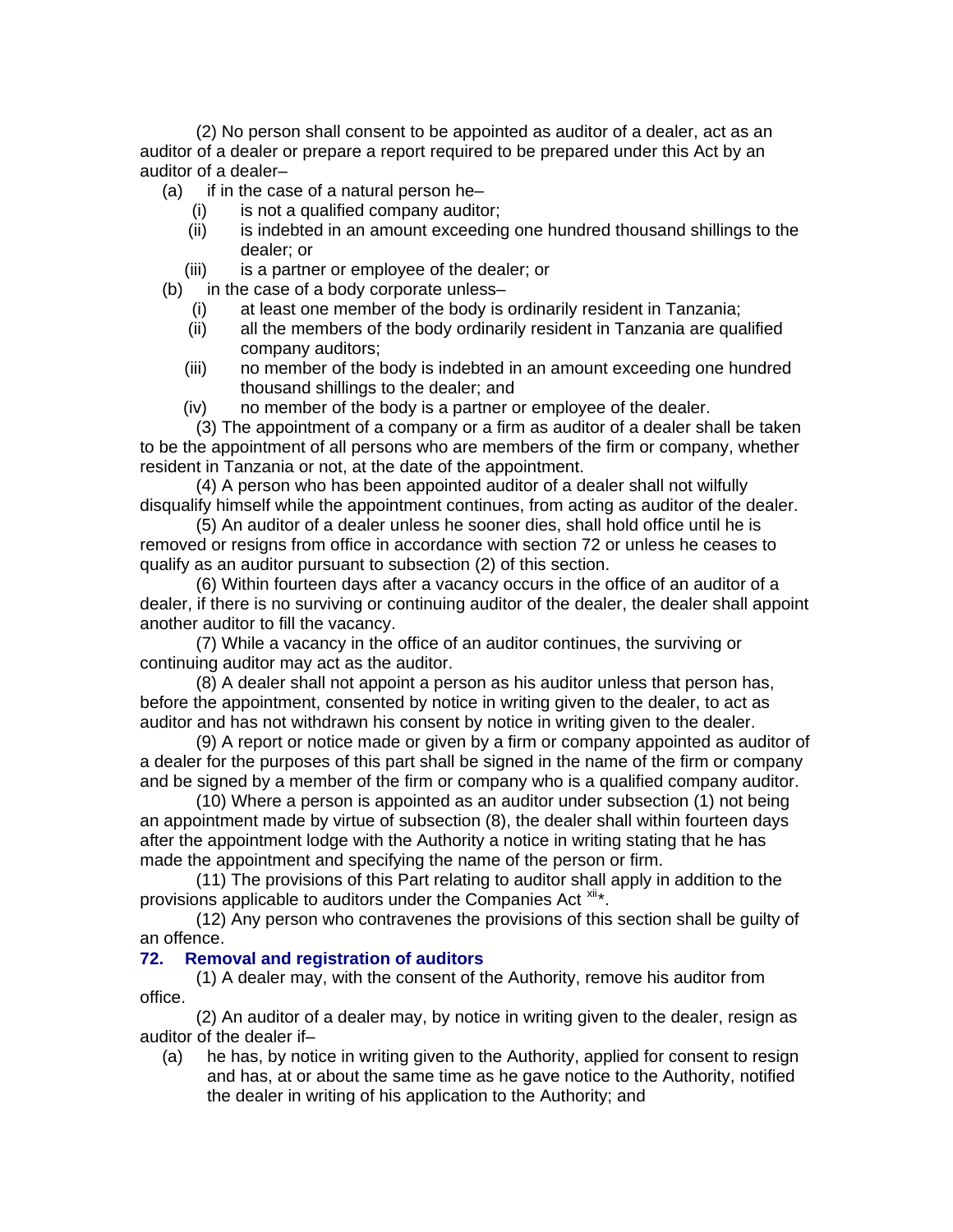(2) No person shall consent to be appointed as auditor of a dealer, act as an auditor of a dealer or prepare a report required to be prepared under this Act by an auditor of a dealer–

(a) if in the case of a natural person he–

(i) is not a qualified company auditor;

(ii) is indebted in an amount exceeding one hundred thousand shillings to the dealer; or

(iii) is a partner or employee of the dealer; or

(b) in the case of a body corporate unless–

(i) at least one member of the body is ordinarily resident in Tanzania;

(ii) all the members of the body ordinarily resident in Tanzania are qualified company auditors;

(iii) no member of the body is indebted in an amount exceeding one hundred thousand shillings to the dealer; and

(iv) no member of the body is a partner or employee of the dealer.

(3) The appointment of a company or a firm as auditor of a dealer shall be taken to be the appointment of all persons who are members of the firm or company, whether resident in Tanzania or not, at the date of the appointment.

(4) A person who has been appointed auditor of a dealer shall not wilfully disqualify himself while the appointment continues, from acting as auditor of the dealer.

(5) An auditor of a dealer unless he sooner dies, shall hold office until he is removed or resigns from office in accordance with section 72 or unless he ceases to qualify as an auditor pursuant to subsection (2) of this section.

(6) Within fourteen days after a vacancy occurs in the office of an auditor of a dealer, if there is no surviving or continuing auditor of the dealer, the dealer shall appoint another auditor to fill the vacancy.

(7) While a vacancy in the office of an auditor continues, the surviving or continuing auditor may act as the auditor.

(8) A dealer shall not appoint a person as his auditor unless that person has, before the appointment, consented by notice in writing given to the dealer, to act as auditor and has not withdrawn his consent by notice in writing given to the dealer.

(9) A report or notice made or given by a firm or company appointed as auditor of a dealer for the purposes of this part shall be signed in the name of the firm or company and be signed by a member of the firm or company who is a qualified company auditor.

(10) Where a person is appointed as an auditor under subsection (1) not being an appointment made by virtue of subsection (8), the dealer shall within fourteen days after the appointment lodge with the Authority a notice in writing stating that he has made the appointment and specifying the name of the person or firm.

(11) The provisions of this Part relating to auditor shall apply in addition to the provisions applicable to auditors under the Companies Act [xii]*.

(12) Any person who contravenes the provisions of this section shall be guilty of an offence.

### 72. Removal and registration of auditors

(1) A dealer may, with the consent of the Authority, remove his auditor from office.

(2) An auditor of a dealer may, by notice in writing given to the dealer, resign as auditor of the dealer if–

(a) he has, by notice in writing given to the Authority, applied for consent to resign and has, at or about the same time as he gave notice to the Authority, notified the dealer in writing of his application to the Authority; and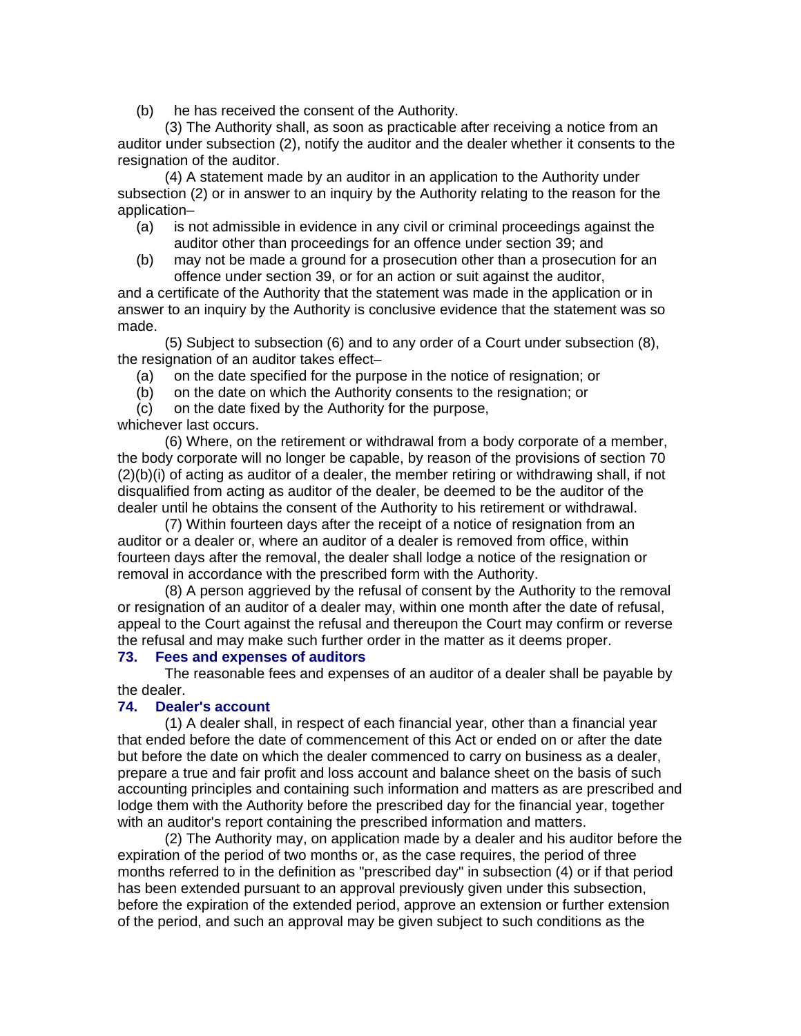(b) he has received the consent of the Authority.

(3) The Authority shall, as soon as practicable after receiving a notice from an auditor under subsection (2), notify the auditor and the dealer whether it consents to the resignation of the auditor.

(4) A statement made by an auditor in an application to the Authority under subsection (2) or in answer to an inquiry by the Authority relating to the reason for the application–

(a) is not admissible in evidence in any civil or criminal proceedings against the auditor other than proceedings for an offence under section 39; and

(b) may not be made a ground for a prosecution other than a prosecution for an offence under section 39, or for an action or suit against the auditor,

and a certificate of the Authority that the statement was made in the application or in answer to an inquiry by the Authority is conclusive evidence that the statement was so made.

(5) Subject to subsection (6) and to any order of a Court under subsection (8), the resignation of an auditor takes effect–

(a) on the date specified for the purpose in the notice of resignation; or

(b) on the date on which the Authority consents to the resignation; or

(c) on the date fixed by the Authority for the purpose,

whichever last occurs.

(6) Where, on the retirement or withdrawal from a body corporate of a member, the body corporate will no longer be capable, by reason of the provisions of section 70 (2)(b)(i) of acting as auditor of a dealer, the member retiring or withdrawing shall, if not disqualified from acting as auditor of the dealer, be deemed to be the auditor of the dealer until he obtains the consent of the Authority to his retirement or withdrawal.

(7) Within fourteen days after the receipt of a notice of resignation from an auditor or a dealer or, where an auditor of a dealer is removed from office, within fourteen days after the removal, the dealer shall lodge a notice of the resignation or removal in accordance with the prescribed form with the Authority.

(8) A person aggrieved by the refusal of consent by the Authority to the removal or resignation of an auditor of a dealer may, within one month after the date of refusal, appeal to the Court against the refusal and thereupon the Court may confirm or reverse the refusal and may make such further order in the matter as it deems proper.

### 73. Fees and expenses of auditors

The reasonable fees and expenses of an auditor of a dealer shall be payable by the dealer.

### 74. Dealer's account

(1) A dealer shall, in respect of each financial year, other than a financial year that ended before the date of commencement of this Act or ended on or after the date but before the date on which the dealer commenced to carry on business as a dealer, prepare a true and fair profit and loss account and balance sheet on the basis of such accounting principles and containing such information and matters as are prescribed and lodge them with the Authority before the prescribed day for the financial year, together with an auditor's report containing the prescribed information and matters.

(2) The Authority may, on application made by a dealer and his auditor before the expiration of the period of two months or, as the case requires, the period of three months referred to in the definition as "prescribed day" in subsection (4) or if that period has been extended pursuant to an approval previously given under this subsection, before the expiration of the extended period, approve an extension or further extension of the period, and such an approval may be given subject to such conditions as the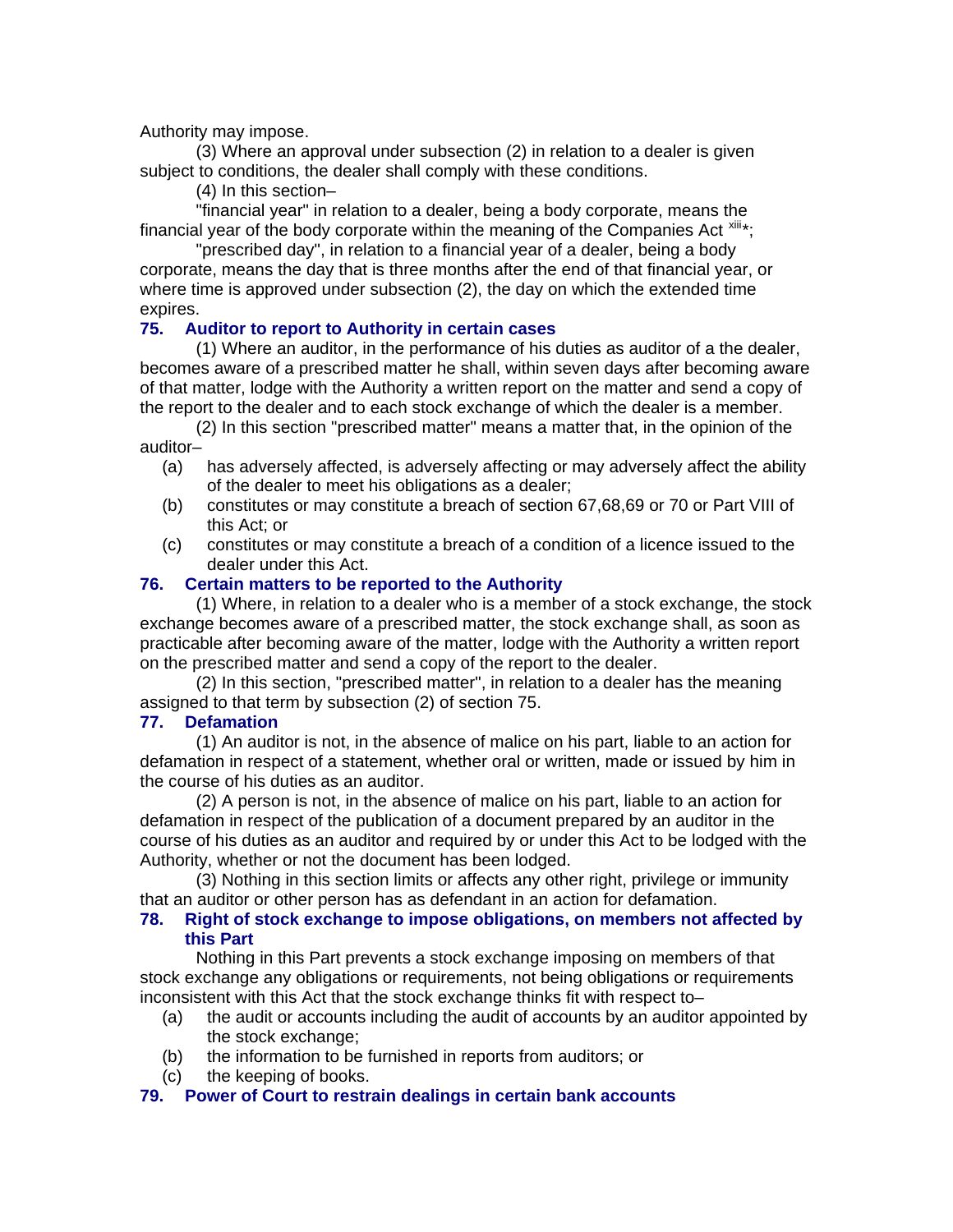Authority may impose.

(3) Where an approval under subsection (2) in relation to a dealer is given subject to conditions, the dealer shall comply with these conditions.

(4) In this section–

"financial year" in relation to a dealer, being a body corporate, means the financial year of the body corporate within the meaning of the Companies Act [xiii]*;

"prescribed day", in relation to a financial year of a dealer, being a body corporate, means the day that is three months after the end of that financial year, or where time is approved under subsection (2), the day on which the extended time expires.

### 75. Auditor to report to Authority in certain cases

(1) Where an auditor, in the performance of his duties as auditor of a the dealer, becomes aware of a prescribed matter he shall, within seven days after becoming aware of that matter, lodge with the Authority a written report on the matter and send a copy of the report to the dealer and to each stock exchange of which the dealer is a member.

(2) In this section "prescribed matter" means a matter that, in the opinion of the auditor–

(a) has adversely affected, is adversely affecting or may adversely affect the ability of the dealer to meet his obligations as a dealer;

(b) constitutes or may constitute a breach of section 67,68,69 or 70 or Part VIII of this Act; or

(c) constitutes or may constitute a breach of a condition of a licence issued to the dealer under this Act.

### 76. Certain matters to be reported to the Authority

(1) Where, in relation to a dealer who is a member of a stock exchange, the stock exchange becomes aware of a prescribed matter, the stock exchange shall, as soon as practicable after becoming aware of the matter, lodge with the Authority a written report on the prescribed matter and send a copy of the report to the dealer.

(2) In this section, "prescribed matter", in relation to a dealer has the meaning assigned to that term by subsection (2) of section 75.

### 77. Defamation

(1) An auditor is not, in the absence of malice on his part, liable to an action for defamation in respect of a statement, whether oral or written, made or issued by him in the course of his duties as an auditor.

(2) A person is not, in the absence of malice on his part, liable to an action for defamation in respect of the publication of a document prepared by an auditor in the course of his duties as an auditor and required by or under this Act to be lodged with the Authority, whether or not the document has been lodged.

(3) Nothing in this section limits or affects any other right, privilege or immunity that an auditor or other person has as defendant in an action for defamation.

### 78. Right of stock exchange to impose obligations, on members not affected by this Part

Nothing in this Part prevents a stock exchange imposing on members of that stock exchange any obligations or requirements, not being obligations or requirements inconsistent with this Act that the stock exchange thinks fit with respect to–

(a) the audit or accounts including the audit of accounts by an auditor appointed by the stock exchange;

(b) the information to be furnished in reports from auditors; or

(c) the keeping of books.

### 79. Power of Court to restrain dealings in certain bank accounts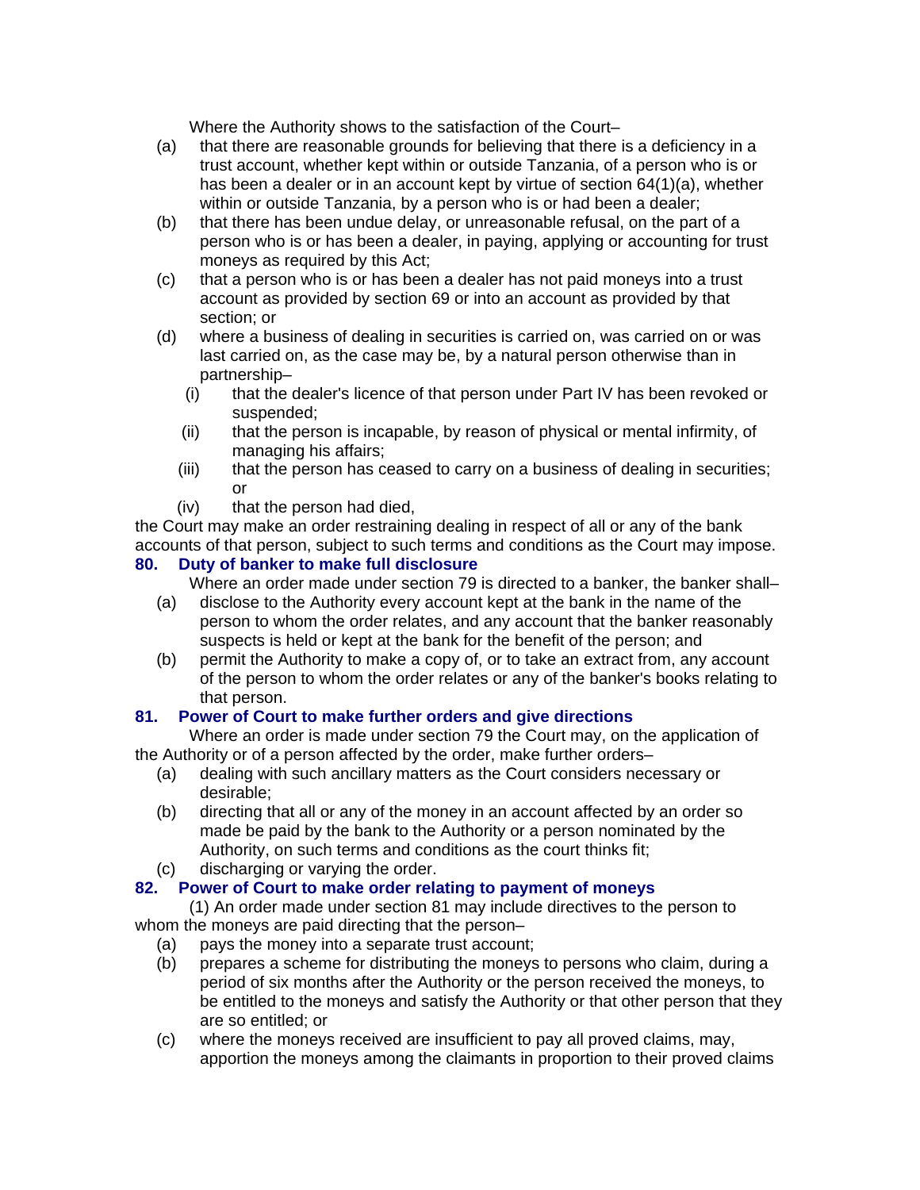Where the Authority shows to the satisfaction of the Court–

(a) that there are reasonable grounds for believing that there is a deficiency in a trust account, whether kept within or outside Tanzania, of a person who is or has been a dealer or in an account kept by virtue of section 64(1)(a), whether within or outside Tanzania, by a person who is or had been a dealer;

(b) that there has been undue delay, or unreasonable refusal, on the part of a person who is or has been a dealer, in paying, applying or accounting for trust moneys as required by this Act;

(c) that a person who is or has been a dealer has not paid moneys into a trust account as provided by section 69 or into an account as provided by that section; or

(d) where a business of dealing in securities is carried on, was carried on or was last carried on, as the case may be, by a natural person otherwise than in partnership–

  (i) that the dealer's licence of that person under Part IV has been revoked or suspended;

  (ii) that the person is incapable, by reason of physical or mental infirmity, of managing his affairs;

  (iii) that the person has ceased to carry on a business of dealing in securities; or

  (iv) that the person had died,

the Court may make an order restraining dealing in respect of all or any of the bank accounts of that person, subject to such terms and conditions as the Court may impose.

### 80. Duty of banker to make full disclosure

Where an order made under section 79 is directed to a banker, the banker shall–

(a) disclose to the Authority every account kept at the bank in the name of the person to whom the order relates, and any account that the banker reasonably suspects is held or kept at the bank for the benefit of the person; and

(b) permit the Authority to make a copy of, or to take an extract from, any account of the person to whom the order relates or any of the banker's books relating to that person.

### 81. Power of Court to make further orders and give directions

Where an order is made under section 79 the Court may, on the application of the Authority or of a person affected by the order, make further orders–

(a) dealing with such ancillary matters as the Court considers necessary or desirable;

(b) directing that all or any of the money in an account affected by an order so made be paid by the bank to the Authority or a person nominated by the Authority, on such terms and conditions as the court thinks fit;

(c) discharging or varying the order.

### 82. Power of Court to make order relating to payment of moneys

(1) An order made under section 81 may include directives to the person to whom the moneys are paid directing that the person–

(a) pays the money into a separate trust account;

(b) prepares a scheme for distributing the moneys to persons who claim, during a period of six months after the Authority or the person received the moneys, to be entitled to the moneys and satisfy the Authority or that other person that they are so entitled; or

(c) where the moneys received are insufficient to pay all proved claims, may, apportion the moneys among the claimants in proportion to their proved claims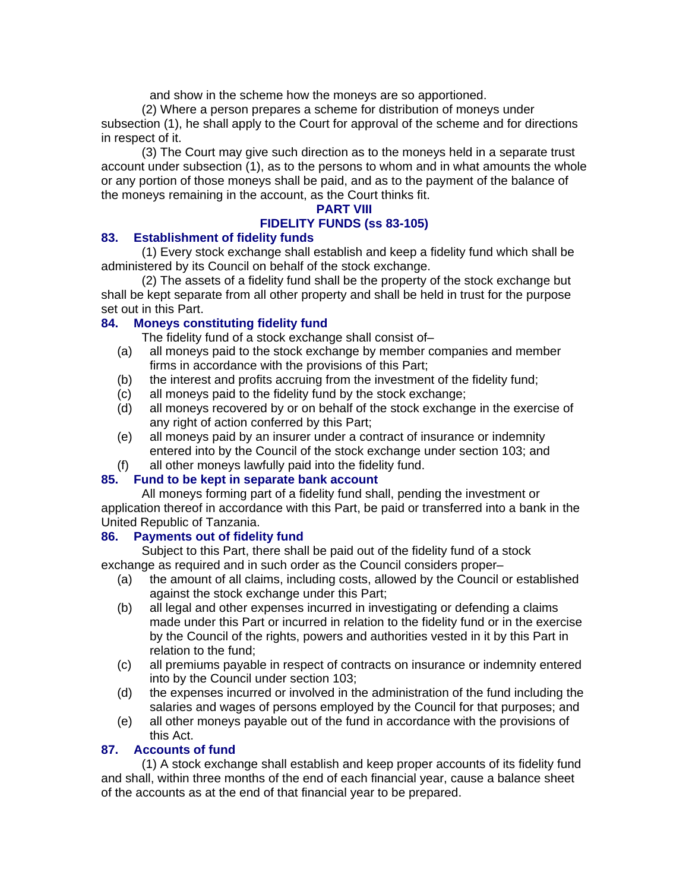and show in the scheme how the moneys are so apportioned.

(2) Where a person prepares a scheme for distribution of moneys under subsection (1), he shall apply to the Court for approval of the scheme and for directions in respect of it.

(3) The Court may give such direction as to the moneys held in a separate trust account under subsection (1), as to the persons to whom and in what amounts the whole or any portion of those moneys shall be paid, and as to the payment of the balance of the moneys remaining in the account, as the Court thinks fit.

## PART VIII
## FIDELITY FUNDS (ss 83-105)

### 83. Establishment of fidelity funds

(1) Every stock exchange shall establish and keep a fidelity fund which shall be administered by its Council on behalf of the stock exchange.

(2) The assets of a fidelity fund shall be the property of the stock exchange but shall be kept separate from all other property and shall be held in trust for the purpose set out in this Part.

### 84. Moneys constituting fidelity fund

The fidelity fund of a stock exchange shall consist of–

(a) all moneys paid to the stock exchange by member companies and member firms in accordance with the provisions of this Part;

(b) the interest and profits accruing from the investment of the fidelity fund;

(c) all moneys paid to the fidelity fund by the stock exchange;

(d) all moneys recovered by or on behalf of the stock exchange in the exercise of any right of action conferred by this Part;

(e) all moneys paid by an insurer under a contract of insurance or indemnity entered into by the Council of the stock exchange under section 103; and

(f) all other moneys lawfully paid into the fidelity fund.

### 85. Fund to be kept in separate bank account

All moneys forming part of a fidelity fund shall, pending the investment or application thereof in accordance with this Part, be paid or transferred into a bank in the United Republic of Tanzania.

### 86. Payments out of fidelity fund

Subject to this Part, there shall be paid out of the fidelity fund of a stock exchange as required and in such order as the Council considers proper–

(a) the amount of all claims, including costs, allowed by the Council or established against the stock exchange under this Part;

(b) all legal and other expenses incurred in investigating or defending a claims made under this Part or incurred in relation to the fidelity fund or in the exercise by the Council of the rights, powers and authorities vested in it by this Part in relation to the fund;

(c) all premiums payable in respect of contracts on insurance or indemnity entered into by the Council under section 103;

(d) the expenses incurred or involved in the administration of the fund including the salaries and wages of persons employed by the Council for that purposes; and

(e) all other moneys payable out of the fund in accordance with the provisions of this Act.

### 87. Accounts of fund

(1) A stock exchange shall establish and keep proper accounts of its fidelity fund and shall, within three months of the end of each financial year, cause a balance sheet of the accounts as at the end of that financial year to be prepared.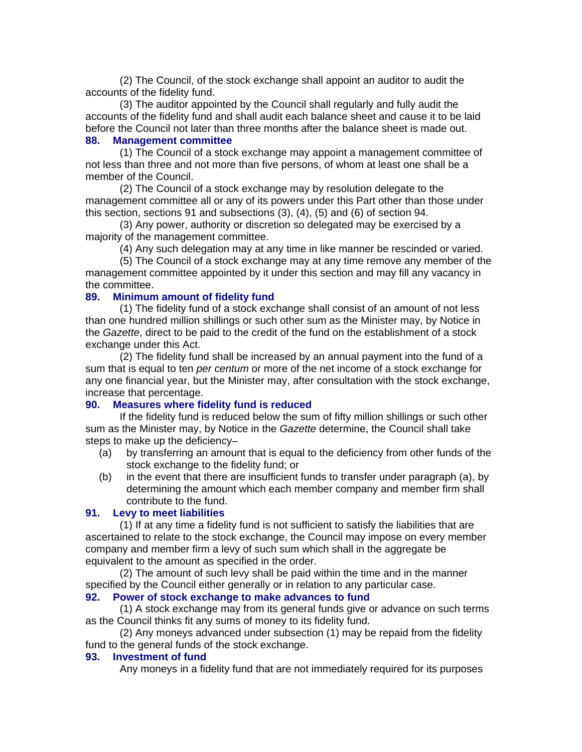(2) The Council, of the stock exchange shall appoint an auditor to audit the accounts of the fidelity fund.

(3) The auditor appointed by the Council shall regularly and fully audit the accounts of the fidelity fund and shall audit each balance sheet and cause it to be laid before the Council not later than three months after the balance sheet is made out.

### 88. Management committee

(1) The Council of a stock exchange may appoint a management committee of not less than three and not more than five persons, of whom at least one shall be a member of the Council.

(2) The Council of a stock exchange may by resolution delegate to the management committee all or any of its powers under this Part other than those under this section, sections 91 and subsections (3), (4), (5) and (6) of section 94.

(3) Any power, authority or discretion so delegated may be exercised by a majority of the management committee.

(4) Any such delegation may at any time in like manner be rescinded or varied.

(5) The Council of a stock exchange may at any time remove any member of the management committee appointed by it under this section and may fill any vacancy in the committee.

### 89. Minimum amount of fidelity fund

(1) The fidelity fund of a stock exchange shall consist of an amount of not less than one hundred million shillings or such other sum as the Minister may, by Notice in the *Gazette*, direct to be paid to the credit of the fund on the establishment of a stock exchange under this Act.

(2) The fidelity fund shall be increased by an annual payment into the fund of a sum that is equal to ten *per centum* or more of the net income of a stock exchange for any one financial year, but the Minister may, after consultation with the stock exchange, increase that percentage.

### 90. Measures where fidelity fund is reduced

If the fidelity fund is reduced below the sum of fifty million shillings or such other sum as the Minister may, by Notice in the *Gazette* determine, the Council shall take steps to make up the deficiency–

(a) by transferring an amount that is equal to the deficiency from other funds of the stock exchange to the fidelity fund; or

(b) in the event that there are insufficient funds to transfer under paragraph (a), by determining the amount which each member company and member firm shall contribute to the fund.

### 91. Levy to meet liabilities

(1) If at any time a fidelity fund is not sufficient to satisfy the liabilities that are ascertained to relate to the stock exchange, the Council may impose on every member company and member firm a levy of such sum which shall in the aggregate be equivalent to the amount as specified in the order.

(2) The amount of such levy shall be paid within the time and in the manner specified by the Council either generally or in relation to any particular case.

### 92. Power of stock exchange to make advances to fund

(1) A stock exchange may from its general funds give or advance on such terms as the Council thinks fit any sums of money to its fidelity fund.

(2) Any moneys advanced under subsection (1) may be repaid from the fidelity fund to the general funds of the stock exchange.

### 93. Investment of fund

Any moneys in a fidelity fund that are not immediately required for its purposes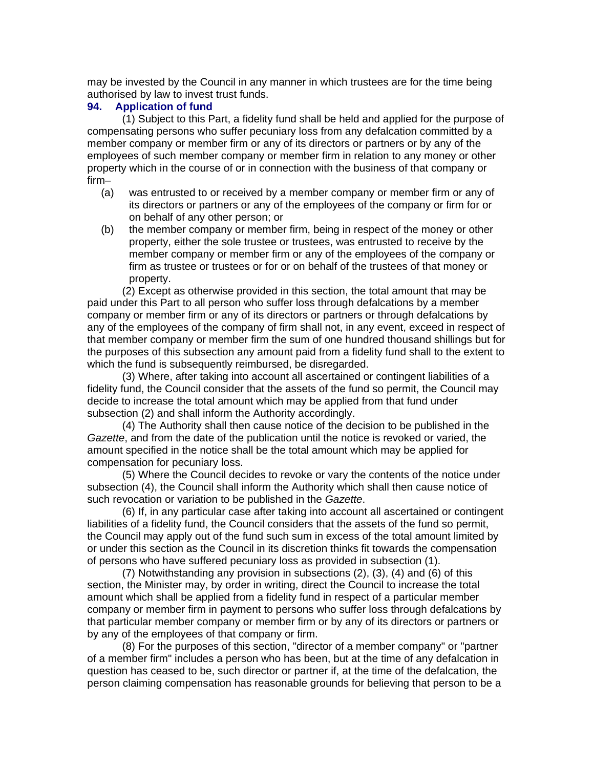may be invested by the Council in any manner in which trustees are for the time being authorised by law to invest trust funds.

### 94. Application of fund

(1) Subject to this Part, a fidelity fund shall be held and applied for the purpose of compensating persons who suffer pecuniary loss from any defalcation committed by a member company or member firm or any of its directors or partners or by any of the employees of such member company or member firm in relation to any money or other property which in the course of or in connection with the business of that company or firm–

(a) was entrusted to or received by a member company or member firm or any of its directors or partners or any of the employees of the company or firm for or on behalf of any other person; or

(b) the member company or member firm, being in respect of the money or other property, either the sole trustee or trustees, was entrusted to receive by the member company or member firm or any of the employees of the company or firm as trustee or trustees or for or on behalf of the trustees of that money or property.

(2) Except as otherwise provided in this section, the total amount that may be paid under this Part to all person who suffer loss through defalcations by a member company or member firm or any of its directors or partners or through defalcations by any of the employees of the company of firm shall not, in any event, exceed in respect of that member company or member firm the sum of one hundred thousand shillings but for the purposes of this subsection any amount paid from a fidelity fund shall to the extent to which the fund is subsequently reimbursed, be disregarded.

(3) Where, after taking into account all ascertained or contingent liabilities of a fidelity fund, the Council consider that the assets of the fund so permit, the Council may decide to increase the total amount which may be applied from that fund under subsection (2) and shall inform the Authority accordingly.

(4) The Authority shall then cause notice of the decision to be published in the *Gazette*, and from the date of the publication until the notice is revoked or varied, the amount specified in the notice shall be the total amount which may be applied for compensation for pecuniary loss.

(5) Where the Council decides to revoke or vary the contents of the notice under subsection (4), the Council shall inform the Authority which shall then cause notice of such revocation or variation to be published in the *Gazette*.

(6) If, in any particular case after taking into account all ascertained or contingent liabilities of a fidelity fund, the Council considers that the assets of the fund so permit, the Council may apply out of the fund such sum in excess of the total amount limited by or under this section as the Council in its discretion thinks fit towards the compensation of persons who have suffered pecuniary loss as provided in subsection (1).

(7) Notwithstanding any provision in subsections (2), (3), (4) and (6) of this section, the Minister may, by order in writing, direct the Council to increase the total amount which shall be applied from a fidelity fund in respect of a particular member company or member firm in payment to persons who suffer loss through defalcations by that particular member company or member firm or by any of its directors or partners or by any of the employees of that company or firm.

(8) For the purposes of this section, "director of a member company" or "partner of a member firm" includes a person who has been, but at the time of any defalcation in question has ceased to be, such director or partner if, at the time of the defalcation, the person claiming compensation has reasonable grounds for believing that person to be a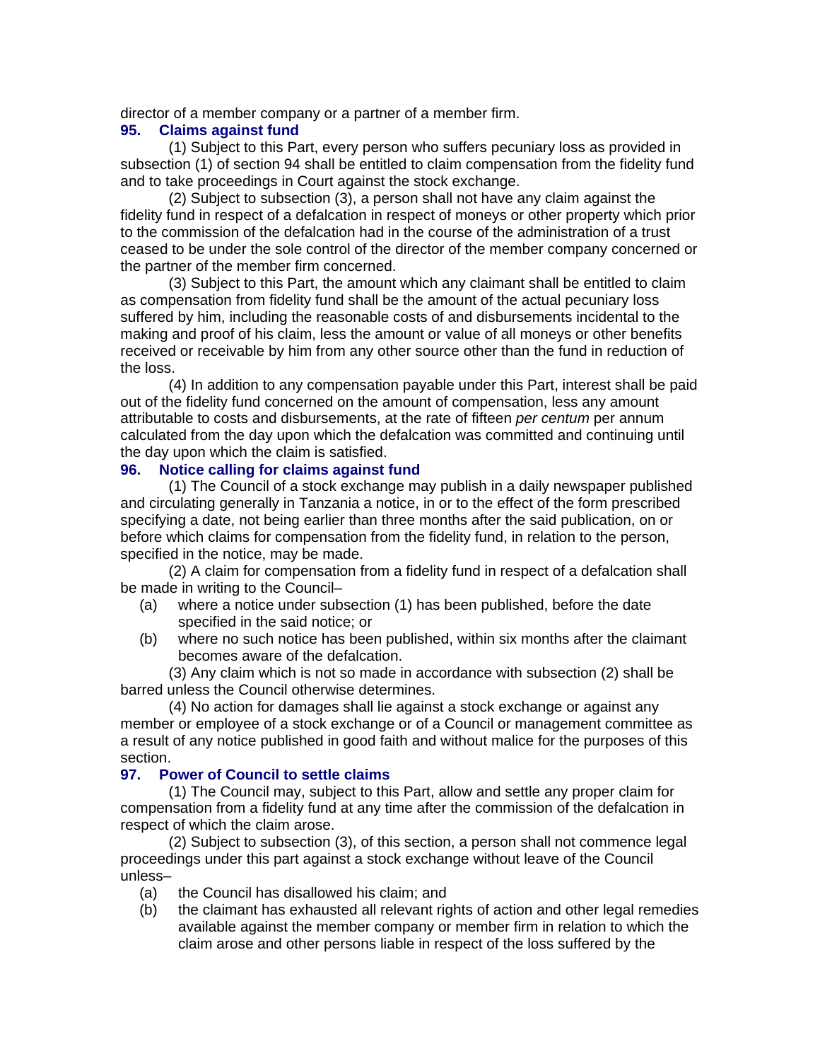director of a member company or a partner of a member firm.

### 95. Claims against fund

(1) Subject to this Part, every person who suffers pecuniary loss as provided in subsection (1) of section 94 shall be entitled to claim compensation from the fidelity fund and to take proceedings in Court against the stock exchange.

(2) Subject to subsection (3), a person shall not have any claim against the fidelity fund in respect of a defalcation in respect of moneys or other property which prior to the commission of the defalcation had in the course of the administration of a trust ceased to be under the sole control of the director of the member company concerned or the partner of the member firm concerned.

(3) Subject to this Part, the amount which any claimant shall be entitled to claim as compensation from fidelity fund shall be the amount of the actual pecuniary loss suffered by him, including the reasonable costs of and disbursements incidental to the making and proof of his claim, less the amount or value of all moneys or other benefits received or receivable by him from any other source other than the fund in reduction of the loss.

(4) In addition to any compensation payable under this Part, interest shall be paid out of the fidelity fund concerned on the amount of compensation, less any amount attributable to costs and disbursements, at the rate of fifteen *per centum* per annum calculated from the day upon which the defalcation was committed and continuing until the day upon which the claim is satisfied.

### 96. Notice calling for claims against fund

(1) The Council of a stock exchange may publish in a daily newspaper published and circulating generally in Tanzania a notice, in or to the effect of the form prescribed specifying a date, not being earlier than three months after the said publication, on or before which claims for compensation from the fidelity fund, in relation to the person, specified in the notice, may be made.

(2) A claim for compensation from a fidelity fund in respect of a defalcation shall be made in writing to the Council–

(a) where a notice under subsection (1) has been published, before the date specified in the said notice; or

(b) where no such notice has been published, within six months after the claimant becomes aware of the defalcation.

(3) Any claim which is not so made in accordance with subsection (2) shall be barred unless the Council otherwise determines.

(4) No action for damages shall lie against a stock exchange or against any member or employee of a stock exchange or of a Council or management committee as a result of any notice published in good faith and without malice for the purposes of this section.

### 97. Power of Council to settle claims

(1) The Council may, subject to this Part, allow and settle any proper claim for compensation from a fidelity fund at any time after the commission of the defalcation in respect of which the claim arose.

(2) Subject to subsection (3), of this section, a person shall not commence legal proceedings under this part against a stock exchange without leave of the Council unless–

(a) the Council has disallowed his claim; and

(b) the claimant has exhausted all relevant rights of action and other legal remedies available against the member company or member firm in relation to which the claim arose and other persons liable in respect of the loss suffered by the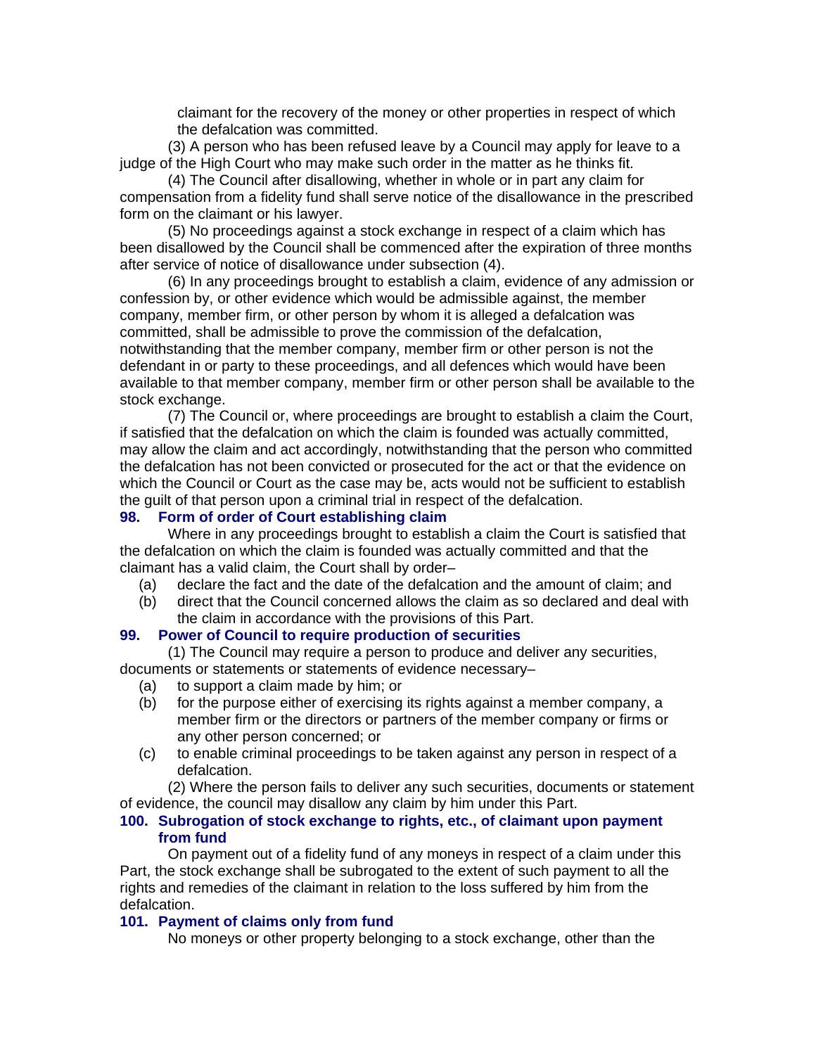claimant for the recovery of the money or other properties in respect of which the defalcation was committed.

(3) A person who has been refused leave by a Council may apply for leave to a judge of the High Court who may make such order in the matter as he thinks fit.

(4) The Council after disallowing, whether in whole or in part any claim for compensation from a fidelity fund shall serve notice of the disallowance in the prescribed form on the claimant or his lawyer.

(5) No proceedings against a stock exchange in respect of a claim which has been disallowed by the Council shall be commenced after the expiration of three months after service of notice of disallowance under subsection (4).

(6) In any proceedings brought to establish a claim, evidence of any admission or confession by, or other evidence which would be admissible against, the member company, member firm, or other person by whom it is alleged a defalcation was committed, shall be admissible to prove the commission of the defalcation, notwithstanding that the member company, member firm or other person is not the defendant in or party to these proceedings, and all defences which would have been available to that member company, member firm or other person shall be available to the stock exchange.

(7) The Council or, where proceedings are brought to establish a claim the Court, if satisfied that the defalcation on which the claim is founded was actually committed, may allow the claim and act accordingly, notwithstanding that the person who committed the defalcation has not been convicted or prosecuted for the act or that the evidence on which the Council or Court as the case may be, acts would not be sufficient to establish the guilt of that person upon a criminal trial in respect of the defalcation.

### 98. Form of order of Court establishing claim

Where in any proceedings brought to establish a claim the Court is satisfied that the defalcation on which the claim is founded was actually committed and that the claimant has a valid claim, the Court shall by order–

(a) declare the fact and the date of the defalcation and the amount of claim; and

(b) direct that the Council concerned allows the claim as so declared and deal with the claim in accordance with the provisions of this Part.

### 99. Power of Council to require production of securities

(1) The Council may require a person to produce and deliver any securities, documents or statements or statements of evidence necessary–

(a) to support a claim made by him; or

(b) for the purpose either of exercising its rights against a member company, a member firm or the directors or partners of the member company or firms or any other person concerned; or

(c) to enable criminal proceedings to be taken against any person in respect of a defalcation.

(2) Where the person fails to deliver any such securities, documents or statement of evidence, the council may disallow any claim by him under this Part.

### 100. Subrogation of stock exchange to rights, etc., of claimant upon payment from fund

On payment out of a fidelity fund of any moneys in respect of a claim under this Part, the stock exchange shall be subrogated to the extent of such payment to all the rights and remedies of the claimant in relation to the loss suffered by him from the defalcation.

### 101. Payment of claims only from fund

No moneys or other property belonging to a stock exchange, other than the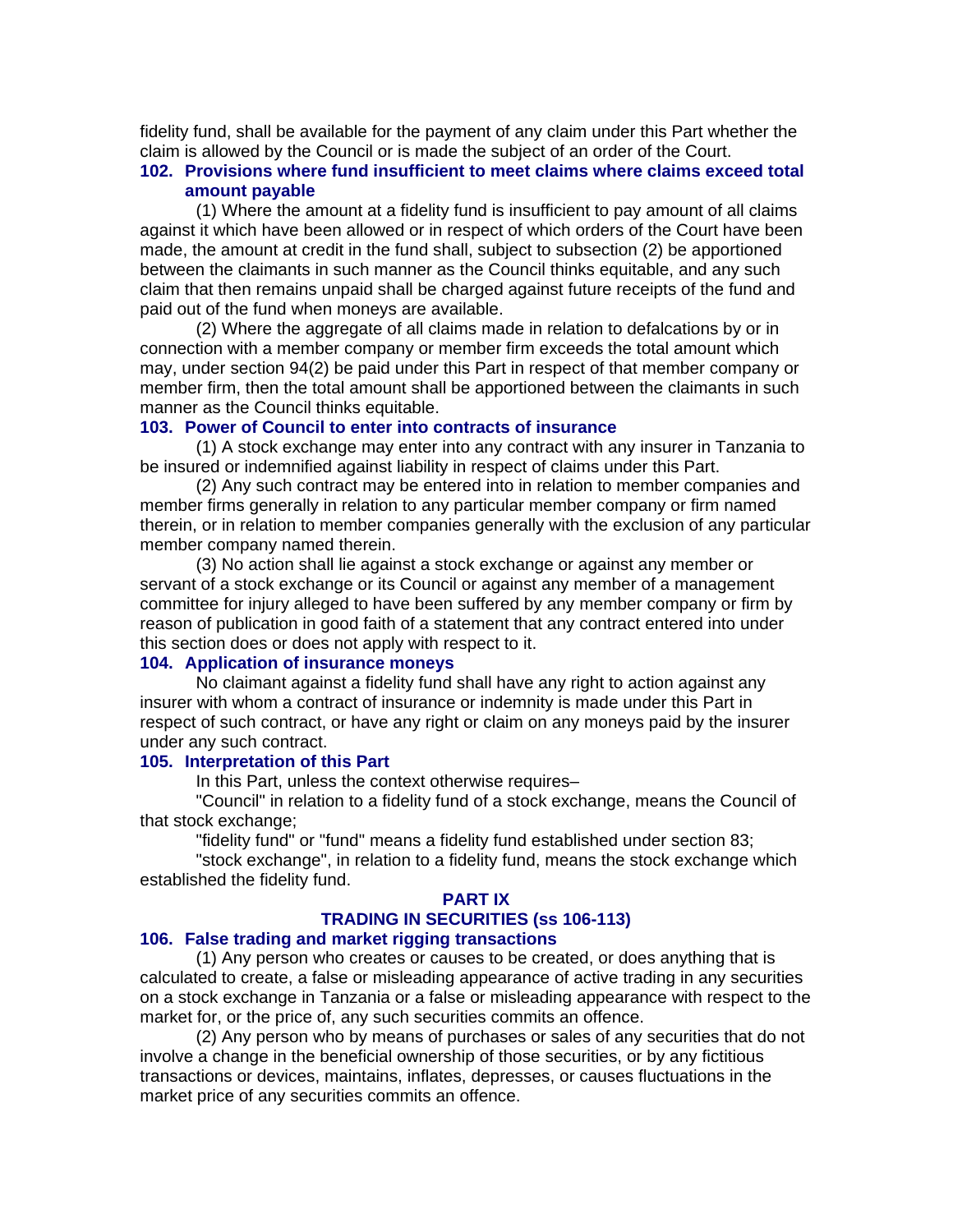fidelity fund, shall be available for the payment of any claim under this Part whether the claim is allowed by the Council or is made the subject of an order of the Court.

### 102. Provisions where fund insufficient to meet claims where claims exceed total amount payable

(1) Where the amount at a fidelity fund is insufficient to pay amount of all claims against it which have been allowed or in respect of which orders of the Court have been made, the amount at credit in the fund shall, subject to subsection (2) be apportioned between the claimants in such manner as the Council thinks equitable, and any such claim that then remains unpaid shall be charged against future receipts of the fund and paid out of the fund when moneys are available.

(2) Where the aggregate of all claims made in relation to defalcations by or in connection with a member company or member firm exceeds the total amount which may, under section 94(2) be paid under this Part in respect of that member company or member firm, then the total amount shall be apportioned between the claimants in such manner as the Council thinks equitable.

### 103. Power of Council to enter into contracts of insurance

(1) A stock exchange may enter into any contract with any insurer in Tanzania to be insured or indemnified against liability in respect of claims under this Part.

(2) Any such contract may be entered into in relation to member companies and member firms generally in relation to any particular member company or firm named therein, or in relation to member companies generally with the exclusion of any particular member company named therein.

(3) No action shall lie against a stock exchange or against any member or servant of a stock exchange or its Council or against any member of a management committee for injury alleged to have been suffered by any member company or firm by reason of publication in good faith of a statement that any contract entered into under this section does or does not apply with respect to it.

### 104. Application of insurance moneys

No claimant against a fidelity fund shall have any right to action against any insurer with whom a contract of insurance or indemnity is made under this Part in respect of such contract, or have any right or claim on any moneys paid by the insurer under any such contract.

### 105. Interpretation of this Part

In this Part, unless the context otherwise requires–

"Council" in relation to a fidelity fund of a stock exchange, means the Council of that stock exchange;

"fidelity fund" or "fund" means a fidelity fund established under section 83;

"stock exchange", in relation to a fidelity fund, means the stock exchange which established the fidelity fund.

## PART IX
## TRADING IN SECURITIES (ss 106-113)

### 106. False trading and market rigging transactions

(1) Any person who creates or causes to be created, or does anything that is calculated to create, a false or misleading appearance of active trading in any securities on a stock exchange in Tanzania or a false or misleading appearance with respect to the market for, or the price of, any such securities commits an offence.

(2) Any person who by means of purchases or sales of any securities that do not involve a change in the beneficial ownership of those securities, or by any fictitious transactions or devices, maintains, inflates, depresses, or causes fluctuations in the market price of any securities commits an offence.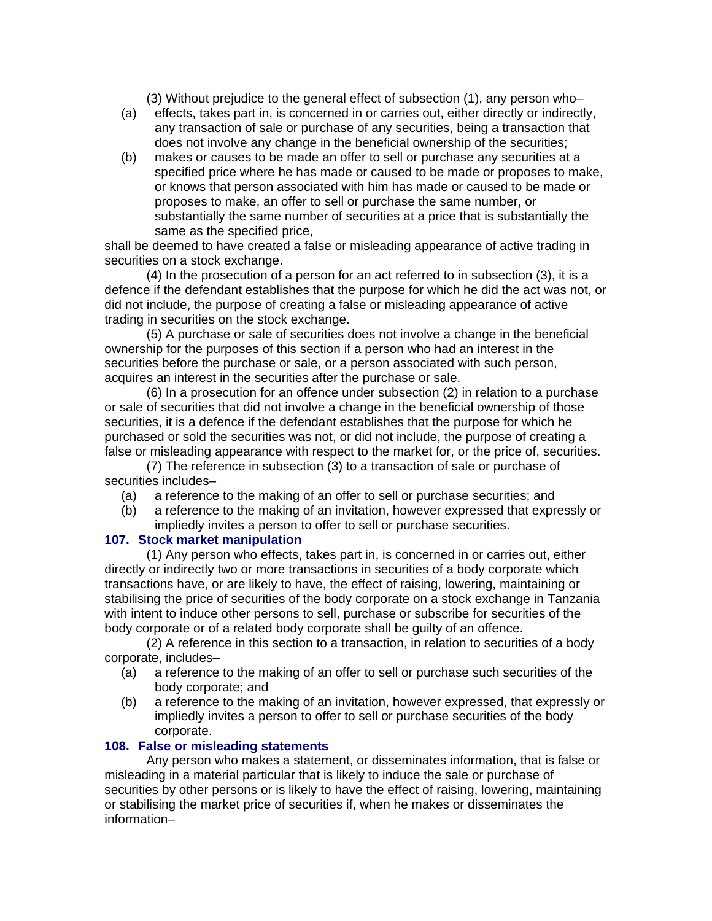(3) Without prejudice to the general effect of subsection (1), any person who–

(a) effects, takes part in, is concerned in or carries out, either directly or indirectly, any transaction of sale or purchase of any securities, being a transaction that does not involve any change in the beneficial ownership of the securities;

(b) makes or causes to be made an offer to sell or purchase any securities at a specified price where he has made or caused to be made or proposes to make, or knows that person associated with him has made or caused to be made or proposes to make, an offer to sell or purchase the same number, or substantially the same number of securities at a price that is substantially the same as the specified price,

shall be deemed to have created a false or misleading appearance of active trading in securities on a stock exchange.

(4) In the prosecution of a person for an act referred to in subsection (3), it is a defence if the defendant establishes that the purpose for which he did the act was not, or did not include, the purpose of creating a false or misleading appearance of active trading in securities on the stock exchange.

(5) A purchase or sale of securities does not involve a change in the beneficial ownership for the purposes of this section if a person who had an interest in the securities before the purchase or sale, or a person associated with such person, acquires an interest in the securities after the purchase or sale.

(6) In a prosecution for an offence under subsection (2) in relation to a purchase or sale of securities that did not involve a change in the beneficial ownership of those securities, it is a defence if the defendant establishes that the purpose for which he purchased or sold the securities was not, or did not include, the purpose of creating a false or misleading appearance with respect to the market for, or the price of, securities.

(7) The reference in subsection (3) to a transaction of sale or purchase of securities includes–

(a) a reference to the making of an offer to sell or purchase securities; and

(b) a reference to the making of an invitation, however expressed that expressly or impliedly invites a person to offer to sell or purchase securities.

### 107. Stock market manipulation

(1) Any person who effects, takes part in, is concerned in or carries out, either directly or indirectly two or more transactions in securities of a body corporate which transactions have, or are likely to have, the effect of raising, lowering, maintaining or stabilising the price of securities of the body corporate on a stock exchange in Tanzania with intent to induce other persons to sell, purchase or subscribe for securities of the body corporate or of a related body corporate shall be guilty of an offence.

(2) A reference in this section to a transaction, in relation to securities of a body corporate, includes–

(a) a reference to the making of an offer to sell or purchase such securities of the body corporate; and

(b) a reference to the making of an invitation, however expressed, that expressly or impliedly invites a person to offer to sell or purchase securities of the body corporate.

### 108. False or misleading statements

Any person who makes a statement, or disseminates information, that is false or misleading in a material particular that is likely to induce the sale or purchase of securities by other persons or is likely to have the effect of raising, lowering, maintaining or stabilising the market price of securities if, when he makes or disseminates the information–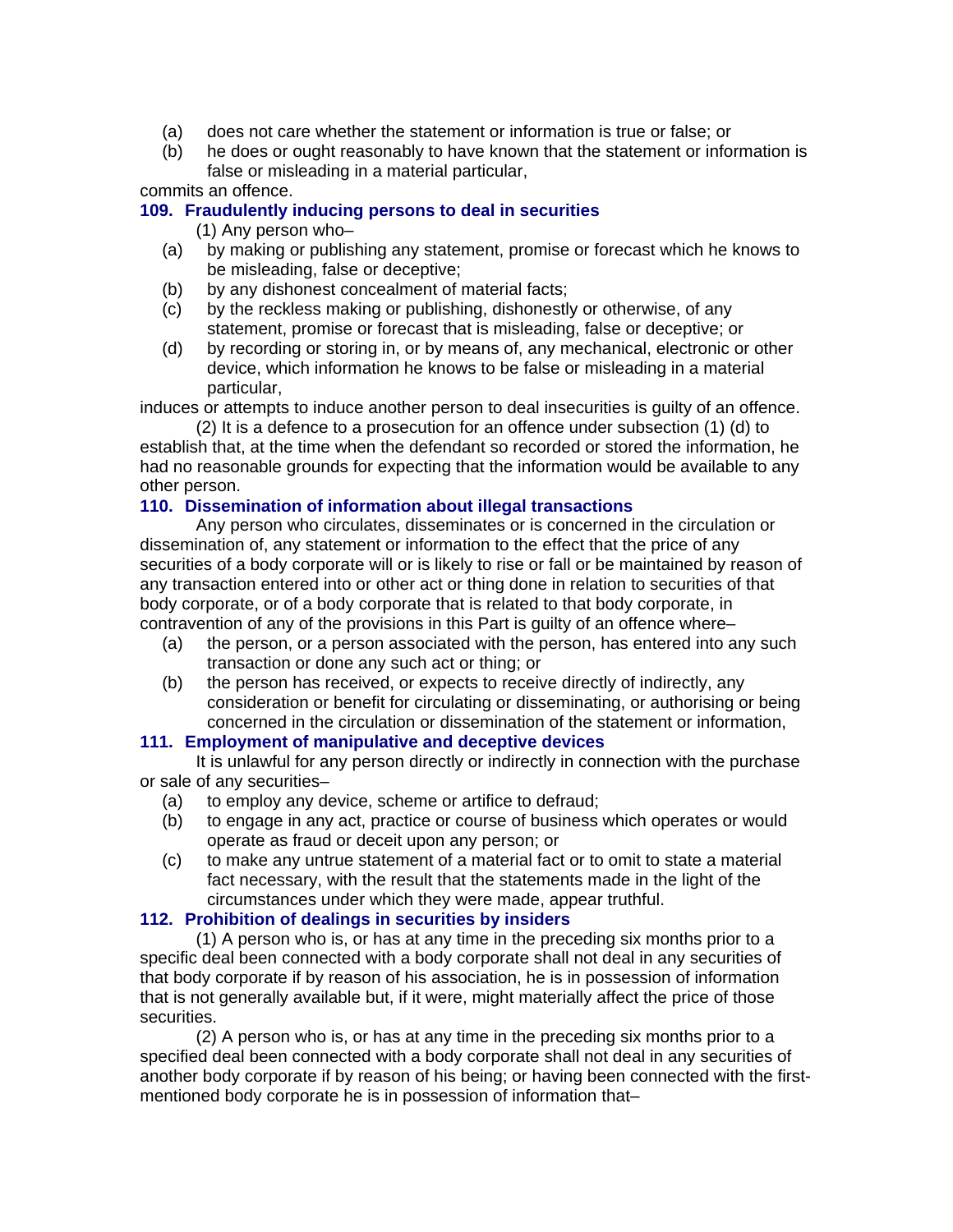(a) does not care whether the statement or information is true or false; or

(b) he does or ought reasonably to have known that the statement or information is false or misleading in a material particular,

commits an offence.

### 109. Fraudulently inducing persons to deal in securities

(1) Any person who–

(a) by making or publishing any statement, promise or forecast which he knows to be misleading, false or deceptive;

(b) by any dishonest concealment of material facts;

(c) by the reckless making or publishing, dishonestly or otherwise, of any statement, promise or forecast that is misleading, false or deceptive; or

(d) by recording or storing in, or by means of, any mechanical, electronic or other device, which information he knows to be false or misleading in a material particular,

induces or attempts to induce another person to deal insecurities is guilty of an offence.

(2) It is a defence to a prosecution for an offence under subsection (1) (d) to establish that, at the time when the defendant so recorded or stored the information, he had no reasonable grounds for expecting that the information would be available to any other person.

### 110. Dissemination of information about illegal transactions

Any person who circulates, disseminates or is concerned in the circulation or dissemination of, any statement or information to the effect that the price of any securities of a body corporate will or is likely to rise or fall or be maintained by reason of any transaction entered into or other act or thing done in relation to securities of that body corporate, or of a body corporate that is related to that body corporate, in contravention of any of the provisions in this Part is guilty of an offence where–

(a) the person, or a person associated with the person, has entered into any such transaction or done any such act or thing; or

(b) the person has received, or expects to receive directly of indirectly, any consideration or benefit for circulating or disseminating, or authorising or being concerned in the circulation or dissemination of the statement or information,

### 111. Employment of manipulative and deceptive devices

It is unlawful for any person directly or indirectly in connection with the purchase or sale of any securities–

(a) to employ any device, scheme or artifice to defraud;

(b) to engage in any act, practice or course of business which operates or would operate as fraud or deceit upon any person; or

(c) to make any untrue statement of a material fact or to omit to state a material fact necessary, with the result that the statements made in the light of the circumstances under which they were made, appear truthful.

### 112. Prohibition of dealings in securities by insiders

(1) A person who is, or has at any time in the preceding six months prior to a specific deal been connected with a body corporate shall not deal in any securities of that body corporate if by reason of his association, he is in possession of information that is not generally available but, if it were, might materially affect the price of those securities.

(2) A person who is, or has at any time in the preceding six months prior to a specified deal been connected with a body corporate shall not deal in any securities of another body corporate if by reason of his being; or having been connected with the first-mentioned body corporate he is in possession of information that–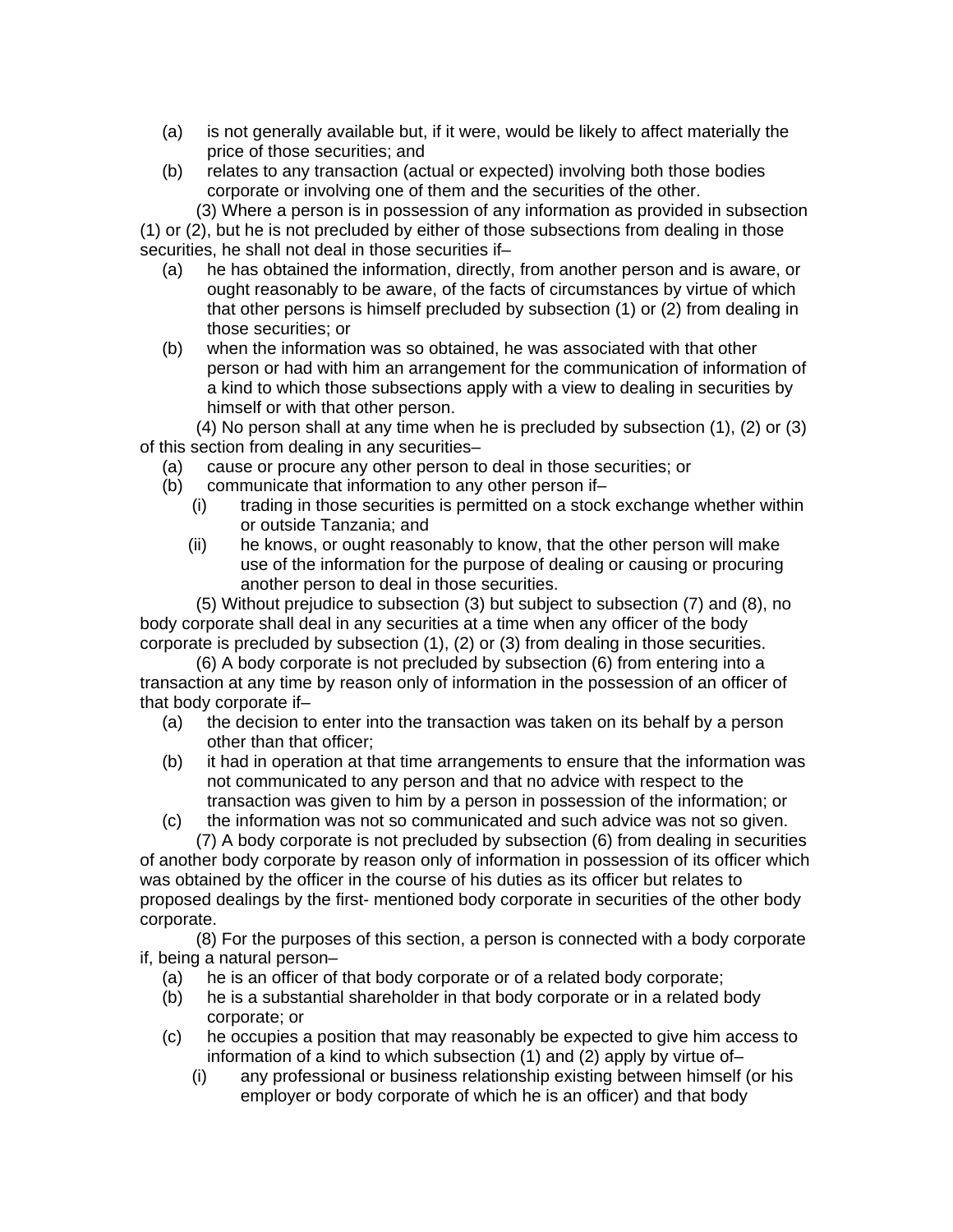(a) is not generally available but, if it were, would be likely to affect materially the price of those securities; and

(b) relates to any transaction (actual or expected) involving both those bodies corporate or involving one of them and the securities of the other.

(3) Where a person is in possession of any information as provided in subsection (1) or (2), but he is not precluded by either of those subsections from dealing in those securities, he shall not deal in those securities if–

(a) he has obtained the information, directly, from another person and is aware, or ought reasonably to be aware, of the facts of circumstances by virtue of which that other persons is himself precluded by subsection (1) or (2) from dealing in those securities; or

(b) when the information was so obtained, he was associated with that other person or had with him an arrangement for the communication of information of a kind to which those subsections apply with a view to dealing in securities by himself or with that other person.

(4) No person shall at any time when he is precluded by subsection (1), (2) or (3) of this section from dealing in any securities–

(a) cause or procure any other person to deal in those securities; or

(b) communicate that information to any other person if–

 (i) trading in those securities is permitted on a stock exchange whether within or outside Tanzania; and

 (ii) he knows, or ought reasonably to know, that the other person will make use of the information for the purpose of dealing or causing or procuring another person to deal in those securities.

(5) Without prejudice to subsection (3) but subject to subsection (7) and (8), no body corporate shall deal in any securities at a time when any officer of the body corporate is precluded by subsection (1), (2) or (3) from dealing in those securities.

(6) A body corporate is not precluded by subsection (6) from entering into a transaction at any time by reason only of information in the possession of an officer of that body corporate if–

(a) the decision to enter into the transaction was taken on its behalf by a person other than that officer;

(b) it had in operation at that time arrangements to ensure that the information was not communicated to any person and that no advice with respect to the transaction was given to him by a person in possession of the information; or

(c) the information was not so communicated and such advice was not so given.

(7) A body corporate is not precluded by subsection (6) from dealing in securities of another body corporate by reason only of information in possession of its officer which was obtained by the officer in the course of his duties as its officer but relates to proposed dealings by the first- mentioned body corporate in securities of the other body corporate.

(8) For the purposes of this section, a person is connected with a body corporate if, being a natural person–

(a) he is an officer of that body corporate or of a related body corporate;

(b) he is a substantial shareholder in that body corporate or in a related body corporate; or

(c) he occupies a position that may reasonably be expected to give him access to information of a kind to which subsection (1) and (2) apply by virtue of–

 (i) any professional or business relationship existing between himself (or his employer or body corporate of which he is an officer) and that body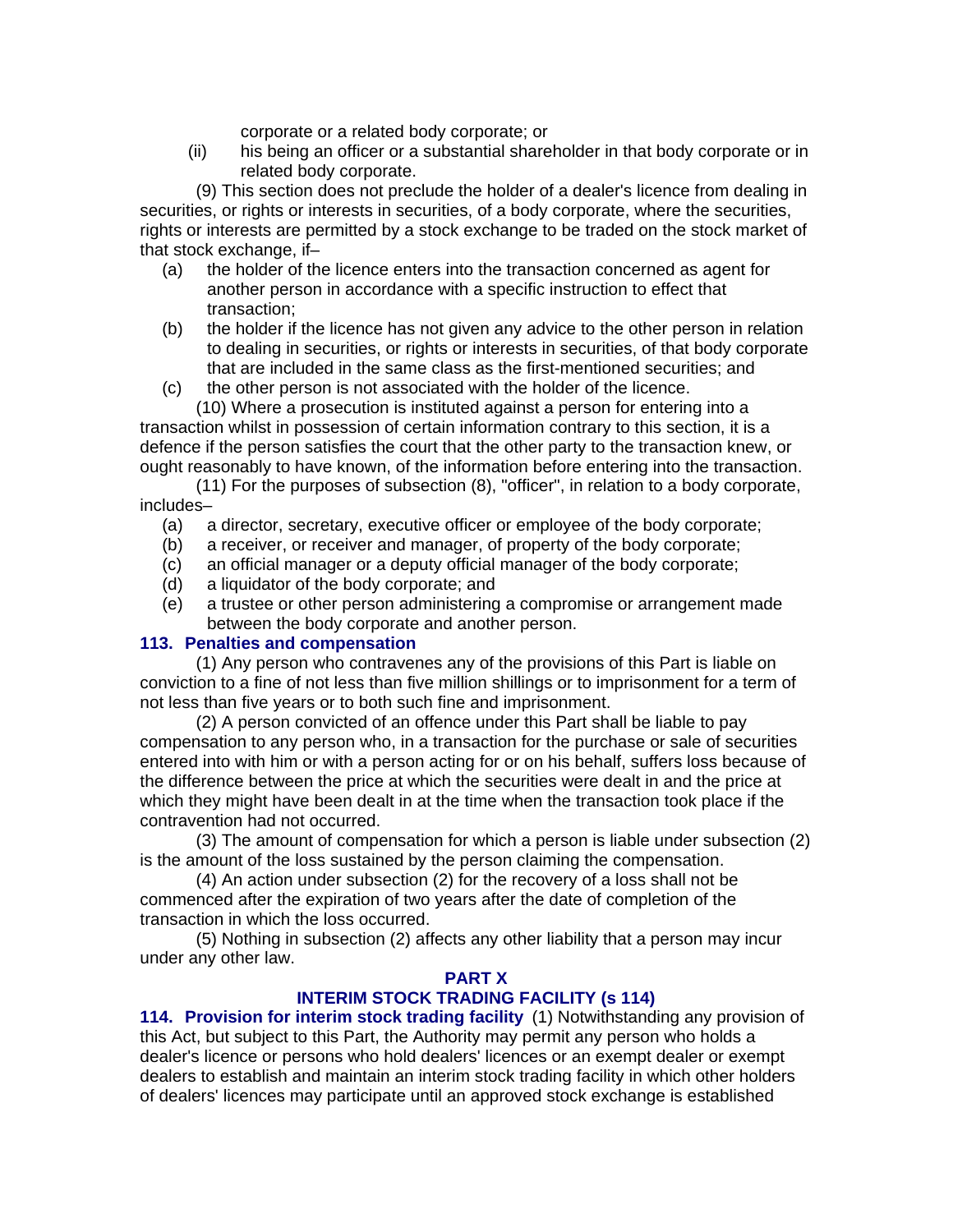corporate or a related body corporate; or

(ii) his being an officer or a substantial shareholder in that body corporate or in related body corporate.

(9) This section does not preclude the holder of a dealer's licence from dealing in securities, or rights or interests in securities, of a body corporate, where the securities, rights or interests are permitted by a stock exchange to be traded on the stock market of that stock exchange, if–

(a) the holder of the licence enters into the transaction concerned as agent for another person in accordance with a specific instruction to effect that transaction;

(b) the holder if the licence has not given any advice to the other person in relation to dealing in securities, or rights or interests in securities, of that body corporate that are included in the same class as the first-mentioned securities; and

(c) the other person is not associated with the holder of the licence.

(10) Where a prosecution is instituted against a person for entering into a transaction whilst in possession of certain information contrary to this section, it is a defence if the person satisfies the court that the other party to the transaction knew, or ought reasonably to have known, of the information before entering into the transaction.

(11) For the purposes of subsection (8), "officer", in relation to a body corporate, includes–

(a) a director, secretary, executive officer or employee of the body corporate;

(b) a receiver, or receiver and manager, of property of the body corporate;

(c) an official manager or a deputy official manager of the body corporate;

(d) a liquidator of the body corporate; and

(e) a trustee or other person administering a compromise or arrangement made between the body corporate and another person.

**113. Penalties and compensation**

(1) Any person who contravenes any of the provisions of this Part is liable on conviction to a fine of not less than five million shillings or to imprisonment for a term of not less than five years or to both such fine and imprisonment.

(2) A person convicted of an offence under this Part shall be liable to pay compensation to any person who, in a transaction for the purchase or sale of securities entered into with him or with a person acting for or on his behalf, suffers loss because of the difference between the price at which the securities were dealt in and the price at which they might have been dealt in at the time when the transaction took place if the contravention had not occurred.

(3) The amount of compensation for which a person is liable under subsection (2) is the amount of the loss sustained by the person claiming the compensation.

(4) An action under subsection (2) for the recovery of a loss shall not be commenced after the expiration of two years after the date of completion of the transaction in which the loss occurred.

(5) Nothing in subsection (2) affects any other liability that a person may incur under any other law.

## PART X
## INTERIM STOCK TRADING FACILITY (s 114)

**114. Provision for interim stock trading facility** (1) Notwithstanding any provision of this Act, but subject to this Part, the Authority may permit any person who holds a dealer's licence or persons who hold dealers' licences or an exempt dealer or exempt dealers to establish and maintain an interim stock trading facility in which other holders of dealers' licences may participate until an approved stock exchange is established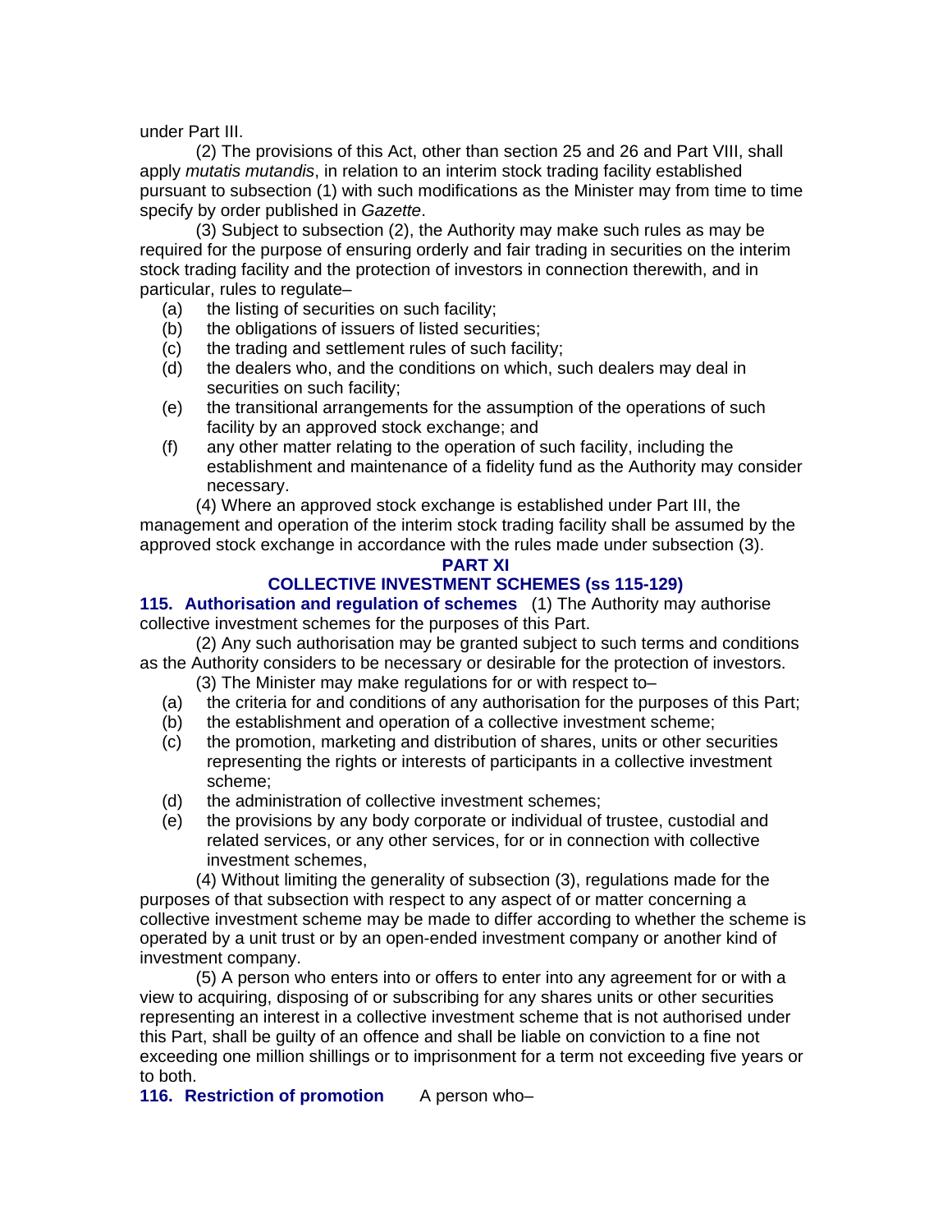under Part III.

(2) The provisions of this Act, other than section 25 and 26 and Part VIII, shall apply *mutatis mutandis*, in relation to an interim stock trading facility established pursuant to subsection (1) with such modifications as the Minister may from time to time specify by order published in *Gazette*.

(3) Subject to subsection (2), the Authority may make such rules as may be required for the purpose of ensuring orderly and fair trading in securities on the interim stock trading facility and the protection of investors in connection therewith, and in particular, rules to regulate–

(a) the listing of securities on such facility;

(b) the obligations of issuers of listed securities;

(c) the trading and settlement rules of such facility;

(d) the dealers who, and the conditions on which, such dealers may deal in securities on such facility;

(e) the transitional arrangements for the assumption of the operations of such facility by an approved stock exchange; and

(f) any other matter relating to the operation of such facility, including the establishment and maintenance of a fidelity fund as the Authority may consider necessary.

(4) Where an approved stock exchange is established under Part III, the management and operation of the interim stock trading facility shall be assumed by the approved stock exchange in accordance with the rules made under subsection (3).

## PART XI
## COLLECTIVE INVESTMENT SCHEMES (ss 115-129)

**115. Authorisation and regulation of schemes** (1) The Authority may authorise collective investment schemes for the purposes of this Part.

(2) Any such authorisation may be granted subject to such terms and conditions as the Authority considers to be necessary or desirable for the protection of investors.

(3) The Minister may make regulations for or with respect to–

(a) the criteria for and conditions of any authorisation for the purposes of this Part;

(b) the establishment and operation of a collective investment scheme;

(c) the promotion, marketing and distribution of shares, units or other securities representing the rights or interests of participants in a collective investment scheme;

(d) the administration of collective investment schemes;

(e) the provisions by any body corporate or individual of trustee, custodial and related services, or any other services, for or in connection with collective investment schemes,

(4) Without limiting the generality of subsection (3), regulations made for the purposes of that subsection with respect to any aspect of or matter concerning a collective investment scheme may be made to differ according to whether the scheme is operated by a unit trust or by an open-ended investment company or another kind of investment company.

(5) A person who enters into or offers to enter into any agreement for or with a view to acquiring, disposing of or subscribing for any shares units or other securities representing an interest in a collective investment scheme that is not authorised under this Part, shall be guilty of an offence and shall be liable on conviction to a fine not exceeding one million shillings or to imprisonment for a term not exceeding five years or to both.

**116. Restriction of promotion** A person who–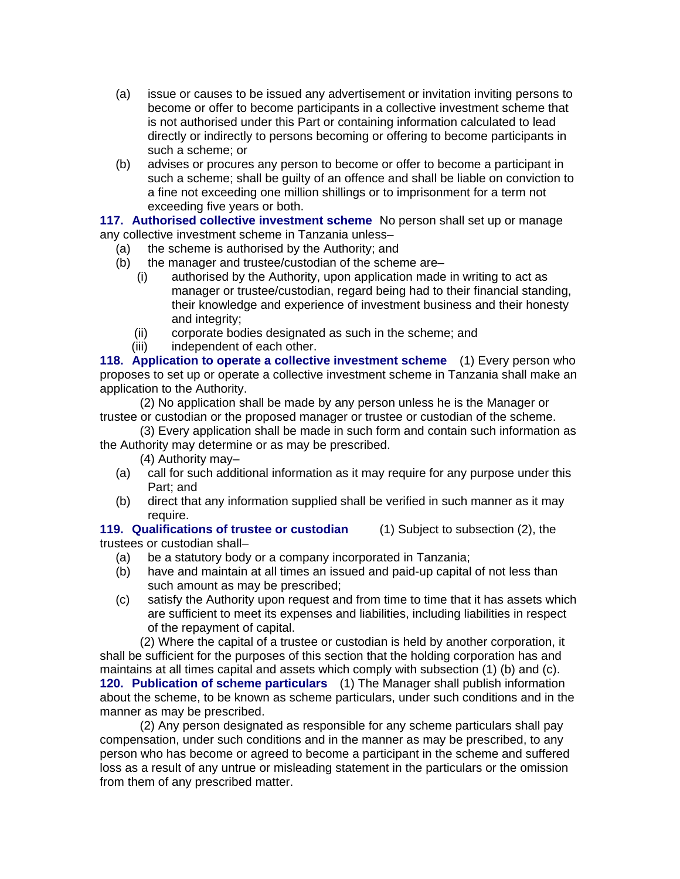(a) issue or causes to be issued any advertisement or invitation inviting persons to become or offer to become participants in a collective investment scheme that is not authorised under this Part or containing information calculated to lead directly or indirectly to persons becoming or offering to become participants in such a scheme; or

(b) advises or procures any person to become or offer to become a participant in such a scheme; shall be guilty of an offence and shall be liable on conviction to a fine not exceeding one million shillings or to imprisonment for a term not exceeding five years or both.

**117. Authorised collective investment scheme** No person shall set up or manage any collective investment scheme in Tanzania unless–

(a) the scheme is authorised by the Authority; and

(b) the manager and trustee/custodian of the scheme are–

(i) authorised by the Authority, upon application made in writing to act as manager or trustee/custodian, regard being had to their financial standing, their knowledge and experience of investment business and their honesty and integrity;

(ii) corporate bodies designated as such in the scheme; and

(iii) independent of each other.

**118. Application to operate a collective investment scheme** (1) Every person who proposes to set up or operate a collective investment scheme in Tanzania shall make an application to the Authority.

(2) No application shall be made by any person unless he is the Manager or trustee or custodian or the proposed manager or trustee or custodian of the scheme.

(3) Every application shall be made in such form and contain such information as the Authority may determine or as may be prescribed.

(4) Authority may–

(a) call for such additional information as it may require for any purpose under this Part; and

(b) direct that any information supplied shall be verified in such manner as it may require.

**119. Qualifications of trustee or custodian** (1) Subject to subsection (2), the trustees or custodian shall–

(a) be a statutory body or a company incorporated in Tanzania;

(b) have and maintain at all times an issued and paid-up capital of not less than such amount as may be prescribed;

(c) satisfy the Authority upon request and from time to time that it has assets which are sufficient to meet its expenses and liabilities, including liabilities in respect of the repayment of capital.

(2) Where the capital of a trustee or custodian is held by another corporation, it shall be sufficient for the purposes of this section that the holding corporation has and maintains at all times capital and assets which comply with subsection (1) (b) and (c).

**120. Publication of scheme particulars** (1) The Manager shall publish information about the scheme, to be known as scheme particulars, under such conditions and in the manner as may be prescribed.

(2) Any person designated as responsible for any scheme particulars shall pay compensation, under such conditions and in the manner as may be prescribed, to any person who has become or agreed to become a participant in the scheme and suffered loss as a result of any untrue or misleading statement in the particulars or the omission from them of any prescribed matter.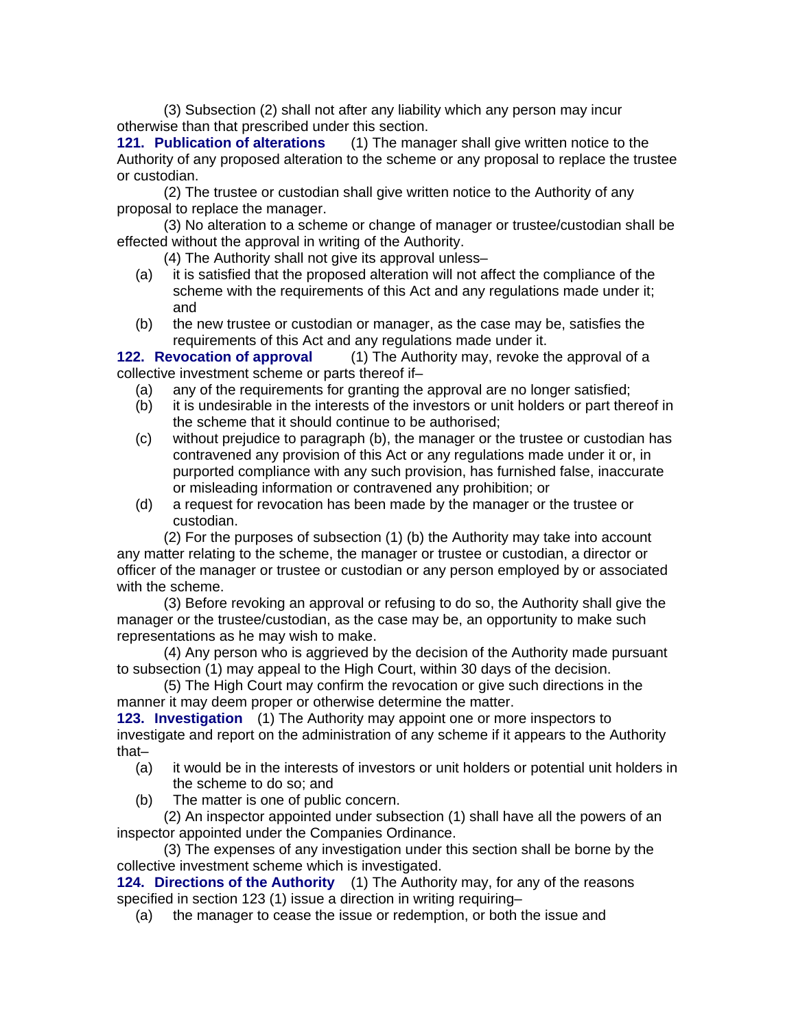(3) Subsection (2) shall not after any liability which any person may incur otherwise than that prescribed under this section.

**121. Publication of alterations** (1) The manager shall give written notice to the Authority of any proposed alteration to the scheme or any proposal to replace the trustee or custodian.

(2) The trustee or custodian shall give written notice to the Authority of any proposal to replace the manager.

(3) No alteration to a scheme or change of manager or trustee/custodian shall be effected without the approval in writing of the Authority.

(4) The Authority shall not give its approval unless–

- (a) it is satisfied that the proposed alteration will not affect the compliance of the scheme with the requirements of this Act and any regulations made under it; and
- (b) the new trustee or custodian or manager, as the case may be, satisfies the requirements of this Act and any regulations made under it.

**122. Revocation of approval** (1) The Authority may, revoke the approval of a collective investment scheme or parts thereof if–

- (a) any of the requirements for granting the approval are no longer satisfied;
- (b) it is undesirable in the interests of the investors or unit holders or part thereof in the scheme that it should continue to be authorised;
- (c) without prejudice to paragraph (b), the manager or the trustee or custodian has contravened any provision of this Act or any regulations made under it or, in purported compliance with any such provision, has furnished false, inaccurate or misleading information or contravened any prohibition; or
- (d) a request for revocation has been made by the manager or the trustee or custodian.

(2) For the purposes of subsection (1) (b) the Authority may take into account any matter relating to the scheme, the manager or trustee or custodian, a director or officer of the manager or trustee or custodian or any person employed by or associated with the scheme.

(3) Before revoking an approval or refusing to do so, the Authority shall give the manager or the trustee/custodian, as the case may be, an opportunity to make such representations as he may wish to make.

(4) Any person who is aggrieved by the decision of the Authority made pursuant to subsection (1) may appeal to the High Court, within 30 days of the decision.

(5) The High Court may confirm the revocation or give such directions in the manner it may deem proper or otherwise determine the matter.

**123. Investigation** (1) The Authority may appoint one or more inspectors to investigate and report on the administration of any scheme if it appears to the Authority that–

- (a) it would be in the interests of investors or unit holders or potential unit holders in the scheme to do so; and
- (b) The matter is one of public concern.

(2) An inspector appointed under subsection (1) shall have all the powers of an inspector appointed under the Companies Ordinance.

(3) The expenses of any investigation under this section shall be borne by the collective investment scheme which is investigated.

**124. Directions of the Authority** (1) The Authority may, for any of the reasons specified in section 123 (1) issue a direction in writing requiring–

- (a) the manager to cease the issue or redemption, or both the issue and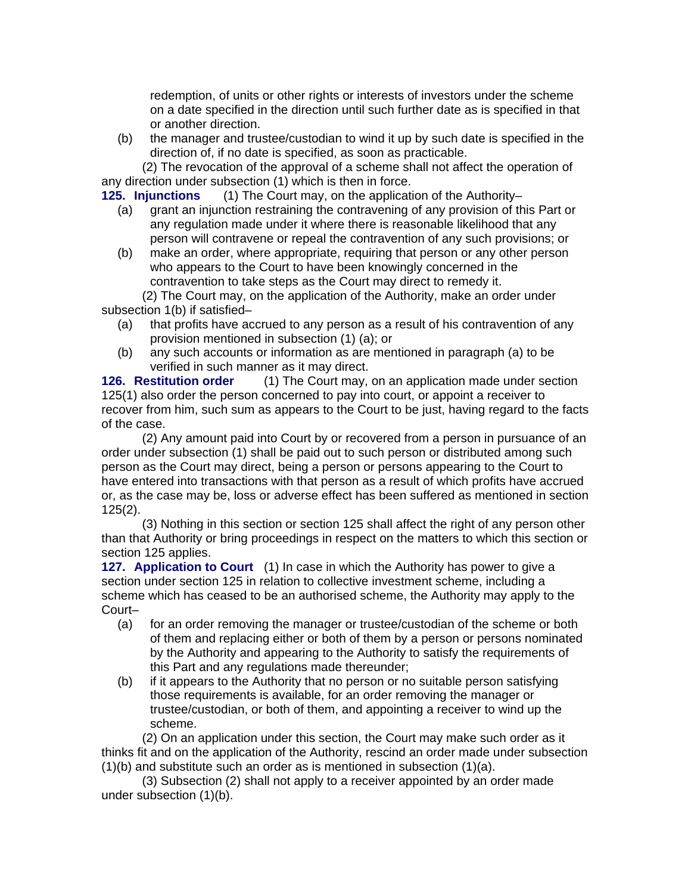redemption, of units or other rights or interests of investors under the scheme on a date specified in the direction until such further date as is specified in that or another direction.

(b) the manager and trustee/custodian to wind it up by such date is specified in the direction of, if no date is specified, as soon as practicable.

(2) The revocation of the approval of a scheme shall not affect the operation of any direction under subsection (1) which is then in force.

**125. Injunctions** (1) The Court may, on the application of the Authority–

(a) grant an injunction restraining the contravening of any provision of this Part or any regulation made under it where there is reasonable likelihood that any person will contravene or repeal the contravention of any such provisions; or

(b) make an order, where appropriate, requiring that person or any other person who appears to the Court to have been knowingly concerned in the contravention to take steps as the Court may direct to remedy it.

(2) The Court may, on the application of the Authority, make an order under subsection 1(b) if satisfied–

(a) that profits have accrued to any person as a result of his contravention of any provision mentioned in subsection (1) (a); or

(b) any such accounts or information as are mentioned in paragraph (a) to be verified in such manner as it may direct.

**126. Restitution order** (1) The Court may, on an application made under section 125(1) also order the person concerned to pay into court, or appoint a receiver to recover from him, such sum as appears to the Court to be just, having regard to the facts of the case.

(2) Any amount paid into Court by or recovered from a person in pursuance of an order under subsection (1) shall be paid out to such person or distributed among such person as the Court may direct, being a person or persons appearing to the Court to have entered into transactions with that person as a result of which profits have accrued or, as the case may be, loss or adverse effect has been suffered as mentioned in section 125(2).

(3) Nothing in this section or section 125 shall affect the right of any person other than that Authority or bring proceedings in respect on the matters to which this section or section 125 applies.

**127. Application to Court** (1) In case in which the Authority has power to give a section under section 125 in relation to collective investment scheme, including a scheme which has ceased to be an authorised scheme, the Authority may apply to the Court–

(a) for an order removing the manager or trustee/custodian of the scheme or both of them and replacing either or both of them by a person or persons nominated by the Authority and appearing to the Authority to satisfy the requirements of this Part and any regulations made thereunder;

(b) if it appears to the Authority that no person or no suitable person satisfying those requirements is available, for an order removing the manager or trustee/custodian, or both of them, and appointing a receiver to wind up the scheme.

(2) On an application under this section, the Court may make such order as it thinks fit and on the application of the Authority, rescind an order made under subsection (1)(b) and substitute such an order as is mentioned in subsection (1)(a).

(3) Subsection (2) shall not apply to a receiver appointed by an order made under subsection (1)(b).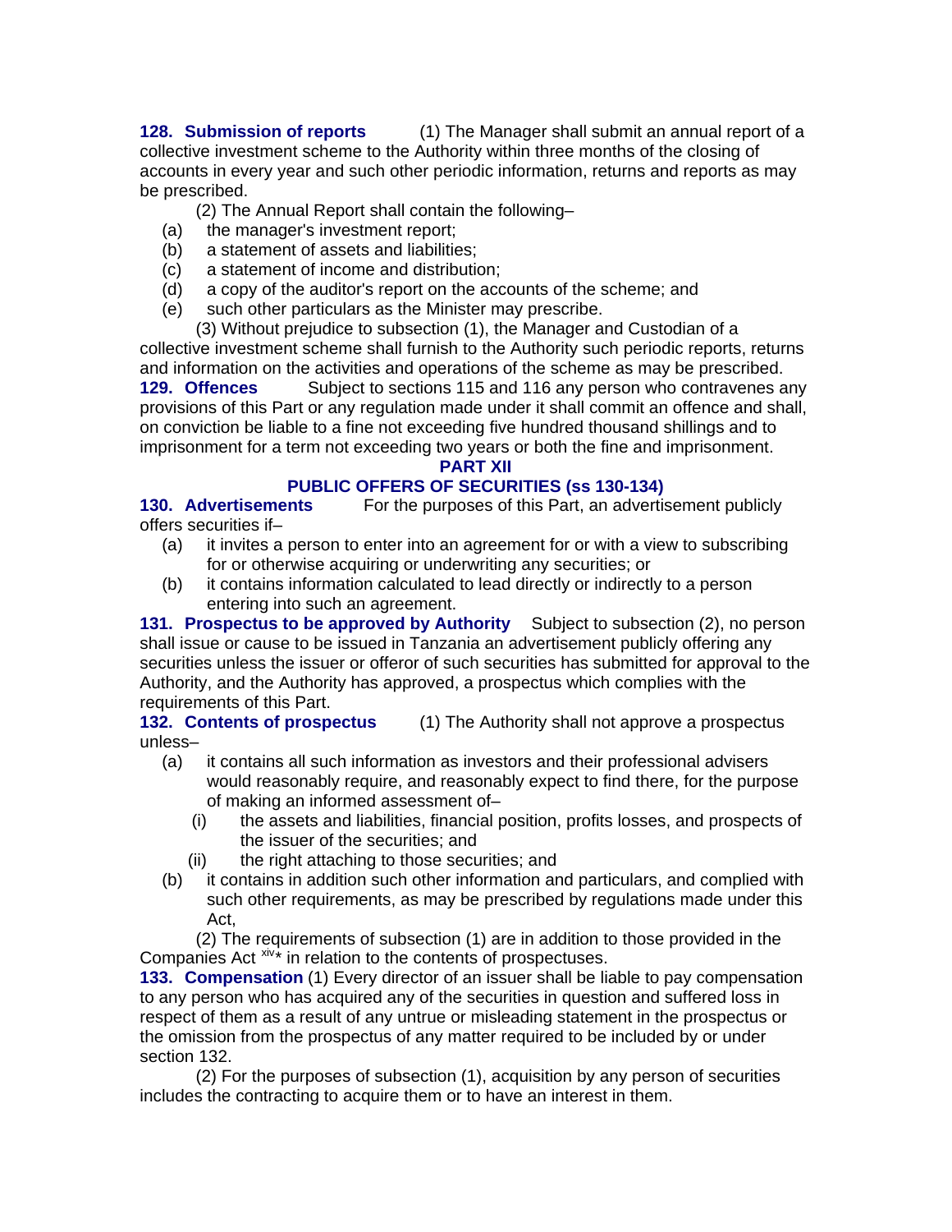**128. Submission of reports** (1) The Manager shall submit an annual report of a collective investment scheme to the Authority within three months of the closing of accounts in every year and such other periodic information, returns and reports as may be prescribed.

(2) The Annual Report shall contain the following–

- (a) the manager's investment report;
- (b) a statement of assets and liabilities;
- (c) a statement of income and distribution;
- (d) a copy of the auditor's report on the accounts of the scheme; and
- (e) such other particulars as the Minister may prescribe.

(3) Without prejudice to subsection (1), the Manager and Custodian of a collective investment scheme shall furnish to the Authority such periodic reports, returns and information on the activities and operations of the scheme as may be prescribed.

**129. Offences** Subject to sections 115 and 116 any person who contravenes any provisions of this Part or any regulation made under it shall commit an offence and shall, on conviction be liable to a fine not exceeding five hundred thousand shillings and to imprisonment for a term not exceeding two years or both the fine and imprisonment.

## PART XII

## PUBLIC OFFERS OF SECURITIES (ss 130-134)

**130. Advertisements** For the purposes of this Part, an advertisement publicly offers securities if–

- (a) it invites a person to enter into an agreement for or with a view to subscribing for or otherwise acquiring or underwriting any securities; or
- (b) it contains information calculated to lead directly or indirectly to a person entering into such an agreement.

**131. Prospectus to be approved by Authority** Subject to subsection (2), no person shall issue or cause to be issued in Tanzania an advertisement publicly offering any securities unless the issuer or offeror of such securities has submitted for approval to the Authority, and the Authority has approved, a prospectus which complies with the requirements of this Part.

**132. Contents of prospectus** (1) The Authority shall not approve a prospectus unless–

- (a) it contains all such information as investors and their professional advisers would reasonably require, and reasonably expect to find there, for the purpose of making an informed assessment of–
  - (i) the assets and liabilities, financial position, profits losses, and prospects of the issuer of the securities; and
  - (ii) the right attaching to those securities; and
- (b) it contains in addition such other information and particulars, and complied with such other requirements, as may be prescribed by regulations made under this Act,

(2) The requirements of subsection (1) are in addition to those provided in the Companies Act [xiv]* in relation to the contents of prospectuses.

**133. Compensation** (1) Every director of an issuer shall be liable to pay compensation to any person who has acquired any of the securities in question and suffered loss in respect of them as a result of any untrue or misleading statement in the prospectus or the omission from the prospectus of any matter required to be included by or under section 132.

(2) For the purposes of subsection (1), acquisition by any person of securities includes the contracting to acquire them or to have an interest in them.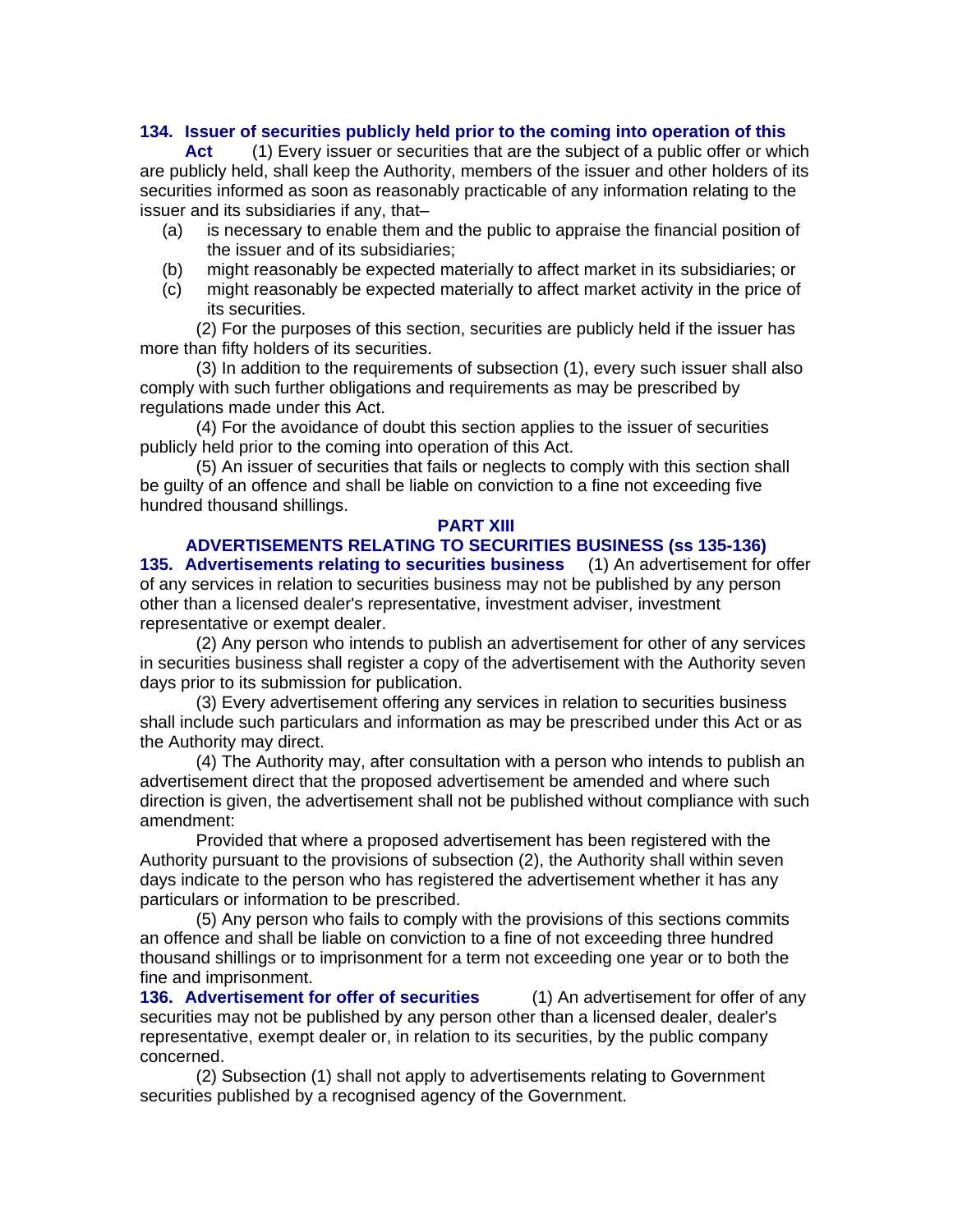**134. Issuer of securities publicly held prior to the coming into operation of this Act** (1) Every issuer or securities that are the subject of a public offer or which are publicly held, shall keep the Authority, members of the issuer and other holders of its securities informed as soon as reasonably practicable of any information relating to the issuer and its subsidiaries if any, that–

(a) is necessary to enable them and the public to appraise the financial position of the issuer and of its subsidiaries;

(b) might reasonably be expected materially to affect market in its subsidiaries; or

(c) might reasonably be expected materially to affect market activity in the price of its securities.

(2) For the purposes of this section, securities are publicly held if the issuer has more than fifty holders of its securities.

(3) In addition to the requirements of subsection (1), every such issuer shall also comply with such further obligations and requirements as may be prescribed by regulations made under this Act.

(4) For the avoidance of doubt this section applies to the issuer of securities publicly held prior to the coming into operation of this Act.

(5) An issuer of securities that fails or neglects to comply with this section shall be guilty of an offence and shall be liable on conviction to a fine not exceeding five hundred thousand shillings.

## PART XIII

## ADVERTISEMENTS RELATING TO SECURITIES BUSINESS (ss 135-136)

**135. Advertisements relating to securities business** (1) An advertisement for offer of any services in relation to securities business may not be published by any person other than a licensed dealer's representative, investment adviser, investment representative or exempt dealer.

(2) Any person who intends to publish an advertisement for other of any services in securities business shall register a copy of the advertisement with the Authority seven days prior to its submission for publication.

(3) Every advertisement offering any services in relation to securities business shall include such particulars and information as may be prescribed under this Act or as the Authority may direct.

(4) The Authority may, after consultation with a person who intends to publish an advertisement direct that the proposed advertisement be amended and where such direction is given, the advertisement shall not be published without compliance with such amendment:

Provided that where a proposed advertisement has been registered with the Authority pursuant to the provisions of subsection (2), the Authority shall within seven days indicate to the person who has registered the advertisement whether it has any particulars or information to be prescribed.

(5) Any person who fails to comply with the provisions of this sections commits an offence and shall be liable on conviction to a fine of not exceeding three hundred thousand shillings or to imprisonment for a term not exceeding one year or to both the fine and imprisonment.

**136. Advertisement for offer of securities** (1) An advertisement for offer of any securities may not be published by any person other than a licensed dealer, dealer's representative, exempt dealer or, in relation to its securities, by the public company concerned.

(2) Subsection (1) shall not apply to advertisements relating to Government securities published by a recognised agency of the Government.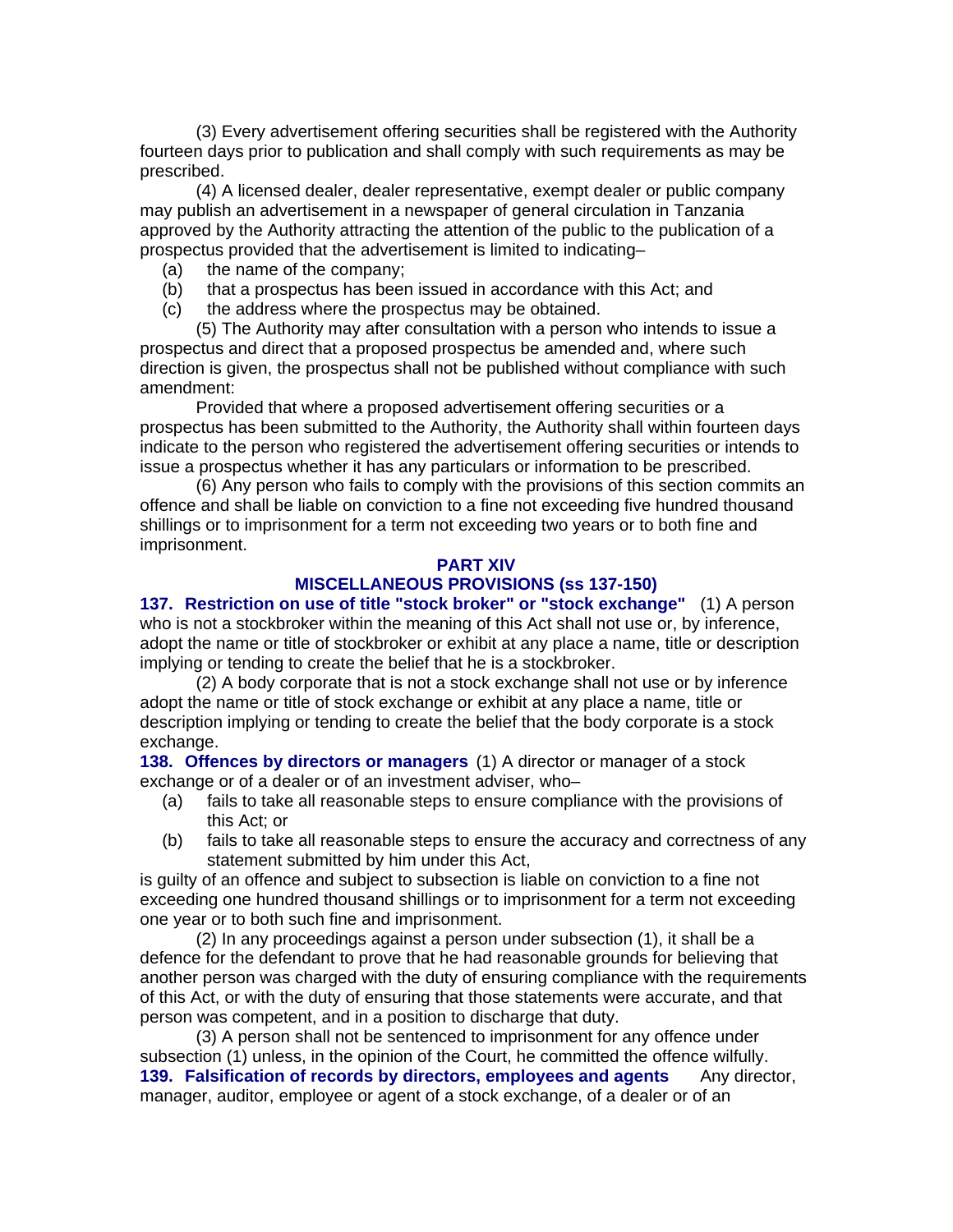(3) Every advertisement offering securities shall be registered with the Authority fourteen days prior to publication and shall comply with such requirements as may be prescribed.

(4) A licensed dealer, dealer representative, exempt dealer or public company may publish an advertisement in a newspaper of general circulation in Tanzania approved by the Authority attracting the attention of the public to the publication of a prospectus provided that the advertisement is limited to indicating–

(a) the name of the company;

(b) that a prospectus has been issued in accordance with this Act; and

(c) the address where the prospectus may be obtained.

(5) The Authority may after consultation with a person who intends to issue a prospectus and direct that a proposed prospectus be amended and, where such direction is given, the prospectus shall not be published without compliance with such amendment:

Provided that where a proposed advertisement offering securities or a prospectus has been submitted to the Authority, the Authority shall within fourteen days indicate to the person who registered the advertisement offering securities or intends to issue a prospectus whether it has any particulars or information to be prescribed.

(6) Any person who fails to comply with the provisions of this section commits an offence and shall be liable on conviction to a fine not exceeding five hundred thousand shillings or to imprisonment for a term not exceeding two years or to both fine and imprisonment.

## PART XIV
## MISCELLANEOUS PROVISIONS (ss 137-150)

**137. Restriction on use of title "stock broker" or "stock exchange"** (1) A person who is not a stockbroker within the meaning of this Act shall not use or, by inference, adopt the name or title of stockbroker or exhibit at any place a name, title or description implying or tending to create the belief that he is a stockbroker.

(2) A body corporate that is not a stock exchange shall not use or by inference adopt the name or title of stock exchange or exhibit at any place a name, title or description implying or tending to create the belief that the body corporate is a stock exchange.

**138. Offences by directors or managers** (1) A director or manager of a stock exchange or of a dealer or of an investment adviser, who–

(a) fails to take all reasonable steps to ensure compliance with the provisions of this Act; or

(b) fails to take all reasonable steps to ensure the accuracy and correctness of any statement submitted by him under this Act,

is guilty of an offence and subject to subsection is liable on conviction to a fine not exceeding one hundred thousand shillings or to imprisonment for a term not exceeding one year or to both such fine and imprisonment.

(2) In any proceedings against a person under subsection (1), it shall be a defence for the defendant to prove that he had reasonable grounds for believing that another person was charged with the duty of ensuring compliance with the requirements of this Act, or with the duty of ensuring that those statements were accurate, and that person was competent, and in a position to discharge that duty.

(3) A person shall not be sentenced to imprisonment for any offence under subsection (1) unless, in the opinion of the Court, he committed the offence wilfully.

**139. Falsification of records by directors, employees and agents** Any director, manager, auditor, employee or agent of a stock exchange, of a dealer or of an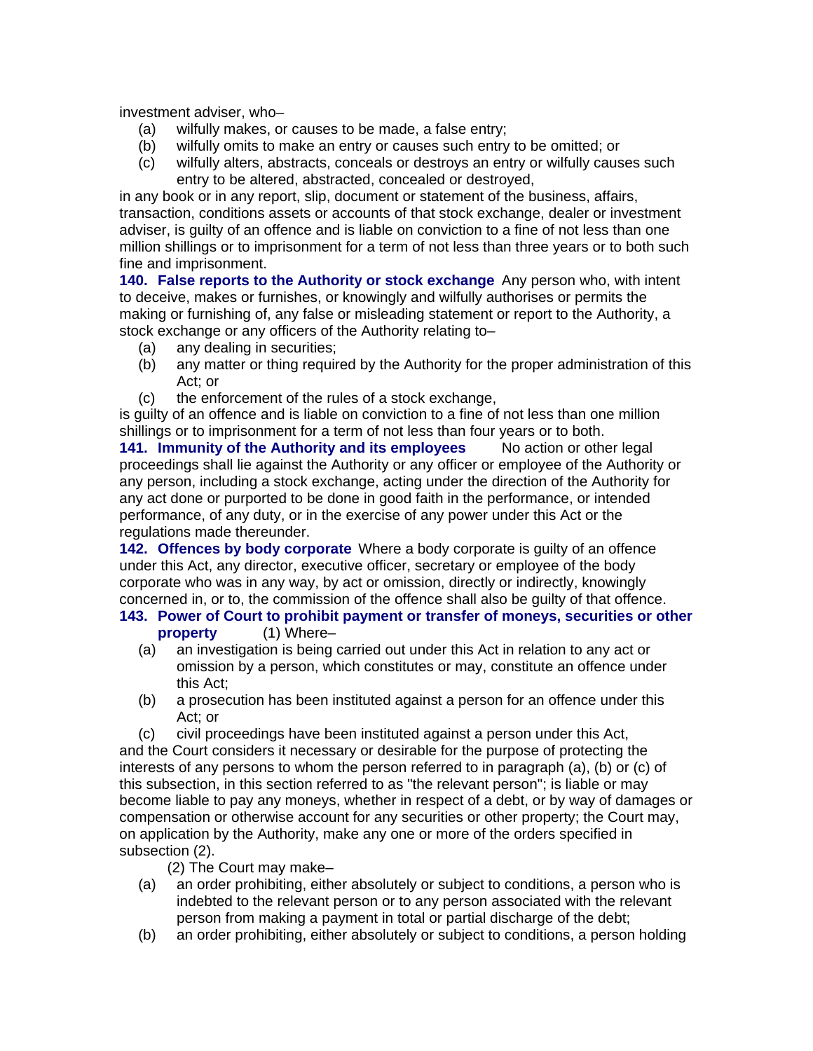investment adviser, who–

(a) wilfully makes, or causes to be made, a false entry;

(b) wilfully omits to make an entry or causes such entry to be omitted; or

(c) wilfully alters, abstracts, conceals or destroys an entry or wilfully causes such entry to be altered, abstracted, concealed or destroyed,

in any book or in any report, slip, document or statement of the business, affairs, transaction, conditions assets or accounts of that stock exchange, dealer or investment adviser, is guilty of an offence and is liable on conviction to a fine of not less than one million shillings or to imprisonment for a term of not less than three years or to both such fine and imprisonment.

**140. False reports to the Authority or stock exchange** Any person who, with intent to deceive, makes or furnishes, or knowingly and wilfully authorises or permits the making or furnishing of, any false or misleading statement or report to the Authority, a stock exchange or any officers of the Authority relating to–

(a) any dealing in securities;

(b) any matter or thing required by the Authority for the proper administration of this Act; or

(c) the enforcement of the rules of a stock exchange,

is guilty of an offence and is liable on conviction to a fine of not less than one million shillings or to imprisonment for a term of not less than four years or to both.

**141. Immunity of the Authority and its employees** No action or other legal proceedings shall lie against the Authority or any officer or employee of the Authority or any person, including a stock exchange, acting under the direction of the Authority for any act done or purported to be done in good faith in the performance, or intended performance, of any duty, or in the exercise of any power under this Act or the regulations made thereunder.

**142. Offences by body corporate** Where a body corporate is guilty of an offence under this Act, any director, executive officer, secretary or employee of the body corporate who was in any way, by act or omission, directly or indirectly, knowingly concerned in, or to, the commission of the offence shall also be guilty of that offence.

**143. Power of Court to prohibit payment or transfer of moneys, securities or other property** (1) Where–

(a) an investigation is being carried out under this Act in relation to any act or omission by a person, which constitutes or may, constitute an offence under this Act;

(b) a prosecution has been instituted against a person for an offence under this Act; or

(c) civil proceedings have been instituted against a person under this Act,

and the Court considers it necessary or desirable for the purpose of protecting the interests of any persons to whom the person referred to in paragraph (a), (b) or (c) of this subsection, in this section referred to as "the relevant person"; is liable or may become liable to pay any moneys, whether in respect of a debt, or by way of damages or compensation or otherwise account for any securities or other property; the Court may, on application by the Authority, make any one or more of the orders specified in subsection (2).

(2) The Court may make–

(a) an order prohibiting, either absolutely or subject to conditions, a person who is indebted to the relevant person or to any person associated with the relevant person from making a payment in total or partial discharge of the debt;

(b) an order prohibiting, either absolutely or subject to conditions, a person holding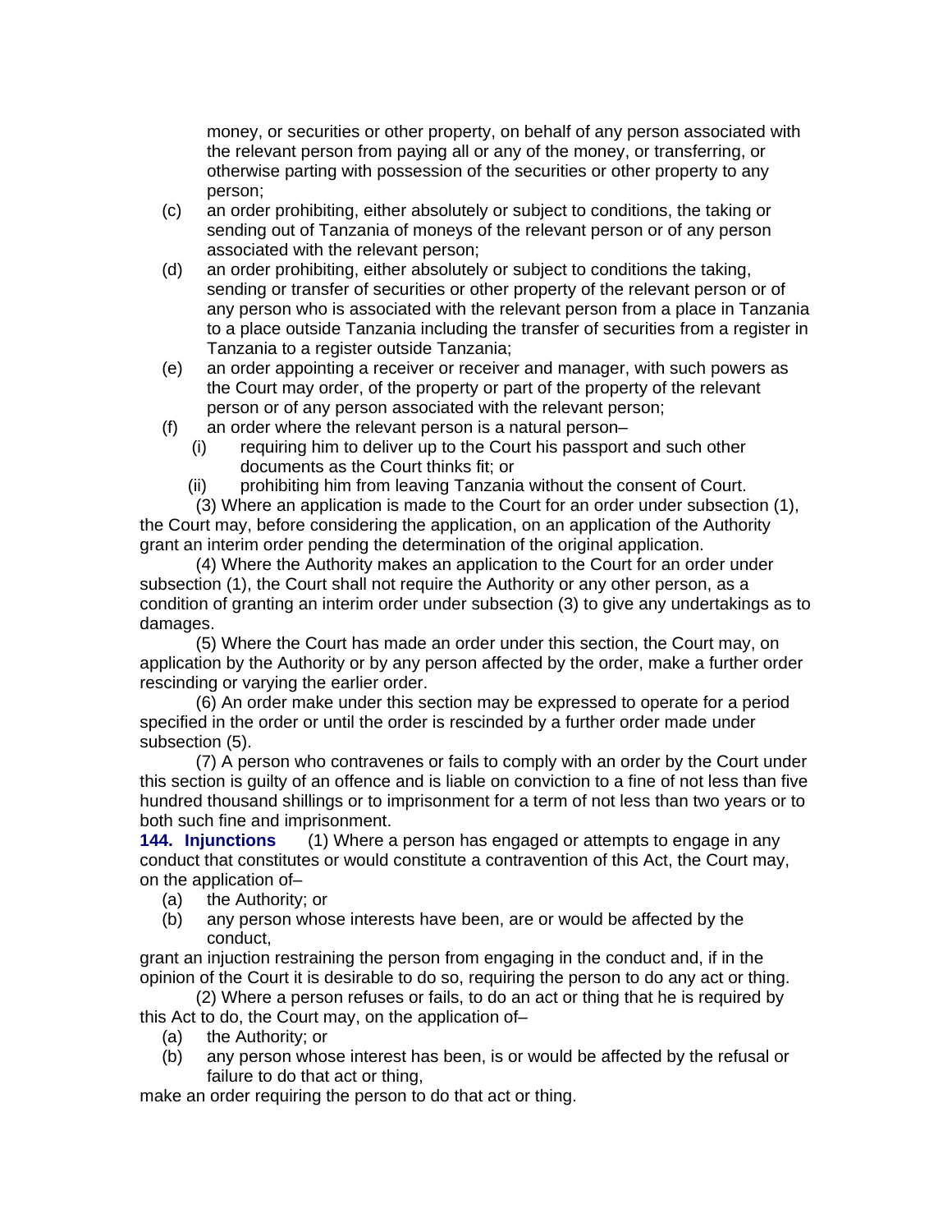money, or securities or other property, on behalf of any person associated with the relevant person from paying all or any of the money, or transferring, or otherwise parting with possession of the securities or other property to any person;

(c) an order prohibiting, either absolutely or subject to conditions, the taking or sending out of Tanzania of moneys of the relevant person or of any person associated with the relevant person;

(d) an order prohibiting, either absolutely or subject to conditions the taking, sending or transfer of securities or other property of the relevant person or of any person who is associated with the relevant person from a place in Tanzania to a place outside Tanzania including the transfer of securities from a register in Tanzania to a register outside Tanzania;

(e) an order appointing a receiver or receiver and manager, with such powers as the Court may order, of the property or part of the property of the relevant person or of any person associated with the relevant person;

(f) an order where the relevant person is a natural person–

  (i) requiring him to deliver up to the Court his passport and such other documents as the Court thinks fit; or

  (ii) prohibiting him from leaving Tanzania without the consent of Court.

(3) Where an application is made to the Court for an order under subsection (1), the Court may, before considering the application, on an application of the Authority grant an interim order pending the determination of the original application.

(4) Where the Authority makes an application to the Court for an order under subsection (1), the Court shall not require the Authority or any other person, as a condition of granting an interim order under subsection (3) to give any undertakings as to damages.

(5) Where the Court has made an order under this section, the Court may, on application by the Authority or by any person affected by the order, make a further order rescinding or varying the earlier order.

(6) An order make under this section may be expressed to operate for a period specified in the order or until the order is rescinded by a further order made under subsection (5).

(7) A person who contravenes or fails to comply with an order by the Court under this section is guilty of an offence and is liable on conviction to a fine of not less than five hundred thousand shillings or to imprisonment for a term of not less than two years or to both such fine and imprisonment.

**144. Injunctions** (1) Where a person has engaged or attempts to engage in any conduct that constitutes or would constitute a contravention of this Act, the Court may, on the application of–

(a) the Authority; or

(b) any person whose interests have been, are or would be affected by the conduct,

grant an injuction restraining the person from engaging in the conduct and, if in the opinion of the Court it is desirable to do so, requiring the person to do any act or thing.

(2) Where a person refuses or fails, to do an act or thing that he is required by this Act to do, the Court may, on the application of–

(a) the Authority; or

(b) any person whose interest has been, is or would be affected by the refusal or failure to do that act or thing,

make an order requiring the person to do that act or thing.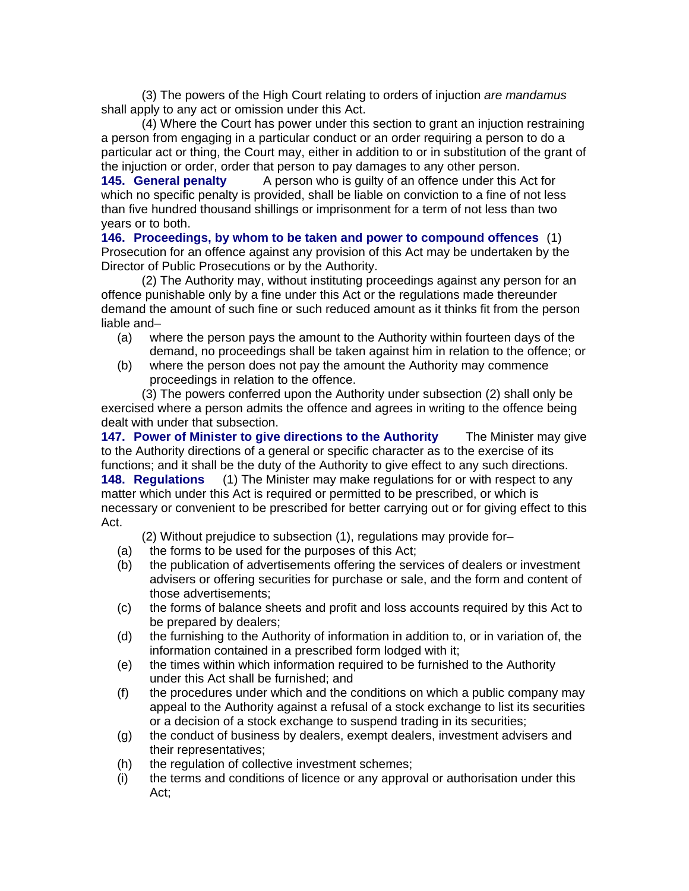(3) The powers of the High Court relating to orders of injuction *are mandamus* shall apply to any act or omission under this Act.

(4) Where the Court has power under this section to grant an injuction restraining a person from engaging in a particular conduct or an order requiring a person to do a particular act or thing, the Court may, either in addition to or in substitution of the grant of the injuction or order, order that person to pay damages to any other person.

**145. General penalty** A person who is guilty of an offence under this Act for which no specific penalty is provided, shall be liable on conviction to a fine of not less than five hundred thousand shillings or imprisonment for a term of not less than two years or to both.

**146. Proceedings, by whom to be taken and power to compound offences** (1) Prosecution for an offence against any provision of this Act may be undertaken by the Director of Public Prosecutions or by the Authority.

(2) The Authority may, without instituting proceedings against any person for an offence punishable only by a fine under this Act or the regulations made thereunder demand the amount of such fine or such reduced amount as it thinks fit from the person liable and–

(a) where the person pays the amount to the Authority within fourteen days of the demand, no proceedings shall be taken against him in relation to the offence; or

(b) where the person does not pay the amount the Authority may commence proceedings in relation to the offence.

(3) The powers conferred upon the Authority under subsection (2) shall only be exercised where a person admits the offence and agrees in writing to the offence being dealt with under that subsection.

**147. Power of Minister to give directions to the Authority** The Minister may give to the Authority directions of a general or specific character as to the exercise of its functions; and it shall be the duty of the Authority to give effect to any such directions.

**148. Regulations** (1) The Minister may make regulations for or with respect to any matter which under this Act is required or permitted to be prescribed, or which is necessary or convenient to be prescribed for better carrying out or for giving effect to this Act.

(2) Without prejudice to subsection (1), regulations may provide for–

(a) the forms to be used for the purposes of this Act;

(b) the publication of advertisements offering the services of dealers or investment advisers or offering securities for purchase or sale, and the form and content of those advertisements;

(c) the forms of balance sheets and profit and loss accounts required by this Act to be prepared by dealers;

(d) the furnishing to the Authority of information in addition to, or in variation of, the information contained in a prescribed form lodged with it;

(e) the times within which information required to be furnished to the Authority under this Act shall be furnished; and

(f) the procedures under which and the conditions on which a public company may appeal to the Authority against a refusal of a stock exchange to list its securities or a decision of a stock exchange to suspend trading in its securities;

(g) the conduct of business by dealers, exempt dealers, investment advisers and their representatives;

(h) the regulation of collective investment schemes;

(i) the terms and conditions of licence or any approval or authorisation under this Act;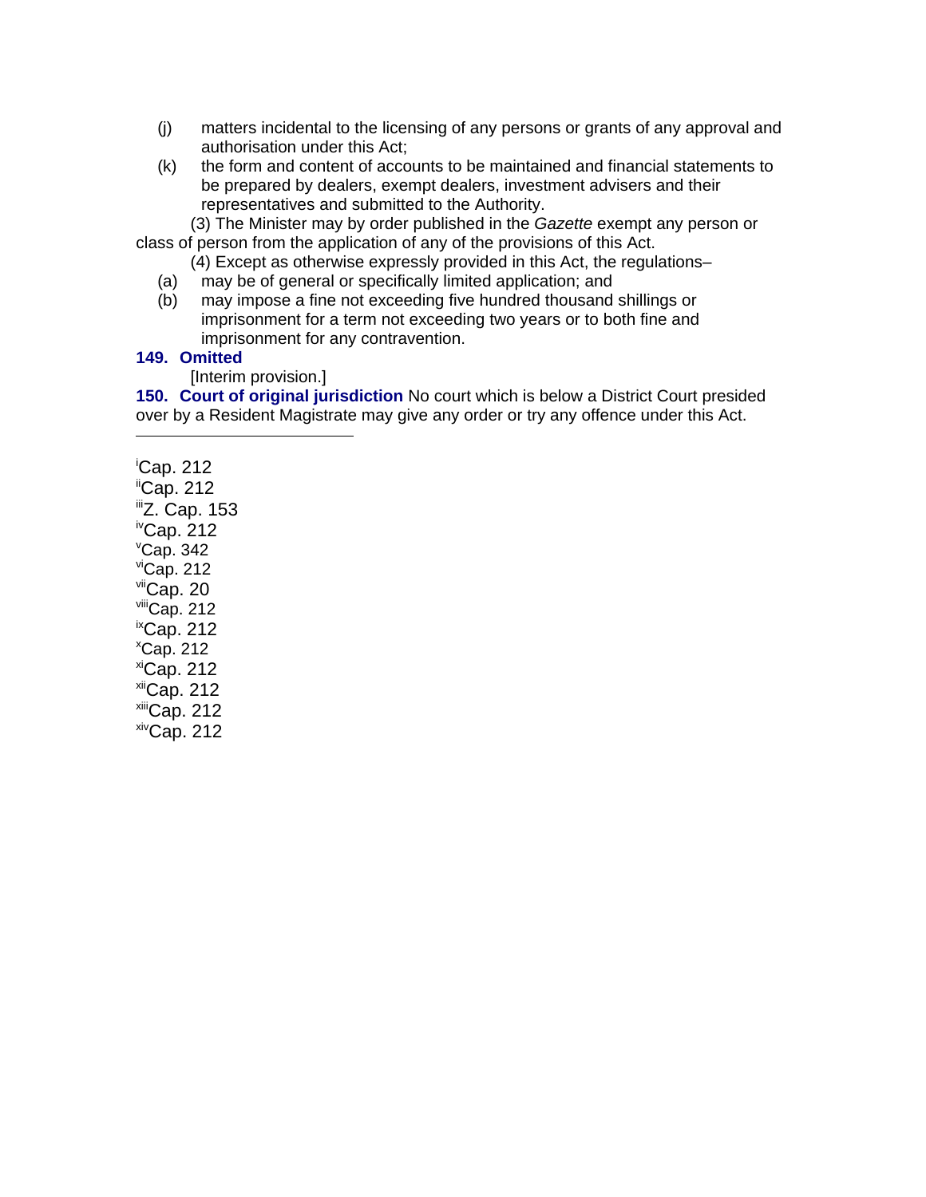(j) matters incidental to the licensing of any persons or grants of any approval and authorisation under this Act;

(k) the form and content of accounts to be maintained and financial statements to be prepared by dealers, exempt dealers, investment advisers and their representatives and submitted to the Authority.

(3) The Minister may by order published in the *Gazette* exempt any person or class of person from the application of any of the provisions of this Act.

(4) Except as otherwise expressly provided in this Act, the regulations–

(a) may be of general or specifically limited application; and

(b) may impose a fine not exceeding five hundred thousand shillings or imprisonment for a term not exceeding two years or to both fine and imprisonment for any contravention.

**149. Omitted**

[Interim provision.]

**150. Court of original jurisdiction** No court which is below a District Court presided over by a Resident Magistrate may give any order or try any offence under this Act.

---

[i]Cap. 212
[ii]Cap. 212
[iii]Z. Cap. 153
[iv]Cap. 212
[v]Cap. 342
[vi]Cap. 212
[vii]Cap. 20
[viii]Cap. 212
[ix]Cap. 212
[x]Cap. 212
[xi]Cap. 212
[xii]Cap. 212
[xiii]Cap. 212
[xiv]Cap. 212